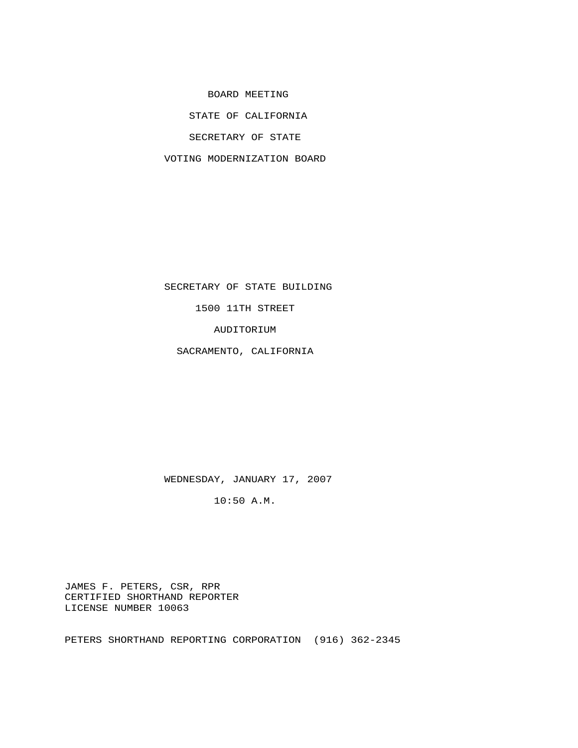BOARD MEETING

STATE OF CALIFORNIA

SECRETARY OF STATE

VOTING MODERNIZATION BOARD

SECRETARY OF STATE BUILDING

1500 11TH STREET

AUDITORIUM

SACRAMENTO, CALIFORNIA

WEDNESDAY, JANUARY 17, 2007

10:50 A.M.

JAMES F. PETERS, CSR, RPR
CERTIFIED SHORTHAND REPORTER
LICENSE NUMBER 10063

PETERS SHORTHAND REPORTING CORPORATION (916) 362-2345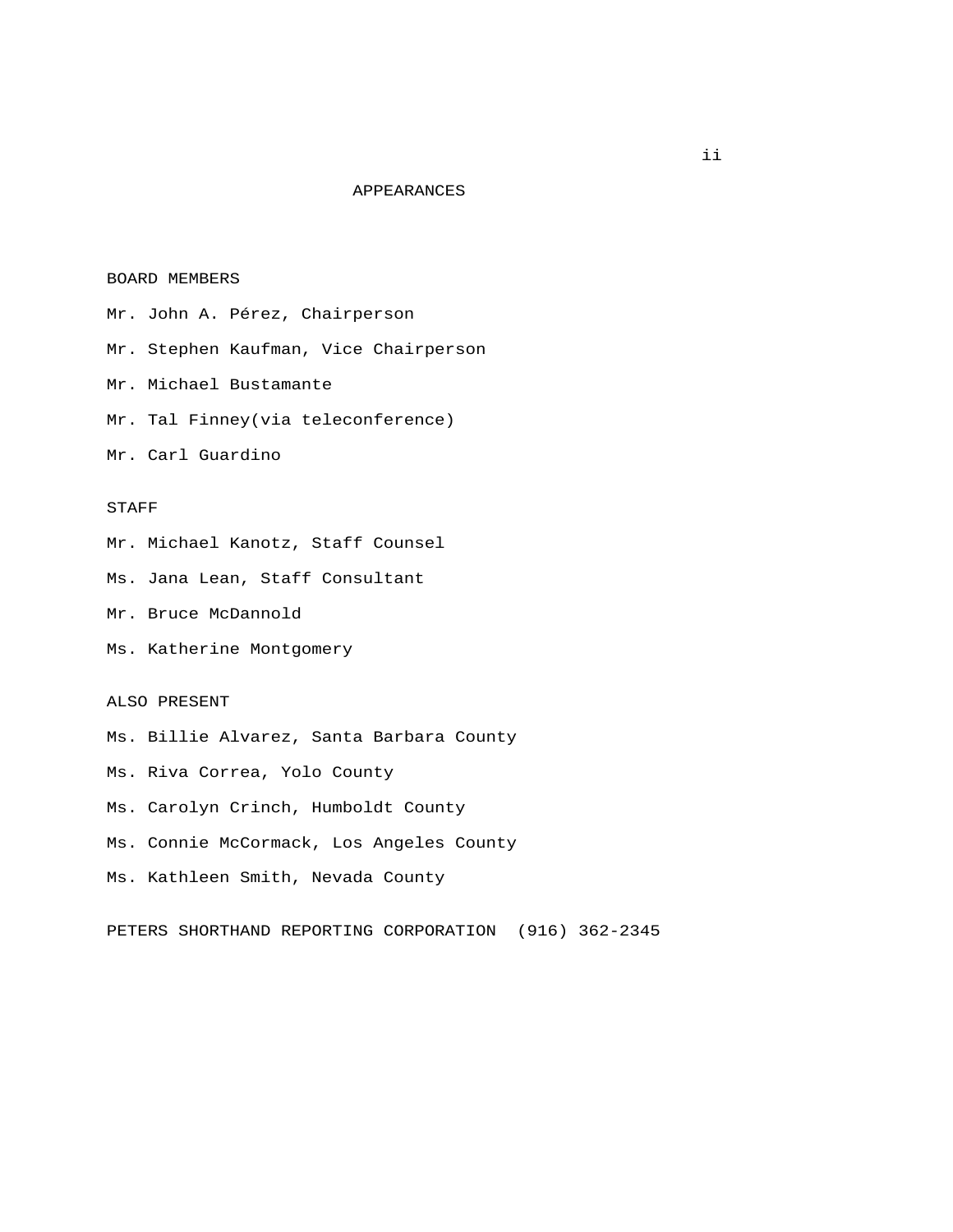# APPEARANCES

## BOARD MEMBERS

Mr. John A. Pérez, Chairperson

Mr. Stephen Kaufman, Vice Chairperson

Mr. Michael Bustamante

Mr. Tal Finney(via teleconference)

Mr. Carl Guardino

## STAFF

Mr. Michael Kanotz, Staff Counsel

Ms. Jana Lean, Staff Consultant

Mr. Bruce McDannold

Ms. Katherine Montgomery

## ALSO PRESENT

Ms. Billie Alvarez, Santa Barbara County

Ms. Riva Correa, Yolo County

Ms. Carolyn Crinch, Humboldt County

Ms. Connie McCormack, Los Angeles County

Ms. Kathleen Smith, Nevada County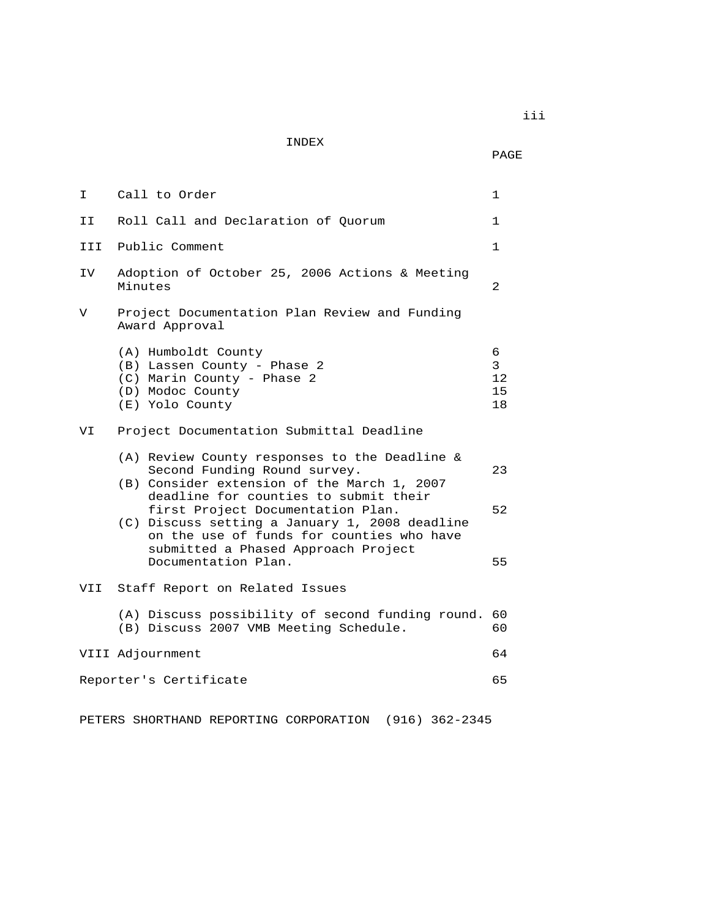# INDEX

| | | PAGE |
|---|---|---|
| I | Call to Order | 1 |
| II | Roll Call and Declaration of Quorum | 1 |
| III | Public Comment | 1 |
| IV | Adoption of October 25, 2006 Actions & Meeting Minutes | 2 |
| V | Project Documentation Plan Review and Funding Award Approval | |
| | (A) Humboldt County | 6 |
| | (B) Lassen County - Phase 2 | 3 |
| | (C) Marin County - Phase 2 | 12 |
| | (D) Modoc County | 15 |
| | (E) Yolo County | 18 |
| VI | Project Documentation Submittal Deadline | |
| | (A) Review County responses to the Deadline & Second Funding Round survey. | 23 |
| | (B) Consider extension of the March 1, 2007 deadline for counties to submit their first Project Documentation Plan. | 52 |
| | (C) Discuss setting a January 1, 2008 deadline on the use of funds for counties who have submitted a Phased Approach Project Documentation Plan. | 55 |
| VII | Staff Report on Related Issues | |
| | (A) Discuss possibility of second funding round. | 60 |
| | (B) Discuss 2007 VMB Meeting Schedule. | 60 |
| VIII | Adjournment | 64 |
| | Reporter's Certificate | 65 |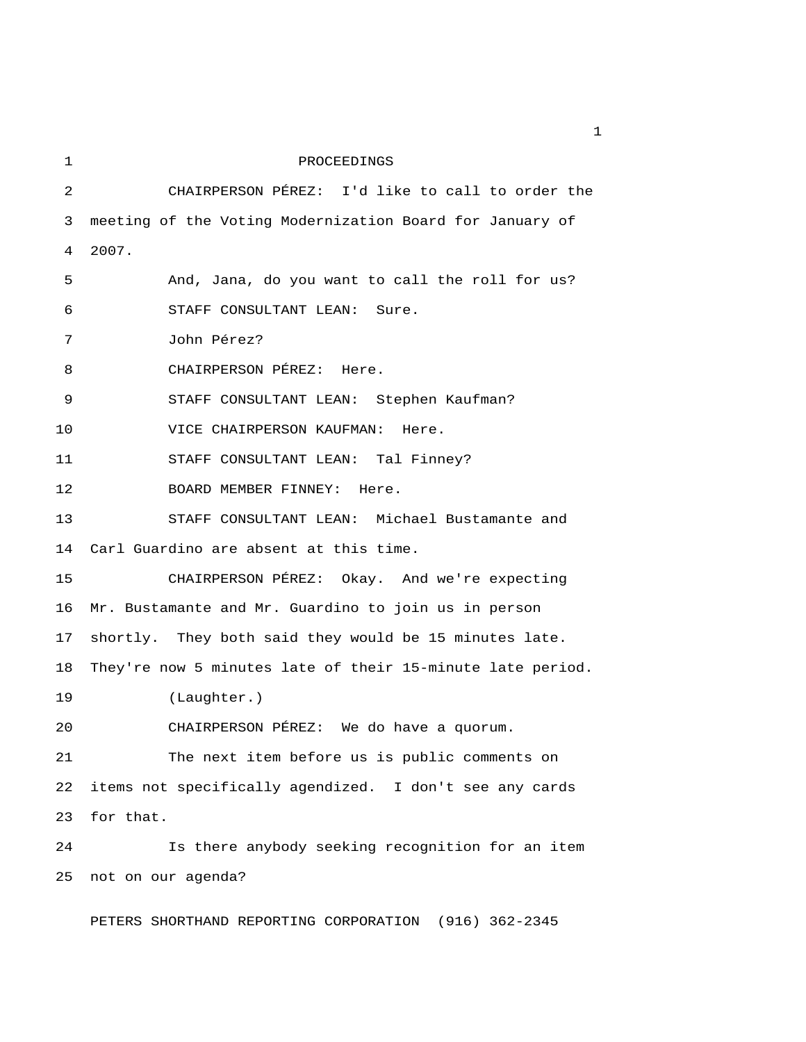PROCEEDINGS

CHAIRPERSON PÉREZ: I'd like to call to order the meeting of the Voting Modernization Board for January of 2007.

And, Jana, do you want to call the roll for us?

STAFF CONSULTANT LEAN: Sure.

John Pérez?

CHAIRPERSON PÉREZ: Here.

STAFF CONSULTANT LEAN: Stephen Kaufman?

VICE CHAIRPERSON KAUFMAN: Here.

STAFF CONSULTANT LEAN: Tal Finney?

BOARD MEMBER FINNEY: Here.

STAFF CONSULTANT LEAN: Michael Bustamante and Carl Guardino are absent at this time.

CHAIRPERSON PÉREZ: Okay. And we're expecting Mr. Bustamante and Mr. Guardino to join us in person shortly. They both said they would be 15 minutes late. They're now 5 minutes late of their 15-minute late period.

(Laughter.)

CHAIRPERSON PÉREZ: We do have a quorum.

The next item before us is public comments on items not specifically agendized. I don't see any cards for that.

Is there anybody seeking recognition for an item not on our agenda?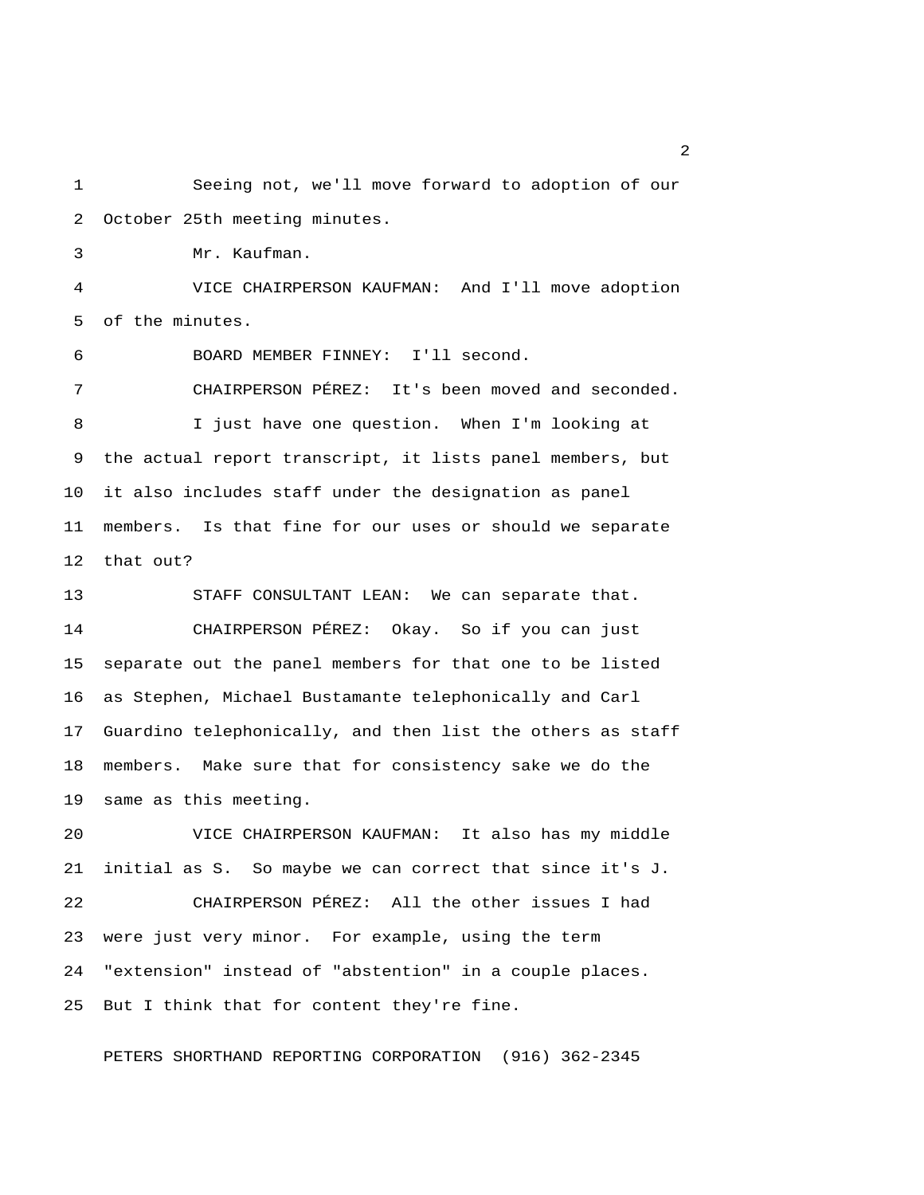Seeing not, we'll move forward to adoption of our October 25th meeting minutes.

Mr. Kaufman.

VICE CHAIRPERSON KAUFMAN: And I'll move adoption of the minutes.

BOARD MEMBER FINNEY: I'll second.

CHAIRPERSON PÉREZ: It's been moved and seconded.

I just have one question. When I'm looking at the actual report transcript, it lists panel members, but it also includes staff under the designation as panel members. Is that fine for our uses or should we separate that out?

STAFF CONSULTANT LEAN: We can separate that.

CHAIRPERSON PÉREZ: Okay. So if you can just separate out the panel members for that one to be listed as Stephen, Michael Bustamante telephonically and Carl Guardino telephonically, and then list the others as staff members. Make sure that for consistency sake we do the same as this meeting.

VICE CHAIRPERSON KAUFMAN: It also has my middle initial as S. So maybe we can correct that since it's J.

CHAIRPERSON PÉREZ: All the other issues I had were just very minor. For example, using the term "extension" instead of "abstention" in a couple places. But I think that for content they're fine.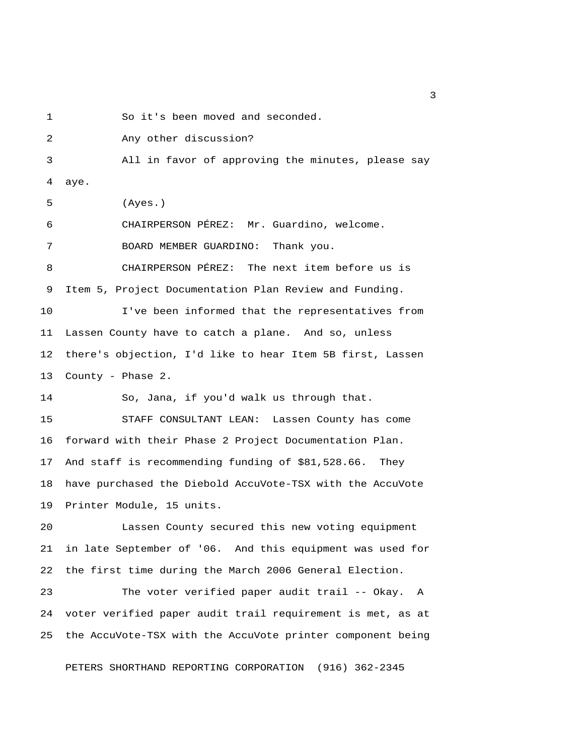So it's been moved and seconded.

Any other discussion?

All in favor of approving the minutes, please say aye.

(Ayes.)

CHAIRPERSON PÉREZ: Mr. Guardino, welcome.

BOARD MEMBER GUARDINO: Thank you.

CHAIRPERSON PÉREZ: The next item before us is Item 5, Project Documentation Plan Review and Funding.

I've been informed that the representatives from Lassen County have to catch a plane. And so, unless there's objection, I'd like to hear Item 5B first, Lassen County - Phase 2.

So, Jana, if you'd walk us through that.

STAFF CONSULTANT LEAN: Lassen County has come forward with their Phase 2 Project Documentation Plan. And staff is recommending funding of $81,528.66. They have purchased the Diebold AccuVote-TSX with the AccuVote Printer Module, 15 units.

Lassen County secured this new voting equipment in late September of '06. And this equipment was used for the first time during the March 2006 General Election.

The voter verified paper audit trail -- Okay. A voter verified paper audit trail requirement is met, as at the AccuVote-TSX with the AccuVote printer component being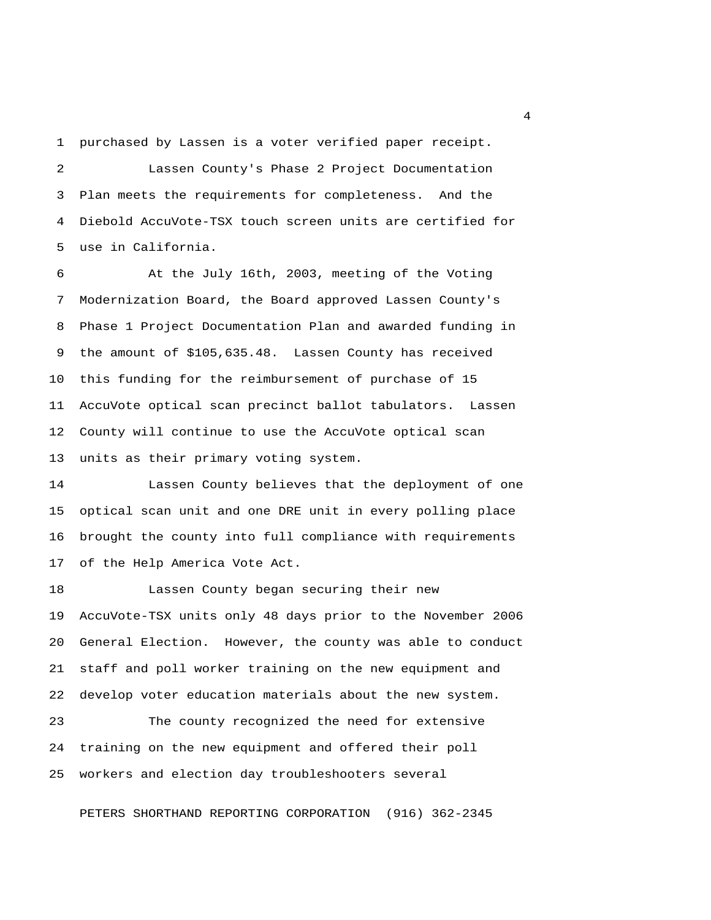purchased by Lassen is a voter verified paper receipt.

Lassen County's Phase 2 Project Documentation Plan meets the requirements for completeness. And the Diebold AccuVote-TSX touch screen units are certified for use in California.

At the July 16th, 2003, meeting of the Voting Modernization Board, the Board approved Lassen County's Phase 1 Project Documentation Plan and awarded funding in the amount of $105,635.48. Lassen County has received this funding for the reimbursement of purchase of 15 AccuVote optical scan precinct ballot tabulators. Lassen County will continue to use the AccuVote optical scan units as their primary voting system.

Lassen County believes that the deployment of one optical scan unit and one DRE unit in every polling place brought the county into full compliance with requirements of the Help America Vote Act.

Lassen County began securing their new AccuVote-TSX units only 48 days prior to the November 2006 General Election. However, the county was able to conduct staff and poll worker training on the new equipment and develop voter education materials about the new system.

The county recognized the need for extensive training on the new equipment and offered their poll workers and election day troubleshooters several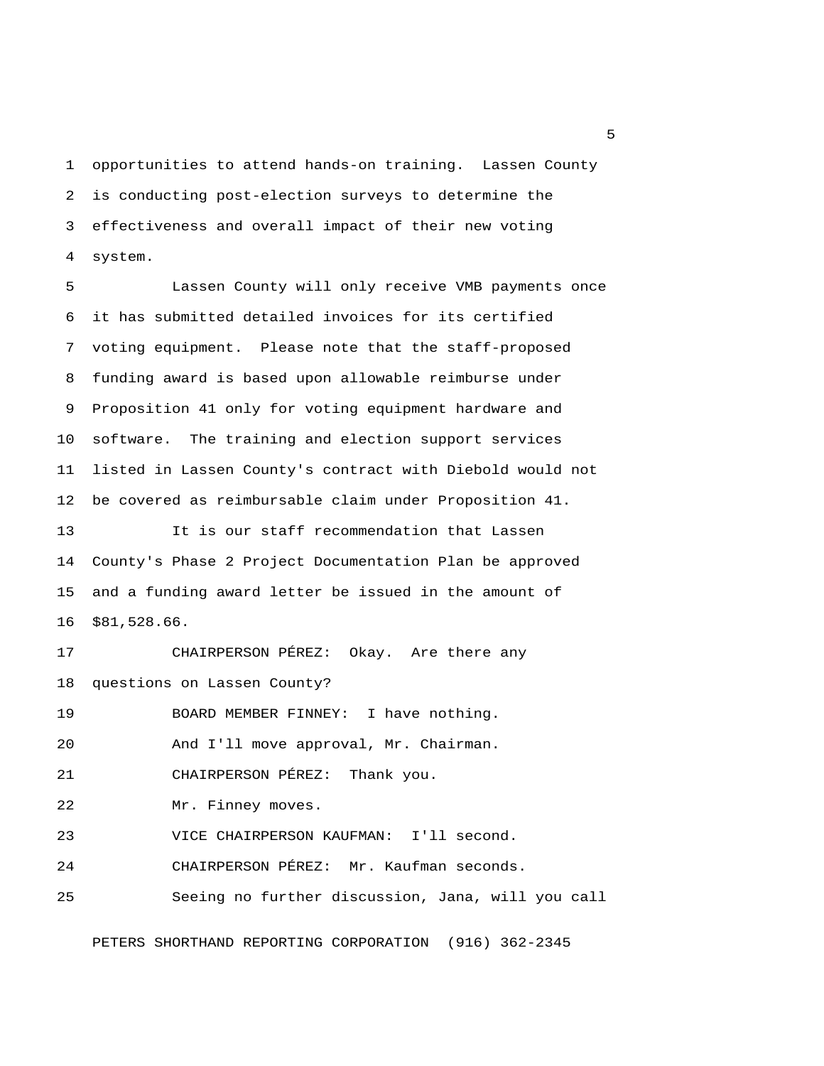opportunities to attend hands-on training. Lassen County is conducting post-election surveys to determine the effectiveness and overall impact of their new voting system.

Lassen County will only receive VMB payments once it has submitted detailed invoices for its certified voting equipment. Please note that the staff-proposed funding award is based upon allowable reimburse under Proposition 41 only for voting equipment hardware and software. The training and election support services listed in Lassen County's contract with Diebold would not be covered as reimbursable claim under Proposition 41.

It is our staff recommendation that Lassen County's Phase 2 Project Documentation Plan be approved and a funding award letter be issued in the amount of $81,528.66.

CHAIRPERSON PÉREZ: Okay. Are there any questions on Lassen County?

BOARD MEMBER FINNEY: I have nothing.

And I'll move approval, Mr. Chairman.

CHAIRPERSON PÉREZ: Thank you.

Mr. Finney moves.

VICE CHAIRPERSON KAUFMAN: I'll second.

CHAIRPERSON PÉREZ: Mr. Kaufman seconds.

Seeing no further discussion, Jana, will you call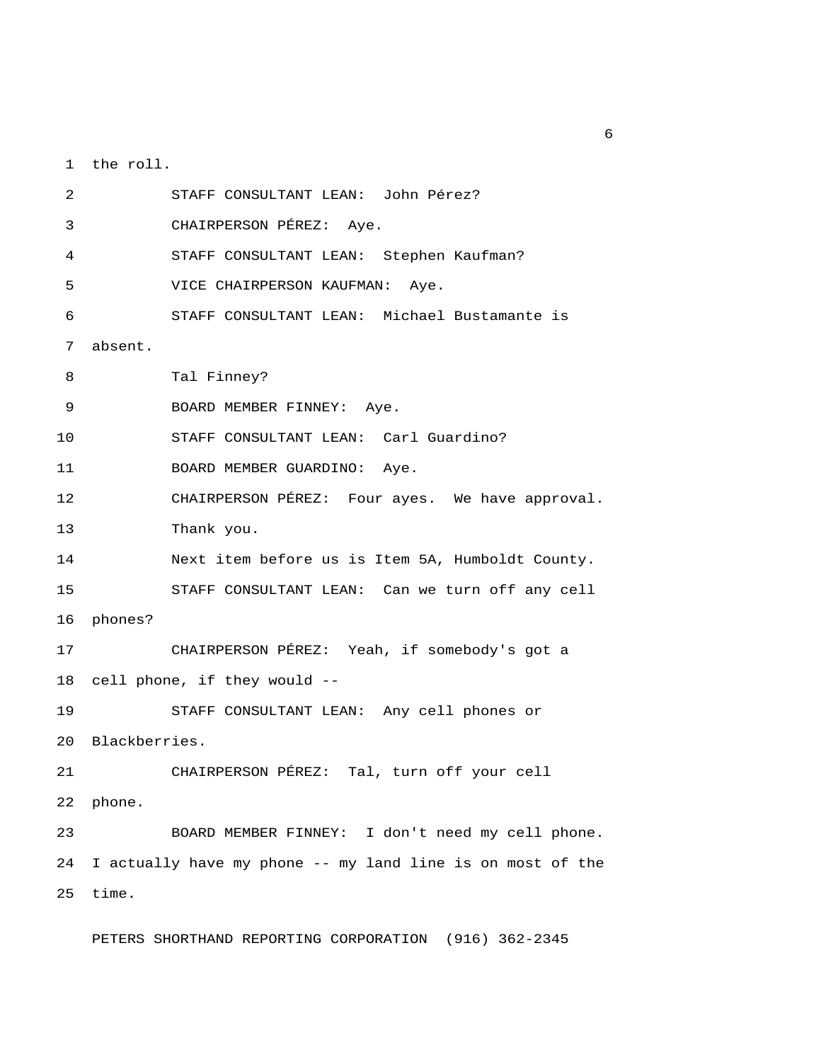the roll.

STAFF CONSULTANT LEAN: John Pérez?

CHAIRPERSON PÉREZ: Aye.

STAFF CONSULTANT LEAN: Stephen Kaufman?

VICE CHAIRPERSON KAUFMAN: Aye.

STAFF CONSULTANT LEAN: Michael Bustamante is absent.

Tal Finney?

BOARD MEMBER FINNEY: Aye.

STAFF CONSULTANT LEAN: Carl Guardino?

BOARD MEMBER GUARDINO: Aye.

CHAIRPERSON PÉREZ: Four ayes. We have approval.

Thank you.

Next item before us is Item 5A, Humboldt County.

STAFF CONSULTANT LEAN: Can we turn off any cell phones?

CHAIRPERSON PÉREZ: Yeah, if somebody's got a cell phone, if they would --

STAFF CONSULTANT LEAN: Any cell phones or Blackberries.

CHAIRPERSON PÉREZ: Tal, turn off your cell phone.

BOARD MEMBER FINNEY: I don't need my cell phone. I actually have my phone -- my land line is on most of the time.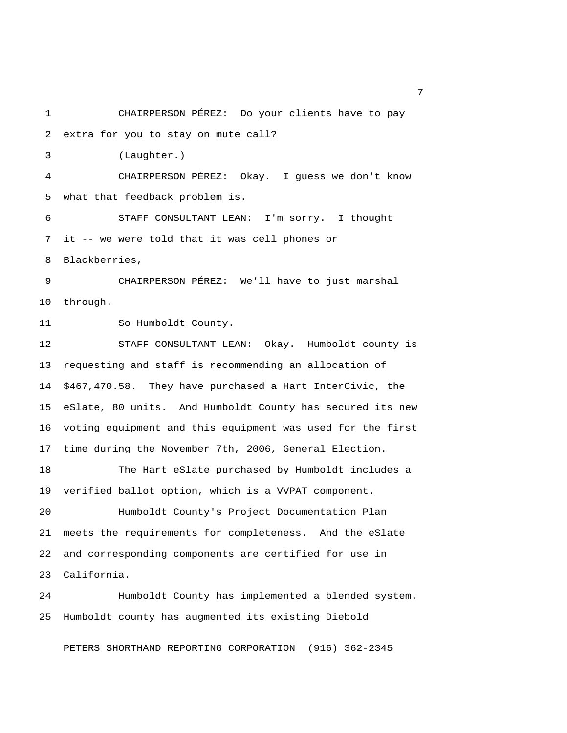CHAIRPERSON PÉREZ: Do your clients have to pay extra for you to stay on mute call?

(Laughter.)

CHAIRPERSON PÉREZ: Okay. I guess we don't know what that feedback problem is.

STAFF CONSULTANT LEAN: I'm sorry. I thought it -- we were told that it was cell phones or Blackberries,

CHAIRPERSON PÉREZ: We'll have to just marshal through.

So Humboldt County.

STAFF CONSULTANT LEAN: Okay. Humboldt county is requesting and staff is recommending an allocation of $467,470.58. They have purchased a Hart InterCivic, the eSlate, 80 units. And Humboldt County has secured its new voting equipment and this equipment was used for the first time during the November 7th, 2006, General Election.

The Hart eSlate purchased by Humboldt includes a verified ballot option, which is a VVPAT component.

Humboldt County's Project Documentation Plan meets the requirements for completeness. And the eSlate and corresponding components are certified for use in California.

Humboldt County has implemented a blended system. Humboldt county has augmented its existing Diebold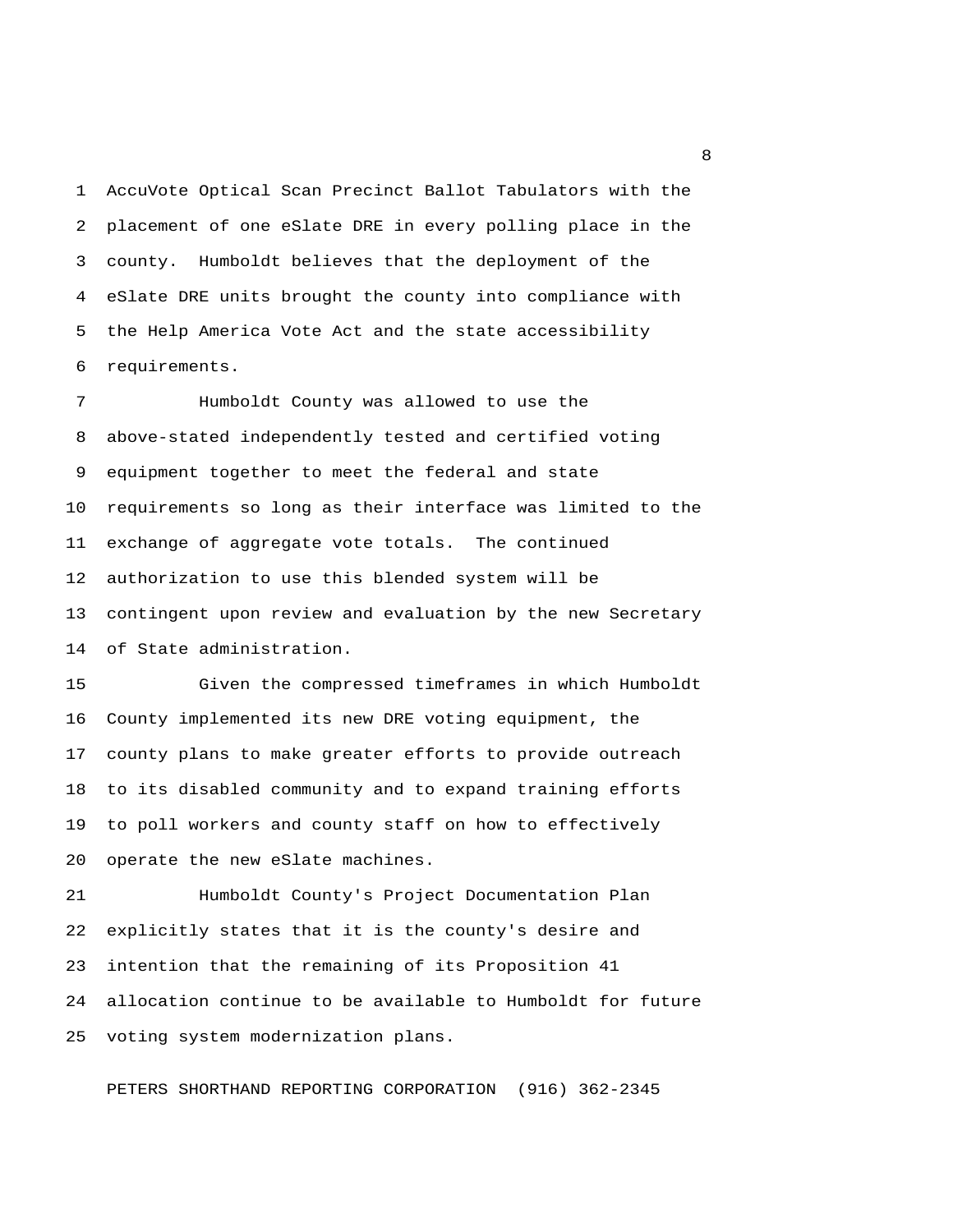AccuVote Optical Scan Precinct Ballot Tabulators with the placement of one eSlate DRE in every polling place in the county. Humboldt believes that the deployment of the eSlate DRE units brought the county into compliance with the Help America Vote Act and the state accessibility requirements.

Humboldt County was allowed to use the above-stated independently tested and certified voting equipment together to meet the federal and state requirements so long as their interface was limited to the exchange of aggregate vote totals. The continued authorization to use this blended system will be contingent upon review and evaluation by the new Secretary of State administration.

Given the compressed timeframes in which Humboldt County implemented its new DRE voting equipment, the county plans to make greater efforts to provide outreach to its disabled community and to expand training efforts to poll workers and county staff on how to effectively operate the new eSlate machines.

Humboldt County's Project Documentation Plan explicitly states that it is the county's desire and intention that the remaining of its Proposition 41 allocation continue to be available to Humboldt for future voting system modernization plans.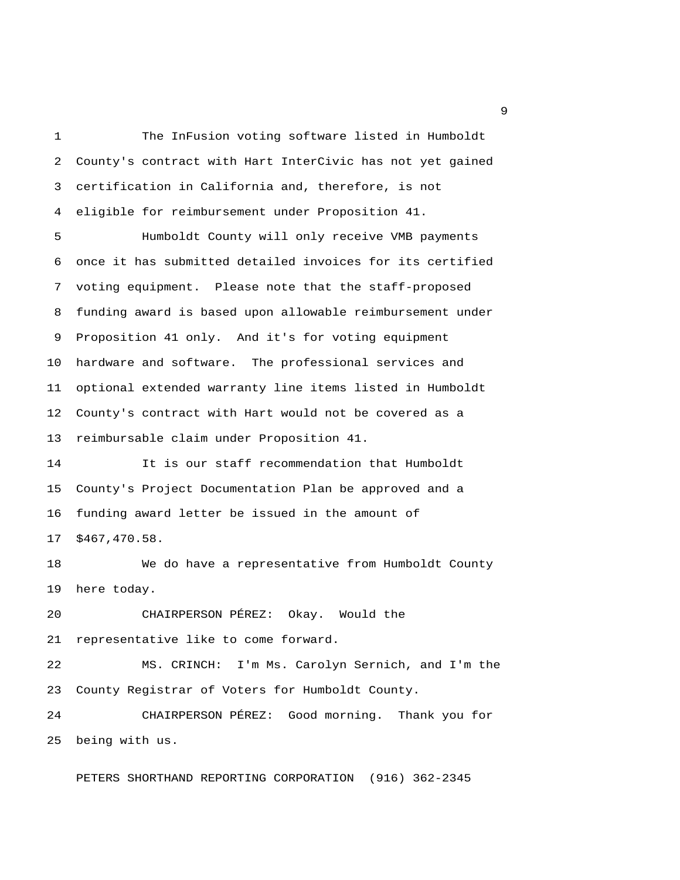The InFusion voting software listed in Humboldt County's contract with Hart InterCivic has not yet gained certification in California and, therefore, is not eligible for reimbursement under Proposition 41.

Humboldt County will only receive VMB payments once it has submitted detailed invoices for its certified voting equipment. Please note that the staff-proposed funding award is based upon allowable reimbursement under Proposition 41 only. And it's for voting equipment hardware and software. The professional services and optional extended warranty line items listed in Humboldt County's contract with Hart would not be covered as a reimbursable claim under Proposition 41.

It is our staff recommendation that Humboldt County's Project Documentation Plan be approved and a funding award letter be issued in the amount of $467,470.58.

We do have a representative from Humboldt County here today.

CHAIRPERSON PÉREZ: Okay. Would the representative like to come forward.

MS. CRINCH: I'm Ms. Carolyn Sernich, and I'm the County Registrar of Voters for Humboldt County.

CHAIRPERSON PÉREZ: Good morning. Thank you for being with us.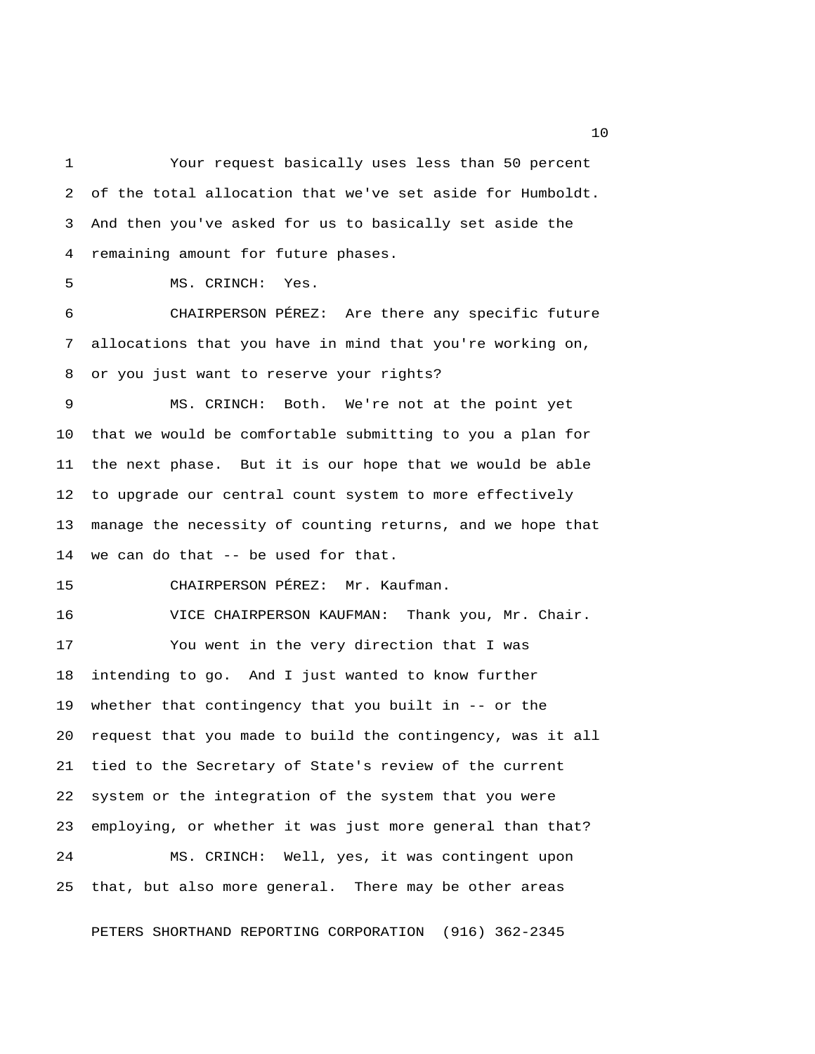Your request basically uses less than 50 percent of the total allocation that we've set aside for Humboldt. And then you've asked for us to basically set aside the remaining amount for future phases.

MS. CRINCH: Yes.

CHAIRPERSON PÉREZ: Are there any specific future allocations that you have in mind that you're working on, or you just want to reserve your rights?

MS. CRINCH: Both. We're not at the point yet that we would be comfortable submitting to you a plan for the next phase. But it is our hope that we would be able to upgrade our central count system to more effectively manage the necessity of counting returns, and we hope that we can do that -- be used for that.

CHAIRPERSON PÉREZ: Mr. Kaufman.

VICE CHAIRPERSON KAUFMAN: Thank you, Mr. Chair.

You went in the very direction that I was intending to go. And I just wanted to know further whether that contingency that you built in -- or the request that you made to build the contingency, was it all tied to the Secretary of State's review of the current system or the integration of the system that you were employing, or whether it was just more general than that?

MS. CRINCH: Well, yes, it was contingent upon that, but also more general. There may be other areas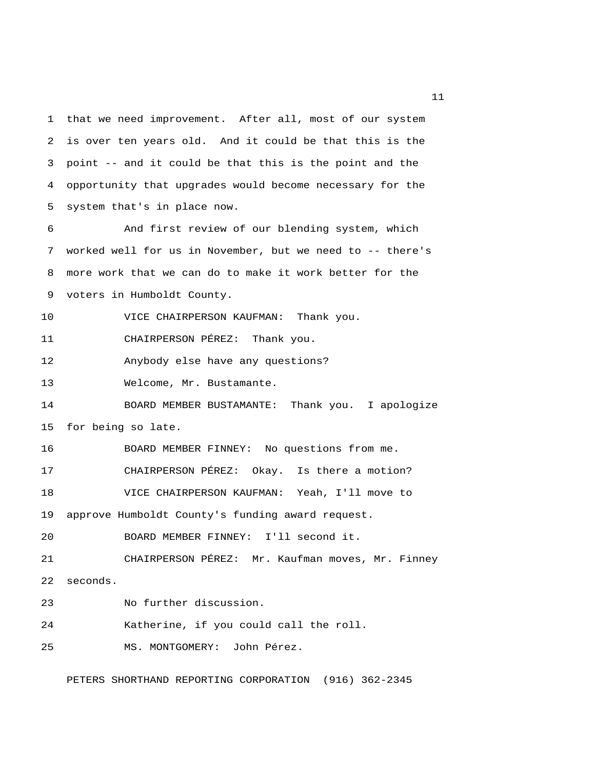that we need improvement. After all, most of our system is over ten years old. And it could be that this is the point -- and it could be that this is the point and the opportunity that upgrades would become necessary for the system that's in place now.

And first review of our blending system, which worked well for us in November, but we need to -- there's more work that we can do to make it work better for the voters in Humboldt County.

VICE CHAIRPERSON KAUFMAN: Thank you.

CHAIRPERSON PÉREZ: Thank you.

Anybody else have any questions?

Welcome, Mr. Bustamante.

BOARD MEMBER BUSTAMANTE: Thank you. I apologize for being so late.

BOARD MEMBER FINNEY: No questions from me.

CHAIRPERSON PÉREZ: Okay. Is there a motion?

VICE CHAIRPERSON KAUFMAN: Yeah, I'll move to approve Humboldt County's funding award request.

BOARD MEMBER FINNEY: I'll second it.

CHAIRPERSON PÉREZ: Mr. Kaufman moves, Mr. Finney seconds.

No further discussion.

Katherine, if you could call the roll.

MS. MONTGOMERY: John Pérez.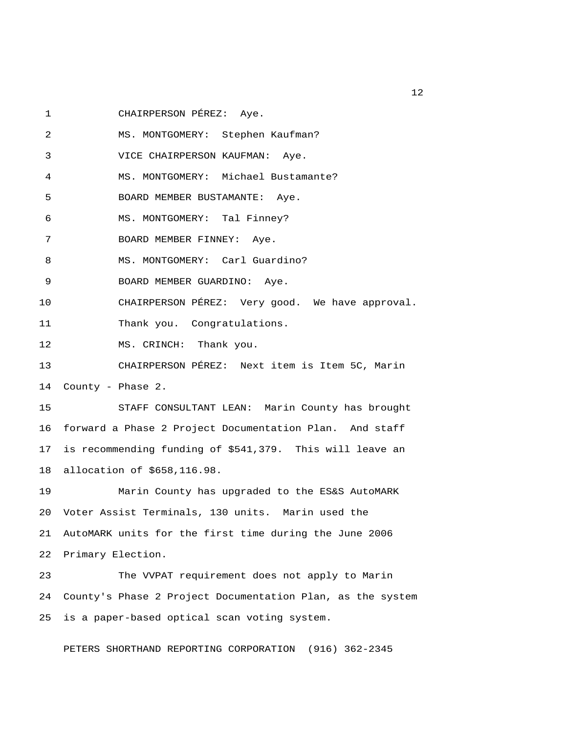CHAIRPERSON PÉREZ: Aye.

MS. MONTGOMERY: Stephen Kaufman?

VICE CHAIRPERSON KAUFMAN: Aye.

MS. MONTGOMERY: Michael Bustamante?

BOARD MEMBER BUSTAMANTE: Aye.

MS. MONTGOMERY: Tal Finney?

BOARD MEMBER FINNEY: Aye.

MS. MONTGOMERY: Carl Guardino?

BOARD MEMBER GUARDINO: Aye.

CHAIRPERSON PÉREZ: Very good. We have approval. Thank you. Congratulations.

MS. CRINCH: Thank you.

CHAIRPERSON PÉREZ: Next item is Item 5C, Marin County - Phase 2.

STAFF CONSULTANT LEAN: Marin County has brought forward a Phase 2 Project Documentation Plan. And staff is recommending funding of $541,379. This will leave an allocation of $658,116.98.

Marin County has upgraded to the ES&S AutoMARK Voter Assist Terminals, 130 units. Marin used the AutoMARK units for the first time during the June 2006 Primary Election.

The VVPAT requirement does not apply to Marin County's Phase 2 Project Documentation Plan, as the system is a paper-based optical scan voting system.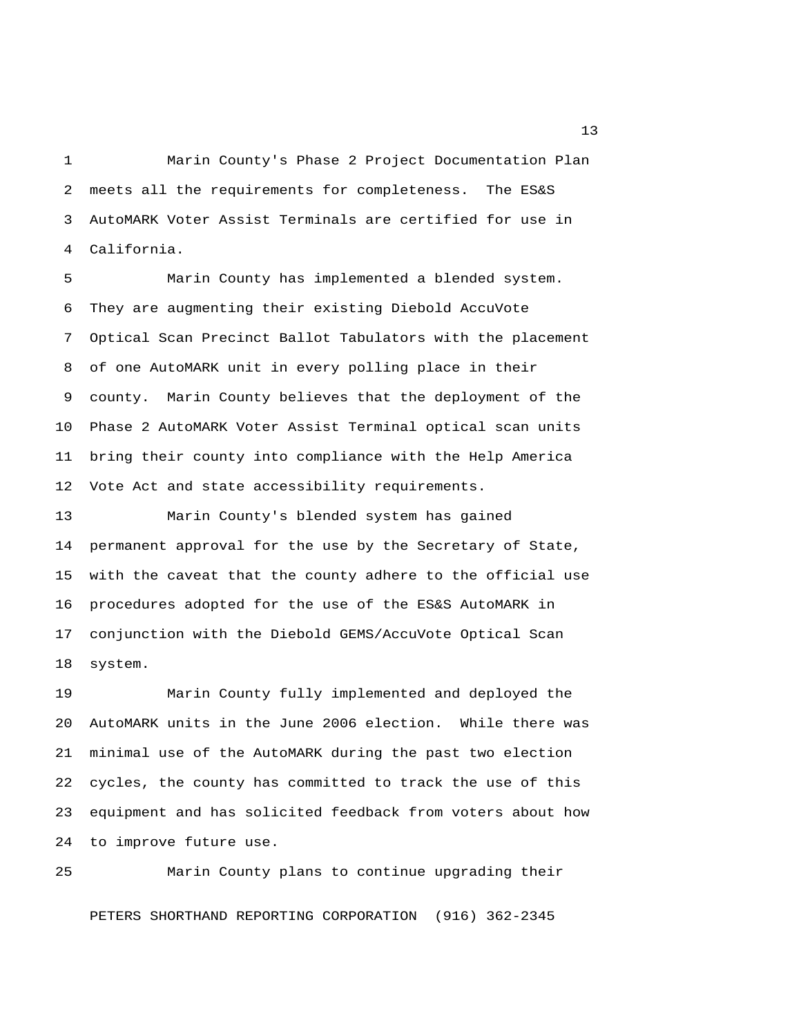Marin County's Phase 2 Project Documentation Plan meets all the requirements for completeness. The ES&S AutoMARK Voter Assist Terminals are certified for use in California.

Marin County has implemented a blended system. They are augmenting their existing Diebold AccuVote Optical Scan Precinct Ballot Tabulators with the placement of one AutoMARK unit in every polling place in their county. Marin County believes that the deployment of the Phase 2 AutoMARK Voter Assist Terminal optical scan units bring their county into compliance with the Help America Vote Act and state accessibility requirements.

Marin County's blended system has gained permanent approval for the use by the Secretary of State, with the caveat that the county adhere to the official use procedures adopted for the use of the ES&S AutoMARK in conjunction with the Diebold GEMS/AccuVote Optical Scan system.

Marin County fully implemented and deployed the AutoMARK units in the June 2006 election. While there was minimal use of the AutoMARK during the past two election cycles, the county has committed to track the use of this equipment and has solicited feedback from voters about how to improve future use.

Marin County plans to continue upgrading their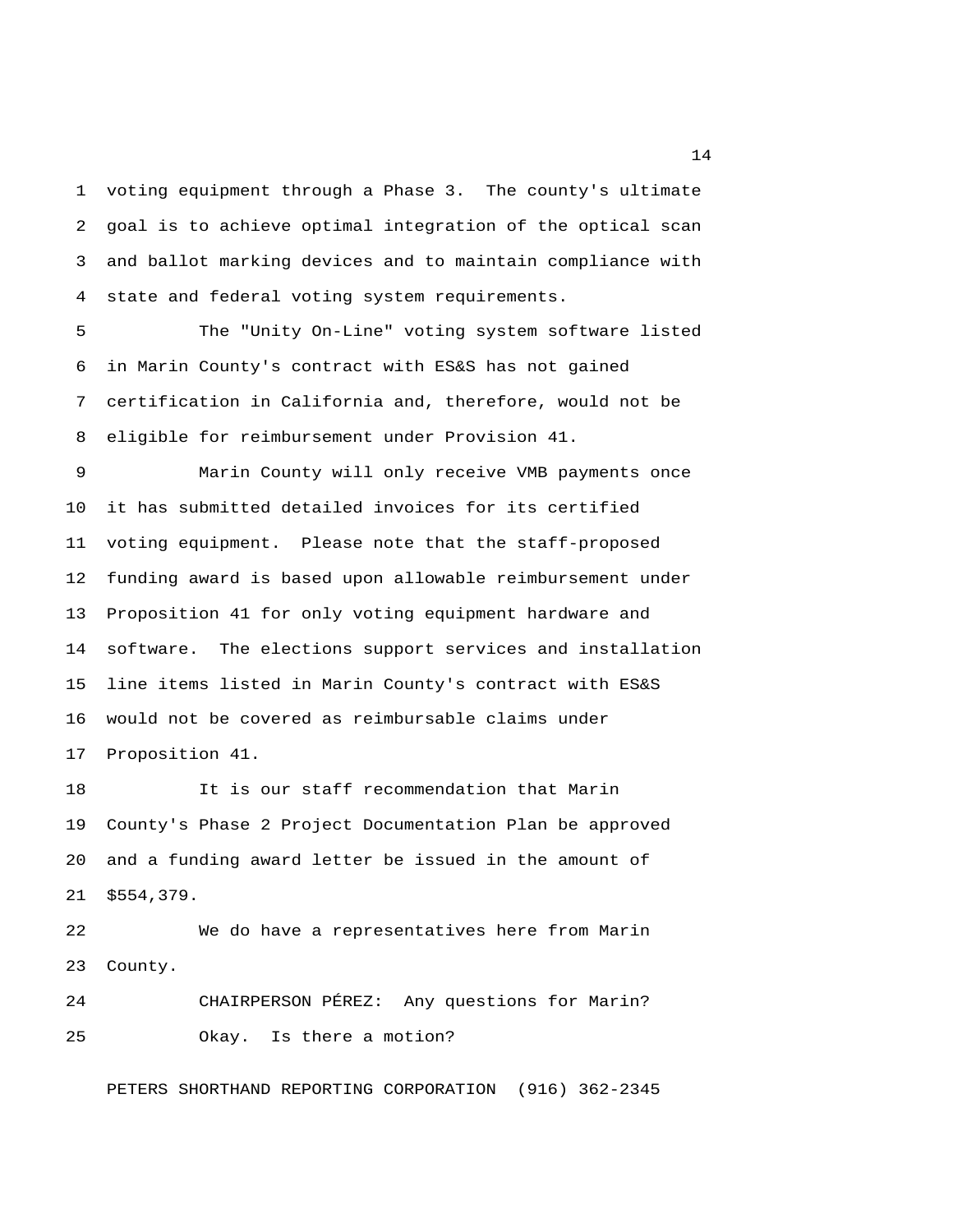voting equipment through a Phase 3. The county's ultimate goal is to achieve optimal integration of the optical scan and ballot marking devices and to maintain compliance with state and federal voting system requirements.

The "Unity On-Line" voting system software listed in Marin County's contract with ES&S has not gained certification in California and, therefore, would not be eligible for reimbursement under Provision 41.

Marin County will only receive VMB payments once it has submitted detailed invoices for its certified voting equipment. Please note that the staff-proposed funding award is based upon allowable reimbursement under Proposition 41 for only voting equipment hardware and software. The elections support services and installation line items listed in Marin County's contract with ES&S would not be covered as reimbursable claims under Proposition 41.

It is our staff recommendation that Marin County's Phase 2 Project Documentation Plan be approved and a funding award letter be issued in the amount of $554,379.

We do have a representatives here from Marin County.

CHAIRPERSON PÉREZ: Any questions for Marin?

Okay. Is there a motion?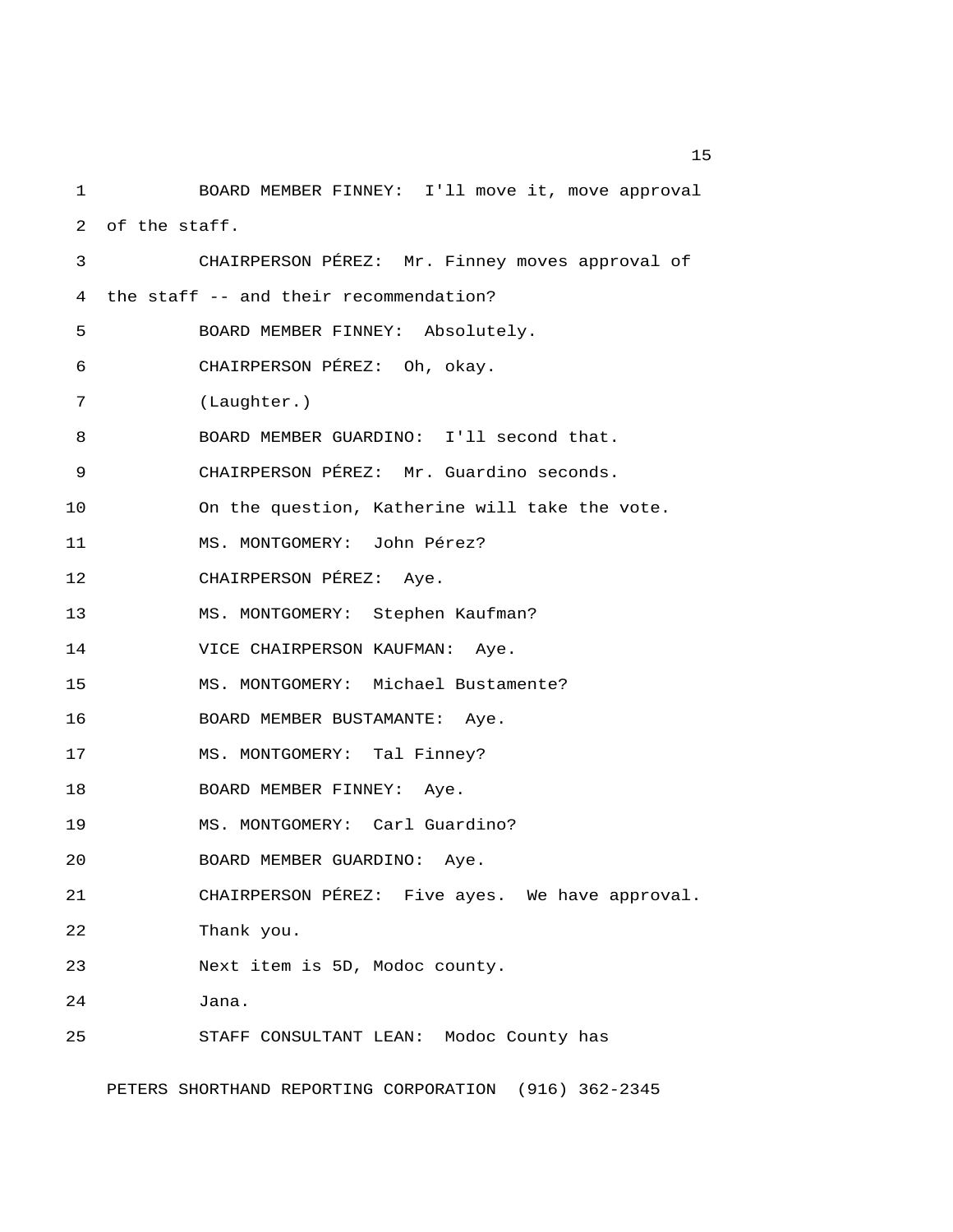BOARD MEMBER FINNEY: I'll move it, move approval of the staff.

CHAIRPERSON PÉREZ: Mr. Finney moves approval of the staff -- and their recommendation?

BOARD MEMBER FINNEY: Absolutely.

CHAIRPERSON PÉREZ: Oh, okay.

(Laughter.)

BOARD MEMBER GUARDINO: I'll second that.

CHAIRPERSON PÉREZ: Mr. Guardino seconds.

On the question, Katherine will take the vote.

MS. MONTGOMERY: John Pérez?

CHAIRPERSON PÉREZ: Aye.

MS. MONTGOMERY: Stephen Kaufman?

VICE CHAIRPERSON KAUFMAN: Aye.

MS. MONTGOMERY: Michael Bustamente?

BOARD MEMBER BUSTAMANTE: Aye.

MS. MONTGOMERY: Tal Finney?

BOARD MEMBER FINNEY: Aye.

MS. MONTGOMERY: Carl Guardino?

BOARD MEMBER GUARDINO: Aye.

CHAIRPERSON PÉREZ: Five ayes. We have approval.

Thank you.

Next item is 5D, Modoc county.

Jana.

STAFF CONSULTANT LEAN: Modoc County has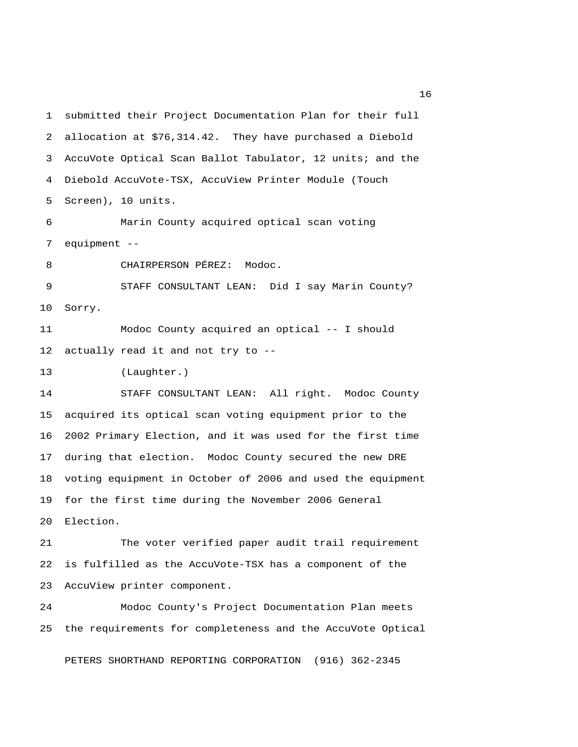submitted their Project Documentation Plan for their full allocation at $76,314.42. They have purchased a Diebold AccuVote Optical Scan Ballot Tabulator, 12 units; and the Diebold AccuVote-TSX, AccuView Printer Module (Touch Screen), 10 units.

Marin County acquired optical scan voting equipment --

CHAIRPERSON PÉREZ: Modoc.

STAFF CONSULTANT LEAN: Did I say Marin County? Sorry.

Modoc County acquired an optical -- I should actually read it and not try to --

(Laughter.)

STAFF CONSULTANT LEAN: All right. Modoc County acquired its optical scan voting equipment prior to the 2002 Primary Election, and it was used for the first time during that election. Modoc County secured the new DRE voting equipment in October of 2006 and used the equipment for the first time during the November 2006 General Election.

The voter verified paper audit trail requirement is fulfilled as the AccuVote-TSX has a component of the AccuView printer component.

Modoc County's Project Documentation Plan meets the requirements for completeness and the AccuVote Optical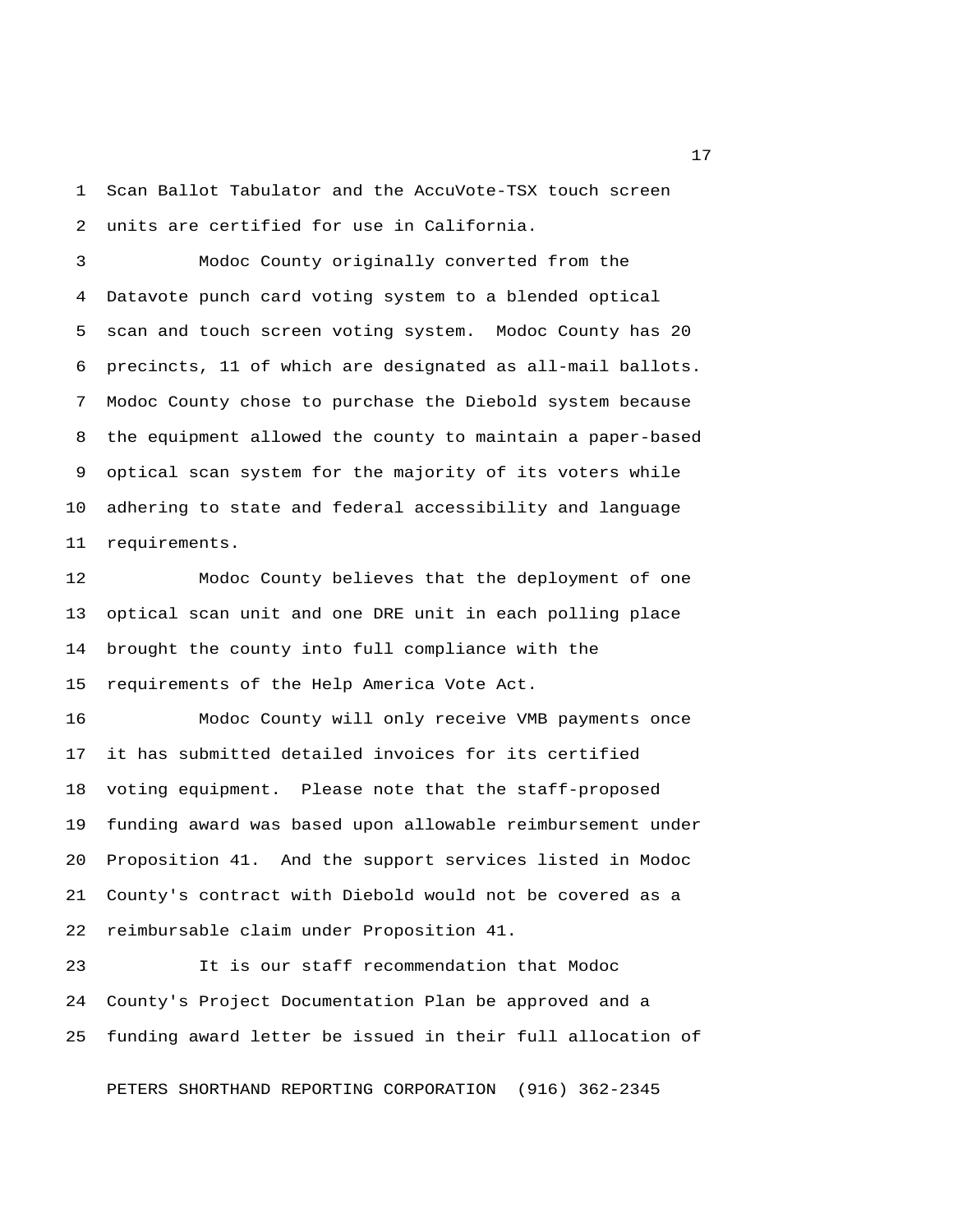Scan Ballot Tabulator and the AccuVote-TSX touch screen units are certified for use in California.

Modoc County originally converted from the Datavote punch card voting system to a blended optical scan and touch screen voting system. Modoc County has 20 precincts, 11 of which are designated as all-mail ballots. Modoc County chose to purchase the Diebold system because the equipment allowed the county to maintain a paper-based optical scan system for the majority of its voters while adhering to state and federal accessibility and language requirements.

Modoc County believes that the deployment of one optical scan unit and one DRE unit in each polling place brought the county into full compliance with the requirements of the Help America Vote Act.

Modoc County will only receive VMB payments once it has submitted detailed invoices for its certified voting equipment. Please note that the staff-proposed funding award was based upon allowable reimbursement under Proposition 41. And the support services listed in Modoc County's contract with Diebold would not be covered as a reimbursable claim under Proposition 41.

It is our staff recommendation that Modoc County's Project Documentation Plan be approved and a funding award letter be issued in their full allocation of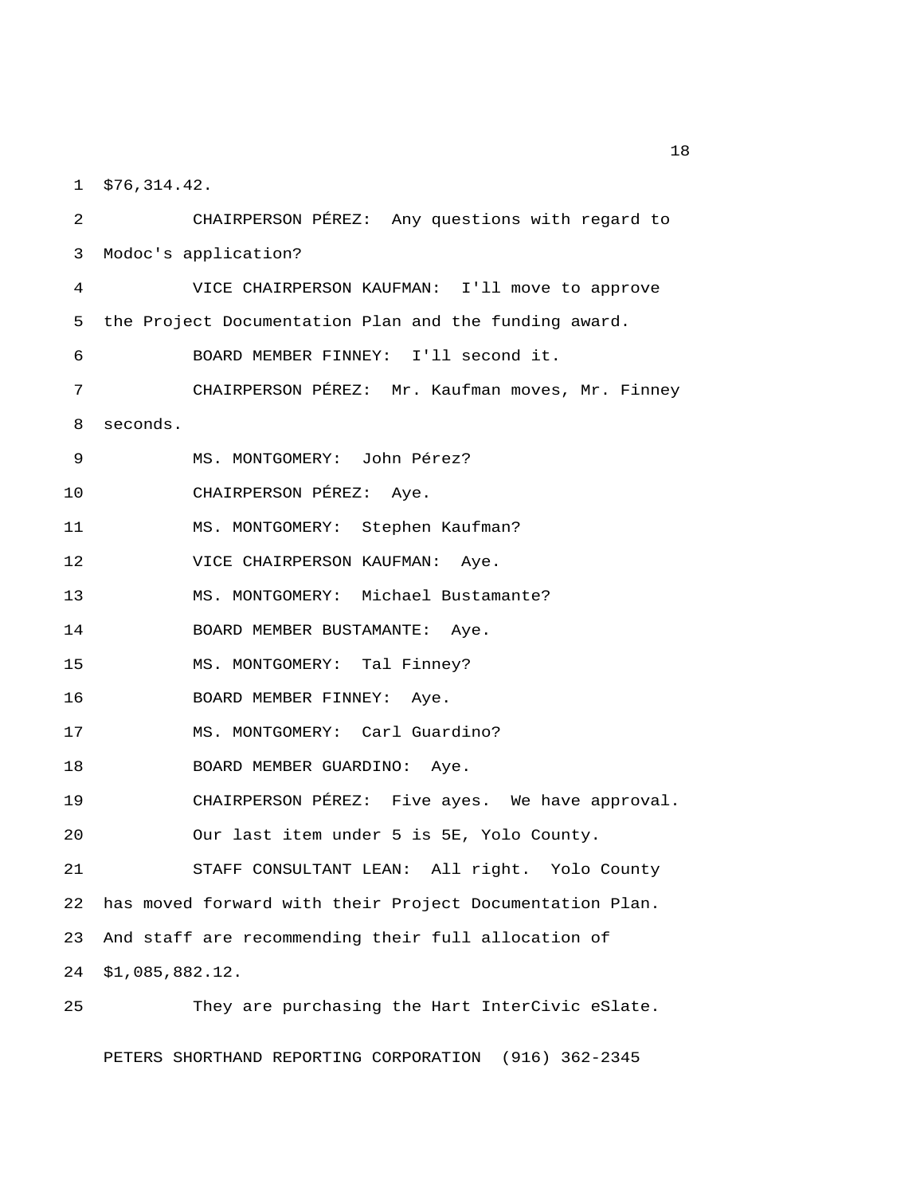$76,314.42.

CHAIRPERSON PÉREZ: Any questions with regard to Modoc's application?

VICE CHAIRPERSON KAUFMAN: I'll move to approve the Project Documentation Plan and the funding award.

BOARD MEMBER FINNEY: I'll second it.

CHAIRPERSON PÉREZ: Mr. Kaufman moves, Mr. Finney seconds.

MS. MONTGOMERY: John Pérez?

CHAIRPERSON PÉREZ: Aye.

MS. MONTGOMERY: Stephen Kaufman?

VICE CHAIRPERSON KAUFMAN: Aye.

MS. MONTGOMERY: Michael Bustamante?

BOARD MEMBER BUSTAMANTE: Aye.

MS. MONTGOMERY: Tal Finney?

BOARD MEMBER FINNEY: Aye.

MS. MONTGOMERY: Carl Guardino?

BOARD MEMBER GUARDINO: Aye.

CHAIRPERSON PÉREZ: Five ayes. We have approval.

Our last item under 5 is 5E, Yolo County.

STAFF CONSULTANT LEAN: All right. Yolo County has moved forward with their Project Documentation Plan. And staff are recommending their full allocation of $1,085,882.12.

They are purchasing the Hart InterCivic eSlate.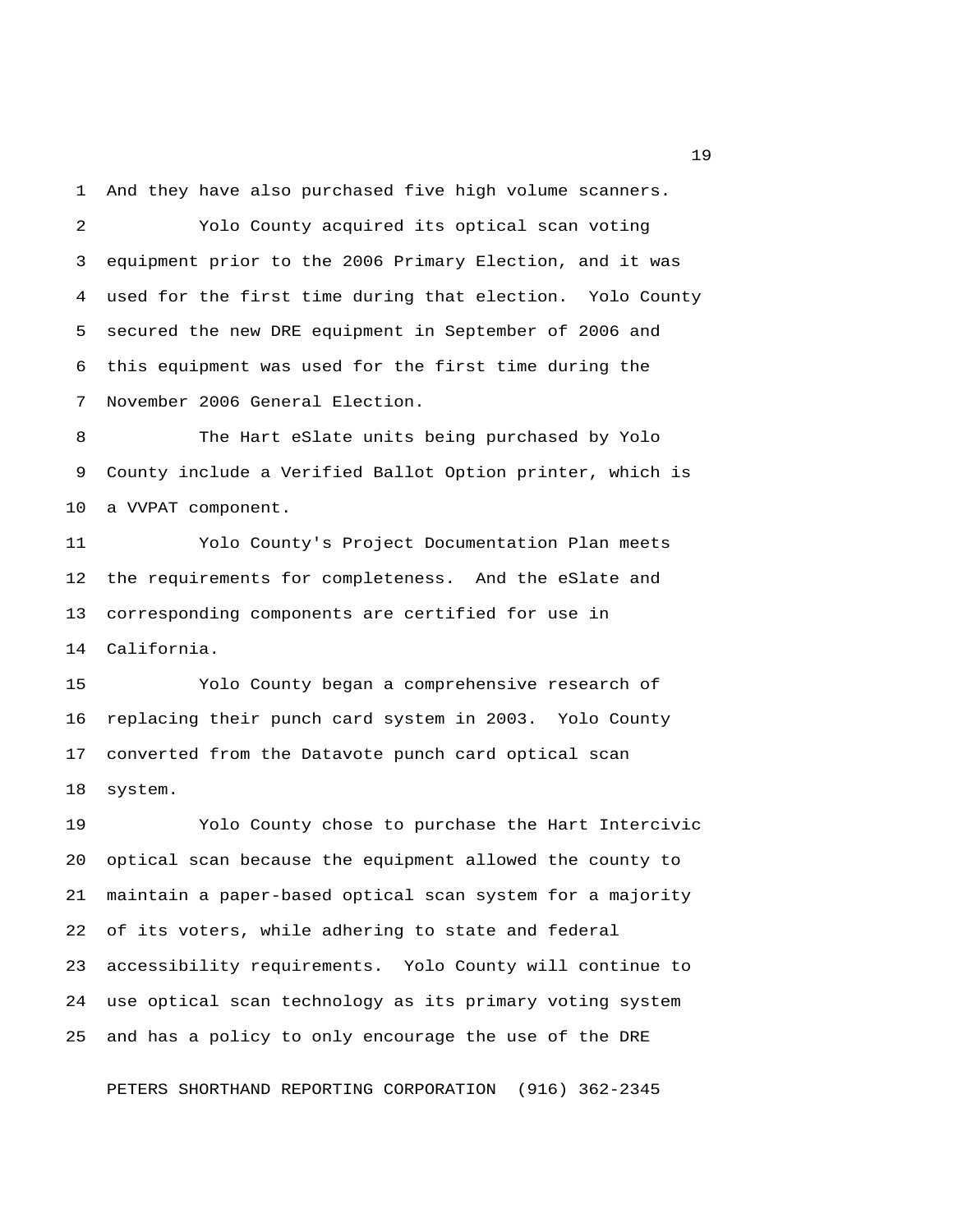And they have also purchased five high volume scanners.

Yolo County acquired its optical scan voting equipment prior to the 2006 Primary Election, and it was used for the first time during that election. Yolo County secured the new DRE equipment in September of 2006 and this equipment was used for the first time during the November 2006 General Election.

The Hart eSlate units being purchased by Yolo County include a Verified Ballot Option printer, which is a VVPAT component.

Yolo County's Project Documentation Plan meets the requirements for completeness. And the eSlate and corresponding components are certified for use in California.

Yolo County began a comprehensive research of replacing their punch card system in 2003. Yolo County converted from the Datavote punch card optical scan system.

Yolo County chose to purchase the Hart Intercivic optical scan because the equipment allowed the county to maintain a paper-based optical scan system for a majority of its voters, while adhering to state and federal accessibility requirements. Yolo County will continue to use optical scan technology as its primary voting system and has a policy to only encourage the use of the DRE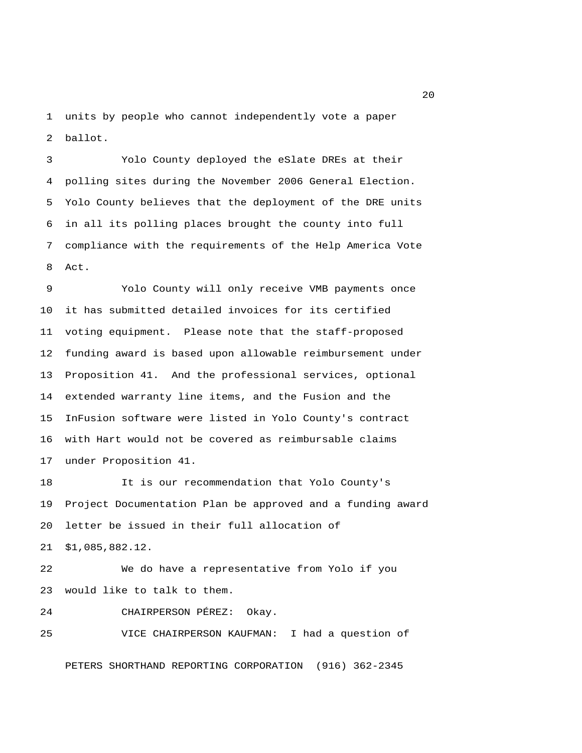units by people who cannot independently vote a paper ballot.

Yolo County deployed the eSlate DREs at their polling sites during the November 2006 General Election. Yolo County believes that the deployment of the DRE units in all its polling places brought the county into full compliance with the requirements of the Help America Vote Act.

Yolo County will only receive VMB payments once it has submitted detailed invoices for its certified voting equipment. Please note that the staff-proposed funding award is based upon allowable reimbursement under Proposition 41. And the professional services, optional extended warranty line items, and the Fusion and the InFusion software were listed in Yolo County's contract with Hart would not be covered as reimbursable claims under Proposition 41.

It is our recommendation that Yolo County's Project Documentation Plan be approved and a funding award letter be issued in their full allocation of $1,085,882.12.

We do have a representative from Yolo if you would like to talk to them.

CHAIRPERSON PÉREZ: Okay.

VICE CHAIRPERSON KAUFMAN: I had a question of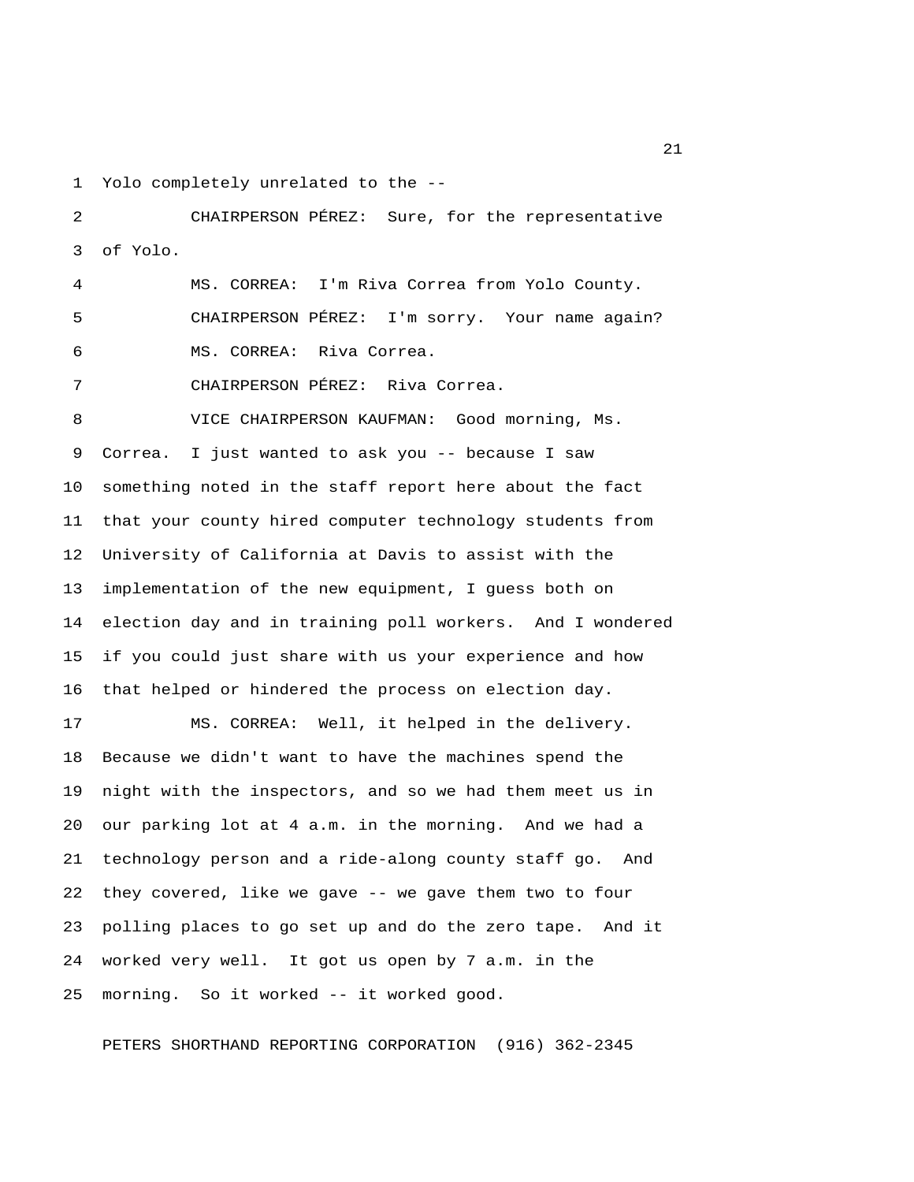Yolo completely unrelated to the --

CHAIRPERSON PÉREZ: Sure, for the representative of Yolo.

MS. CORREA: I'm Riva Correa from Yolo County.

CHAIRPERSON PÉREZ: I'm sorry. Your name again?

MS. CORREA: Riva Correa.

CHAIRPERSON PÉREZ: Riva Correa.

VICE CHAIRPERSON KAUFMAN: Good morning, Ms. Correa. I just wanted to ask you -- because I saw something noted in the staff report here about the fact that your county hired computer technology students from University of California at Davis to assist with the implementation of the new equipment, I guess both on election day and in training poll workers. And I wondered if you could just share with us your experience and how that helped or hindered the process on election day.

MS. CORREA: Well, it helped in the delivery. Because we didn't want to have the machines spend the night with the inspectors, and so we had them meet us in our parking lot at 4 a.m. in the morning. And we had a technology person and a ride-along county staff go. And they covered, like we gave -- we gave them two to four polling places to go set up and do the zero tape. And it worked very well. It got us open by 7 a.m. in the morning. So it worked -- it worked good.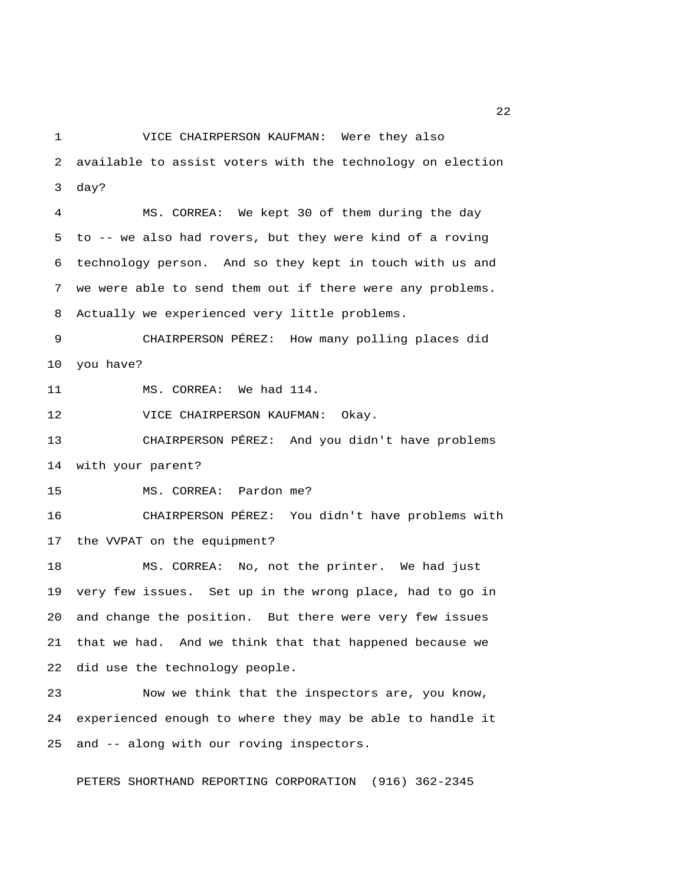VICE CHAIRPERSON KAUFMAN: Were they also available to assist voters with the technology on election day?

MS. CORREA: We kept 30 of them during the day to -- we also had rovers, but they were kind of a roving technology person. And so they kept in touch with us and we were able to send them out if there were any problems. Actually we experienced very little problems.

CHAIRPERSON PÉREZ: How many polling places did you have?

MS. CORREA: We had 114.

VICE CHAIRPERSON KAUFMAN: Okay.

CHAIRPERSON PÉREZ: And you didn't have problems with your parent?

MS. CORREA: Pardon me?

CHAIRPERSON PÉREZ: You didn't have problems with the VVPAT on the equipment?

MS. CORREA: No, not the printer. We had just very few issues. Set up in the wrong place, had to go in and change the position. But there were very few issues that we had. And we think that that happened because we did use the technology people.

Now we think that the inspectors are, you know, experienced enough to where they may be able to handle it and -- along with our roving inspectors.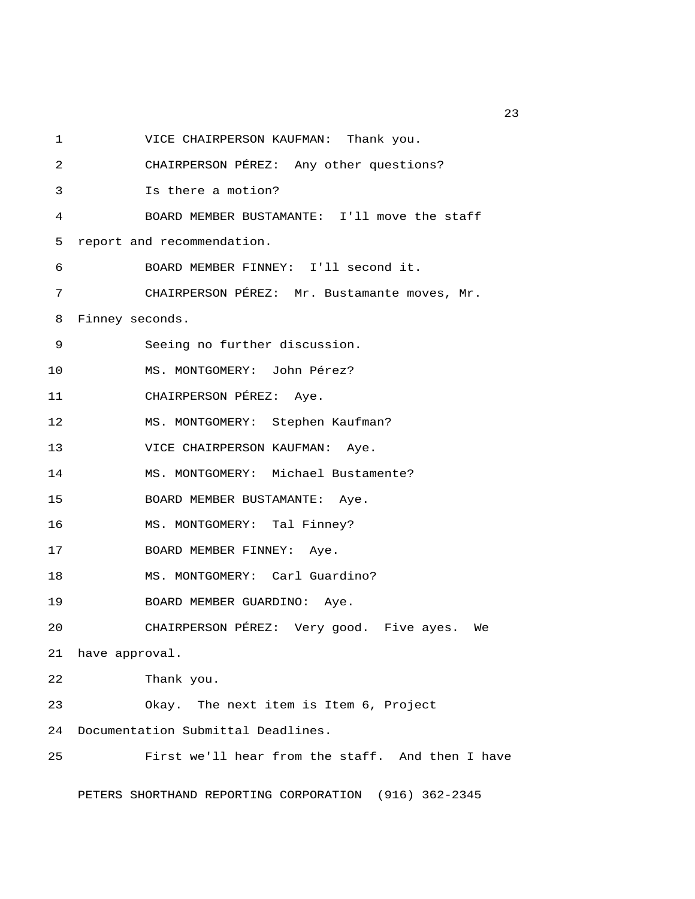VICE CHAIRPERSON KAUFMAN: Thank you.

CHAIRPERSON PÉREZ: Any other questions?

Is there a motion?

BOARD MEMBER BUSTAMANTE: I'll move the staff report and recommendation.

BOARD MEMBER FINNEY: I'll second it.

CHAIRPERSON PÉREZ: Mr. Bustamante moves, Mr. Finney seconds.

Seeing no further discussion.

MS. MONTGOMERY: John Pérez?

CHAIRPERSON PÉREZ: Aye.

MS. MONTGOMERY: Stephen Kaufman?

VICE CHAIRPERSON KAUFMAN: Aye.

MS. MONTGOMERY: Michael Bustamente?

BOARD MEMBER BUSTAMANTE: Aye.

MS. MONTGOMERY: Tal Finney?

BOARD MEMBER FINNEY: Aye.

MS. MONTGOMERY: Carl Guardino?

BOARD MEMBER GUARDINO: Aye.

CHAIRPERSON PÉREZ: Very good. Five ayes. We have approval.

Thank you.

Okay. The next item is Item 6, Project Documentation Submittal Deadlines.

First we'll hear from the staff. And then I have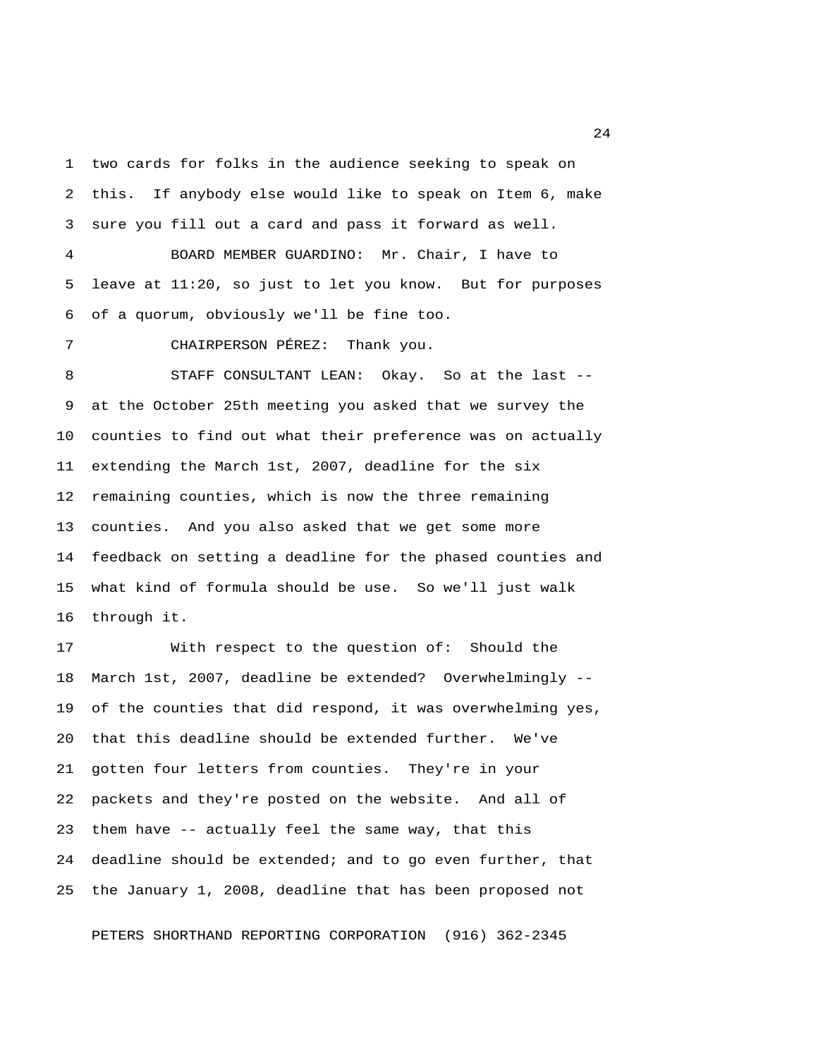two cards for folks in the audience seeking to speak on this. If anybody else would like to speak on Item 6, make sure you fill out a card and pass it forward as well.

BOARD MEMBER GUARDINO: Mr. Chair, I have to leave at 11:20, so just to let you know. But for purposes of a quorum, obviously we'll be fine too.

CHAIRPERSON PÉREZ: Thank you.

STAFF CONSULTANT LEAN: Okay. So at the last -- at the October 25th meeting you asked that we survey the counties to find out what their preference was on actually extending the March 1st, 2007, deadline for the six remaining counties, which is now the three remaining counties. And you also asked that we get some more feedback on setting a deadline for the phased counties and what kind of formula should be use. So we'll just walk through it.

With respect to the question of: Should the March 1st, 2007, deadline be extended? Overwhelmingly -- of the counties that did respond, it was overwhelming yes, that this deadline should be extended further. We've gotten four letters from counties. They're in your packets and they're posted on the website. And all of them have -- actually feel the same way, that this deadline should be extended; and to go even further, that the January 1, 2008, deadline that has been proposed not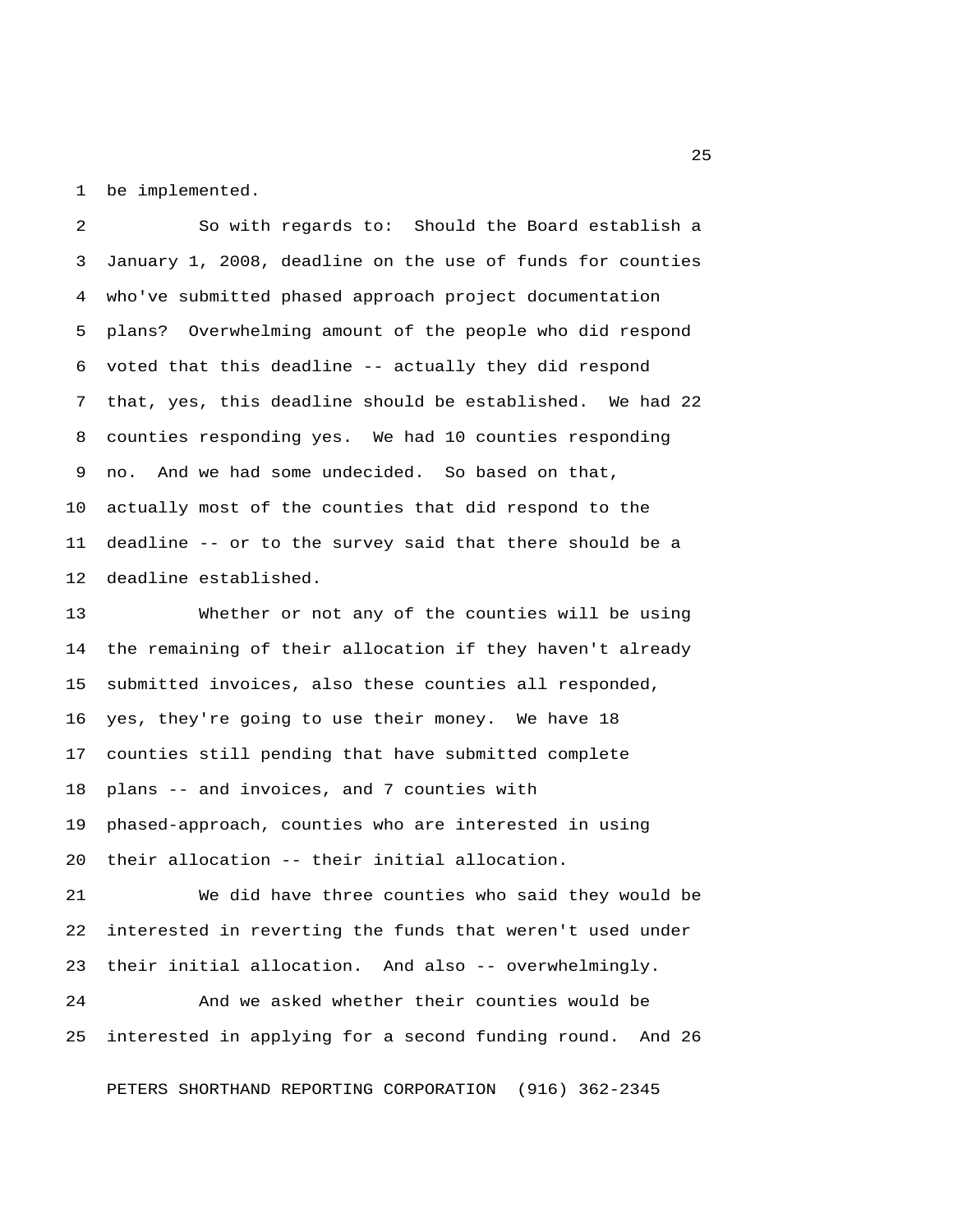be implemented.

So with regards to: Should the Board establish a January 1, 2008, deadline on the use of funds for counties who've submitted phased approach project documentation plans? Overwhelming amount of the people who did respond voted that this deadline -- actually they did respond that, yes, this deadline should be established. We had 22 counties responding yes. We had 10 counties responding no. And we had some undecided. So based on that, actually most of the counties that did respond to the deadline -- or to the survey said that there should be a deadline established.

Whether or not any of the counties will be using the remaining of their allocation if they haven't already submitted invoices, also these counties all responded, yes, they're going to use their money. We have 18 counties still pending that have submitted complete plans -- and invoices, and 7 counties with phased-approach, counties who are interested in using their allocation -- their initial allocation.

We did have three counties who said they would be interested in reverting the funds that weren't used under their initial allocation. And also -- overwhelmingly.

And we asked whether their counties would be interested in applying for a second funding round. And 26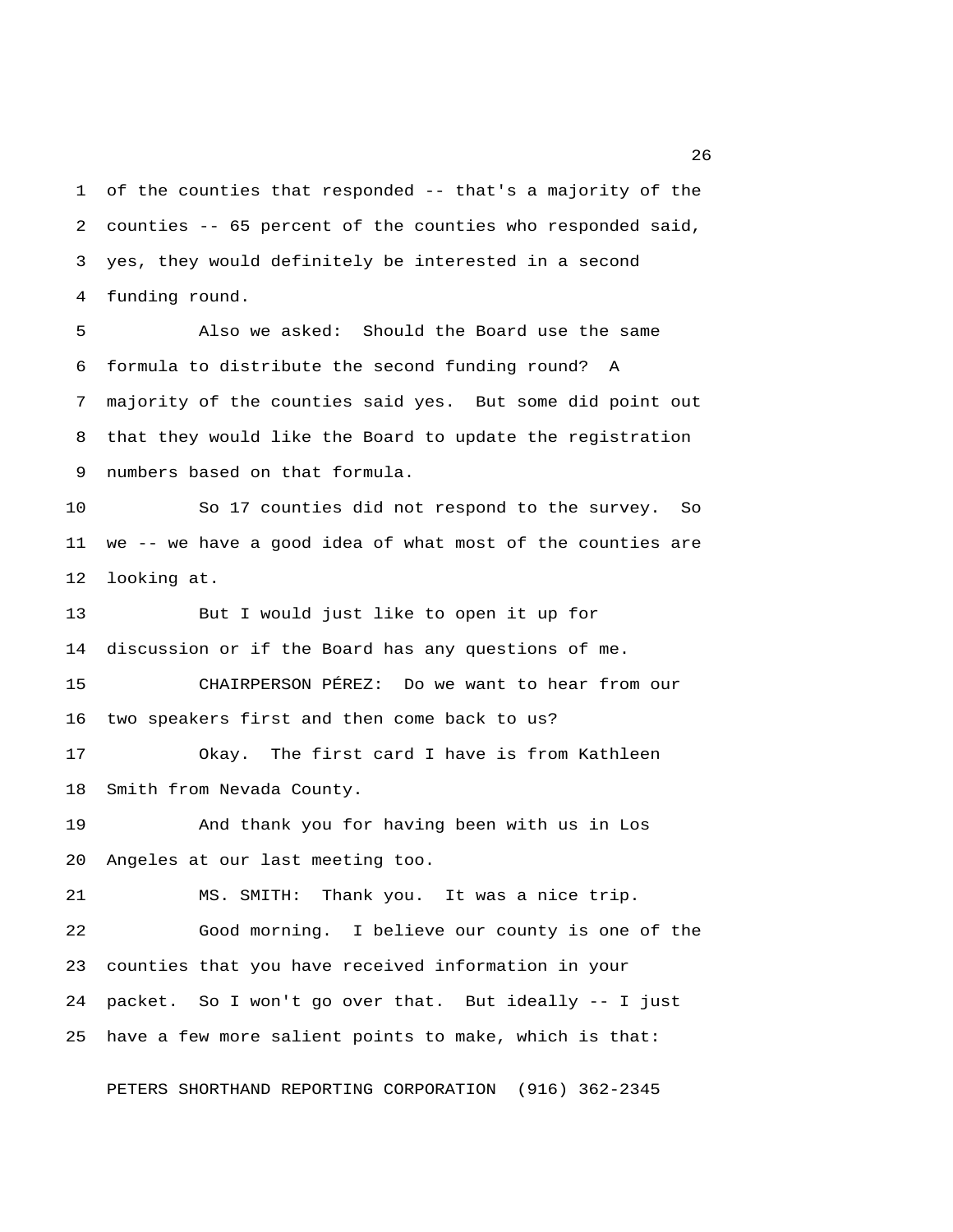of the counties that responded -- that's a majority of the counties -- 65 percent of the counties who responded said, yes, they would definitely be interested in a second funding round.

Also we asked: Should the Board use the same formula to distribute the second funding round? A majority of the counties said yes. But some did point out that they would like the Board to update the registration numbers based on that formula.

So 17 counties did not respond to the survey. So we -- we have a good idea of what most of the counties are looking at.

But I would just like to open it up for discussion or if the Board has any questions of me.

CHAIRPERSON PÉREZ: Do we want to hear from our two speakers first and then come back to us?

Okay. The first card I have is from Kathleen Smith from Nevada County.

And thank you for having been with us in Los Angeles at our last meeting too.

MS. SMITH: Thank you. It was a nice trip.

Good morning. I believe our county is one of the counties that you have received information in your packet. So I won't go over that. But ideally -- I just have a few more salient points to make, which is that: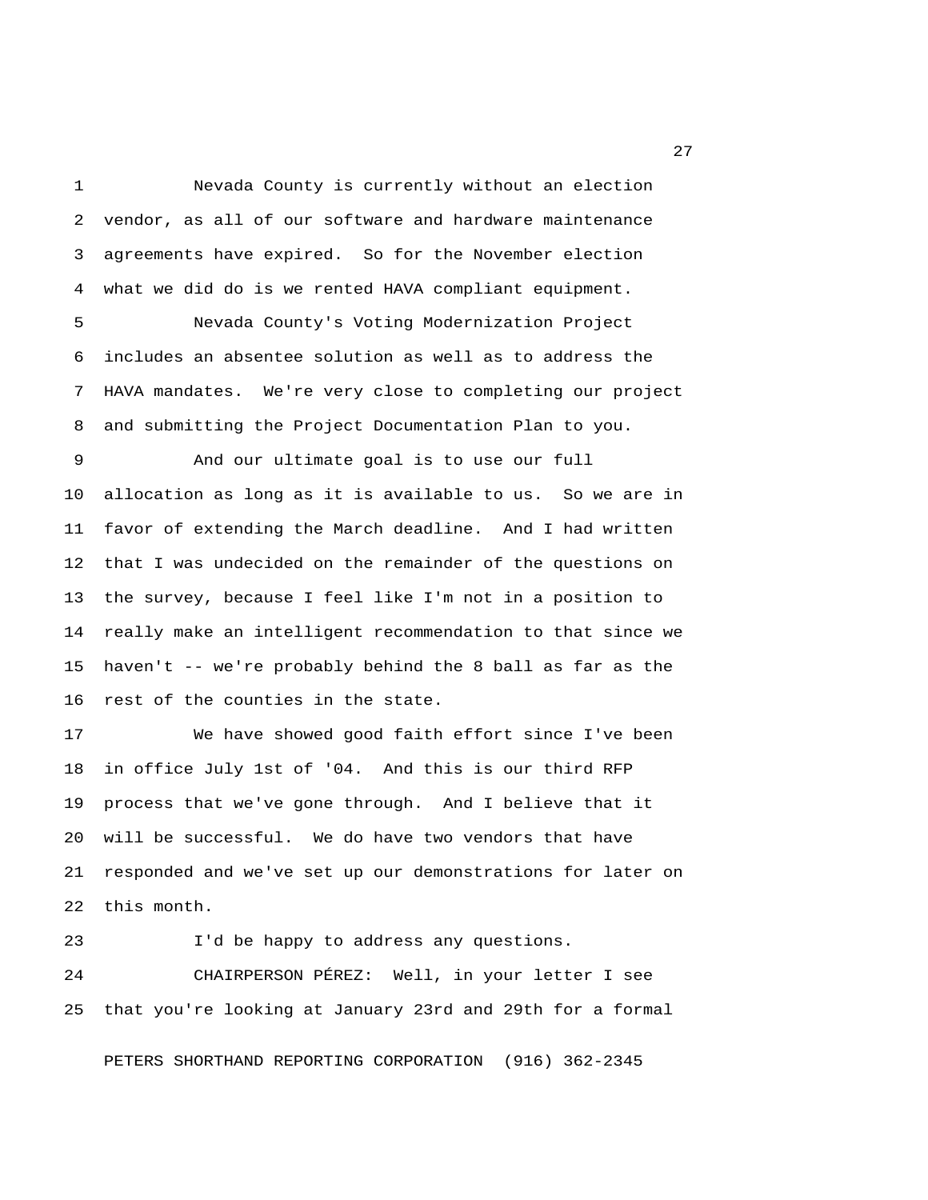Nevada County is currently without an election vendor, as all of our software and hardware maintenance agreements have expired. So for the November election what we did do is we rented HAVA compliant equipment.

Nevada County's Voting Modernization Project includes an absentee solution as well as to address the HAVA mandates. We're very close to completing our project and submitting the Project Documentation Plan to you.

And our ultimate goal is to use our full allocation as long as it is available to us. So we are in favor of extending the March deadline. And I had written that I was undecided on the remainder of the questions on the survey, because I feel like I'm not in a position to really make an intelligent recommendation to that since we haven't -- we're probably behind the 8 ball as far as the rest of the counties in the state.

We have showed good faith effort since I've been in office July 1st of '04. And this is our third RFP process that we've gone through. And I believe that it will be successful. We do have two vendors that have responded and we've set up our demonstrations for later on this month.

I'd be happy to address any questions.

CHAIRPERSON PÉREZ: Well, in your letter I see that you're looking at January 23rd and 29th for a formal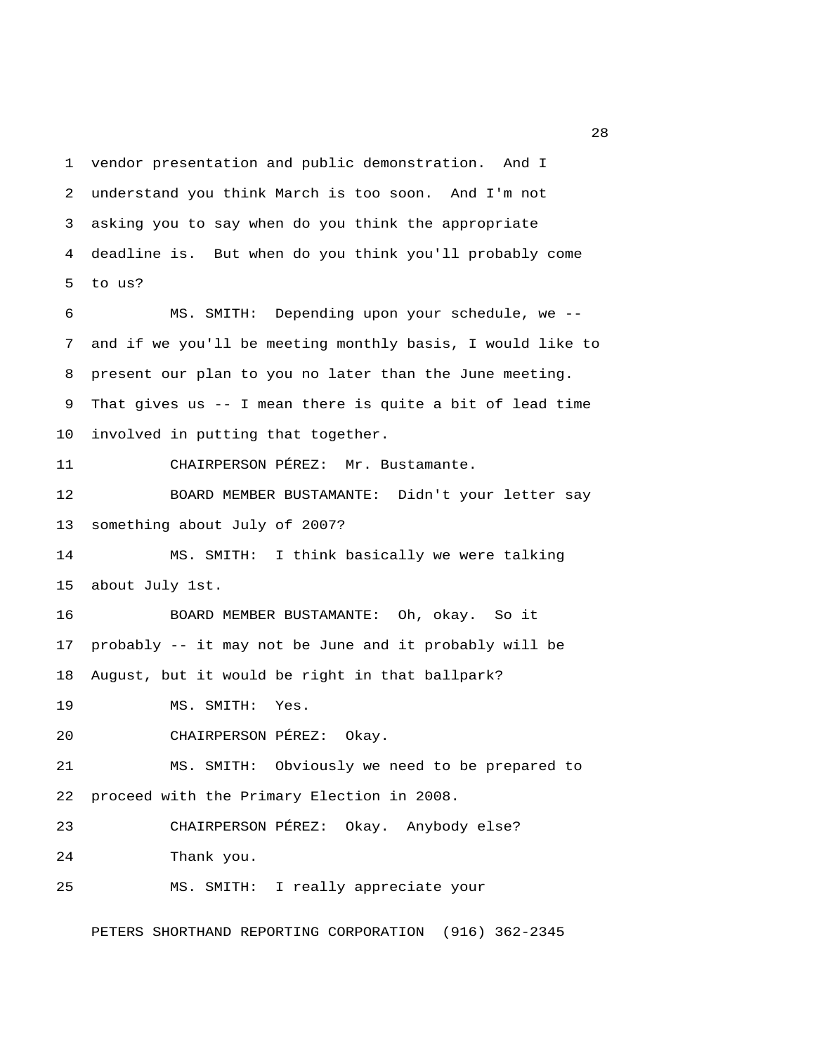vendor presentation and public demonstration. And I understand you think March is too soon. And I'm not asking you to say when do you think the appropriate deadline is. But when do you think you'll probably come to us?

MS. SMITH: Depending upon your schedule, we -- and if we you'll be meeting monthly basis, I would like to present our plan to you no later than the June meeting. That gives us -- I mean there is quite a bit of lead time involved in putting that together.

CHAIRPERSON PÉREZ: Mr. Bustamante.

BOARD MEMBER BUSTAMANTE: Didn't your letter say something about July of 2007?

MS. SMITH: I think basically we were talking about July 1st.

BOARD MEMBER BUSTAMANTE: Oh, okay. So it probably -- it may not be June and it probably will be August, but it would be right in that ballpark?

MS. SMITH: Yes.

CHAIRPERSON PÉREZ: Okay.

MS. SMITH: Obviously we need to be prepared to proceed with the Primary Election in 2008.

CHAIRPERSON PÉREZ: Okay. Anybody else?

Thank you.

MS. SMITH: I really appreciate your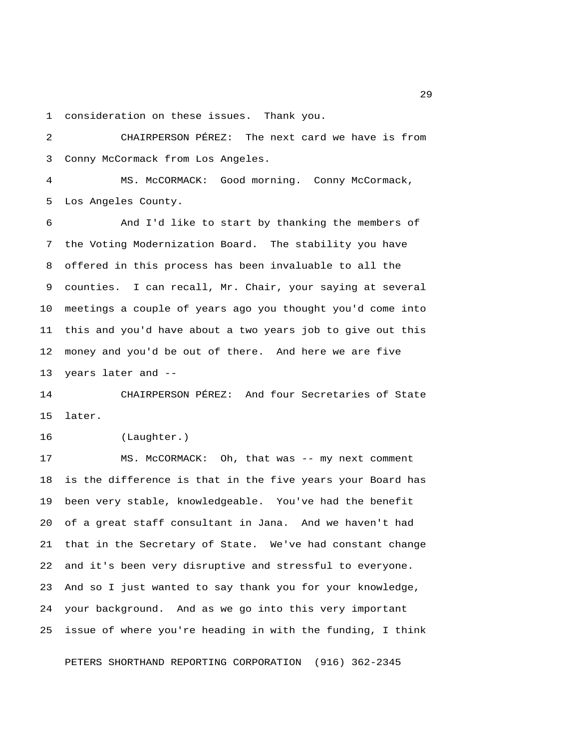consideration on these issues. Thank you.

CHAIRPERSON PÉREZ: The next card we have is from Conny McCormack from Los Angeles.

MS. McCORMACK: Good morning. Conny McCormack, Los Angeles County.

And I'd like to start by thanking the members of the Voting Modernization Board. The stability you have offered in this process has been invaluable to all the counties. I can recall, Mr. Chair, your saying at several meetings a couple of years ago you thought you'd come into this and you'd have about a two years job to give out this money and you'd be out of there. And here we are five years later and --

CHAIRPERSON PÉREZ: And four Secretaries of State later.

(Laughter.)

MS. McCORMACK: Oh, that was -- my next comment is the difference is that in the five years your Board has been very stable, knowledgeable. You've had the benefit of a great staff consultant in Jana. And we haven't had that in the Secretary of State. We've had constant change and it's been very disruptive and stressful to everyone. And so I just wanted to say thank you for your knowledge, your background. And as we go into this very important issue of where you're heading in with the funding, I think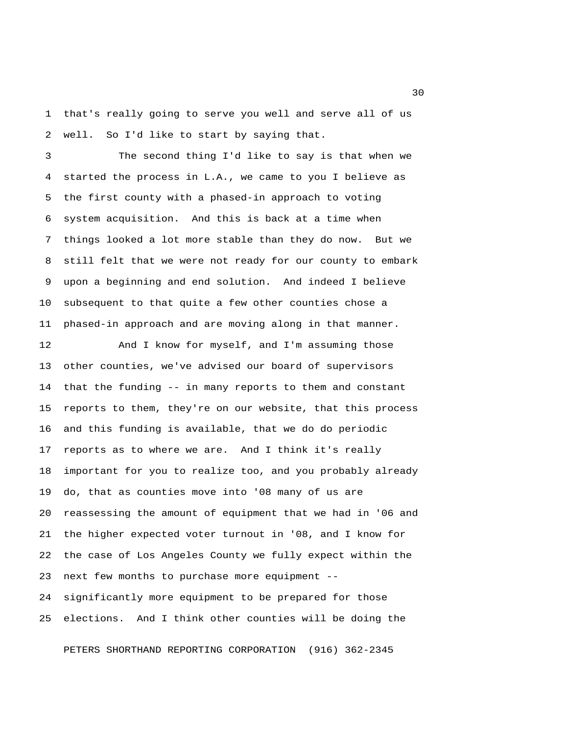that's really going to serve you well and serve all of us well. So I'd like to start by saying that.

The second thing I'd like to say is that when we started the process in L.A., we came to you I believe as the first county with a phased-in approach to voting system acquisition. And this is back at a time when things looked a lot more stable than they do now. But we still felt that we were not ready for our county to embark upon a beginning and end solution. And indeed I believe subsequent to that quite a few other counties chose a phased-in approach and are moving along in that manner.

And I know for myself, and I'm assuming those other counties, we've advised our board of supervisors that the funding -- in many reports to them and constant reports to them, they're on our website, that this process and this funding is available, that we do do periodic reports as to where we are. And I think it's really important for you to realize too, and you probably already do, that as counties move into '08 many of us are reassessing the amount of equipment that we had in '06 and the higher expected voter turnout in '08, and I know for the case of Los Angeles County we fully expect within the next few months to purchase more equipment -- significantly more equipment to be prepared for those elections. And I think other counties will be doing the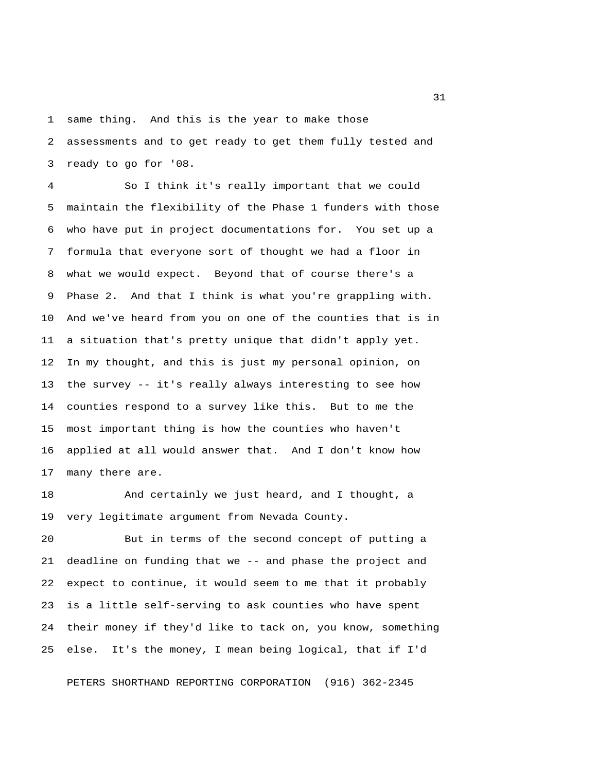same thing. And this is the year to make those assessments and to get ready to get them fully tested and ready to go for '08.

So I think it's really important that we could maintain the flexibility of the Phase 1 funders with those who have put in project documentations for. You set up a formula that everyone sort of thought we had a floor in what we would expect. Beyond that of course there's a Phase 2. And that I think is what you're grappling with. And we've heard from you on one of the counties that is in a situation that's pretty unique that didn't apply yet. In my thought, and this is just my personal opinion, on the survey -- it's really always interesting to see how counties respond to a survey like this. But to me the most important thing is how the counties who haven't applied at all would answer that. And I don't know how many there are.

And certainly we just heard, and I thought, a very legitimate argument from Nevada County.

But in terms of the second concept of putting a deadline on funding that we -- and phase the project and expect to continue, it would seem to me that it probably is a little self-serving to ask counties who have spent their money if they'd like to tack on, you know, something else. It's the money, I mean being logical, that if I'd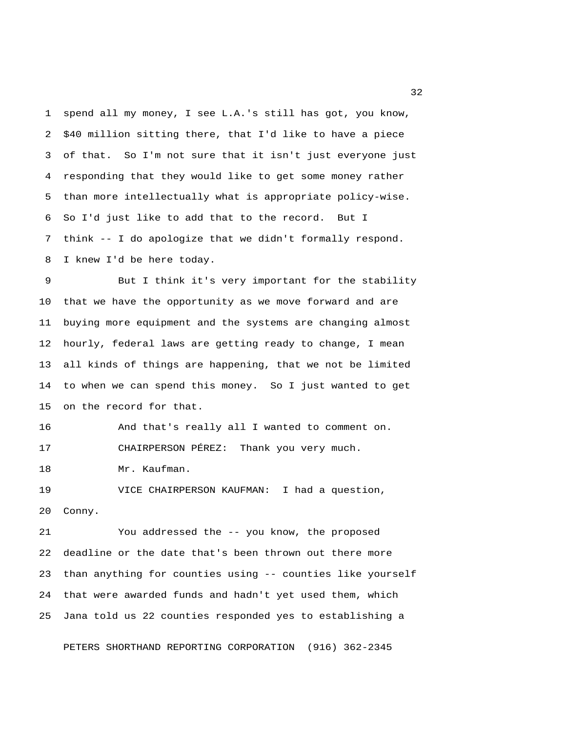spend all my money, I see L.A.'s still has got, you know, $40 million sitting there, that I'd like to have a piece of that. So I'm not sure that it isn't just everyone just responding that they would like to get some money rather than more intellectually what is appropriate policy-wise. So I'd just like to add that to the record. But I think -- I do apologize that we didn't formally respond. I knew I'd be here today.

But I think it's very important for the stability that we have the opportunity as we move forward and are buying more equipment and the systems are changing almost hourly, federal laws are getting ready to change, I mean all kinds of things are happening, that we not be limited to when we can spend this money. So I just wanted to get on the record for that.

And that's really all I wanted to comment on.

CHAIRPERSON PÉREZ: Thank you very much.

Mr. Kaufman.

VICE CHAIRPERSON KAUFMAN: I had a question, Conny.

You addressed the -- you know, the proposed deadline or the date that's been thrown out there more than anything for counties using -- counties like yourself that were awarded funds and hadn't yet used them, which Jana told us 22 counties responded yes to establishing a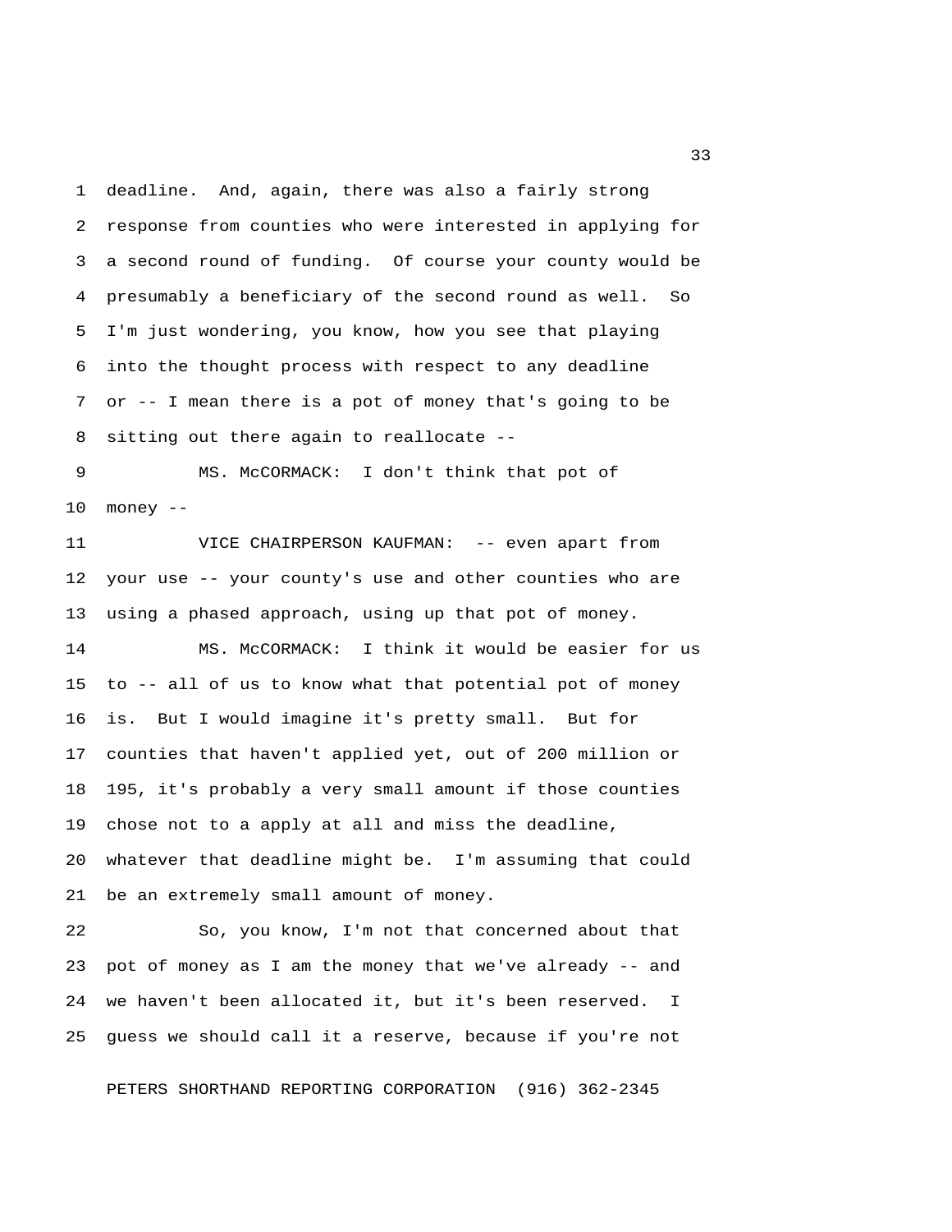deadline. And, again, there was also a fairly strong response from counties who were interested in applying for a second round of funding. Of course your county would be presumably a beneficiary of the second round as well. So I'm just wondering, you know, how you see that playing into the thought process with respect to any deadline or -- I mean there is a pot of money that's going to be sitting out there again to reallocate --

MS. McCORMACK: I don't think that pot of money --

VICE CHAIRPERSON KAUFMAN: -- even apart from your use -- your county's use and other counties who are using a phased approach, using up that pot of money.

MS. McCORMACK: I think it would be easier for us to -- all of us to know what that potential pot of money is. But I would imagine it's pretty small. But for counties that haven't applied yet, out of 200 million or 195, it's probably a very small amount if those counties chose not to a apply at all and miss the deadline, whatever that deadline might be. I'm assuming that could be an extremely small amount of money.

So, you know, I'm not that concerned about that pot of money as I am the money that we've already -- and we haven't been allocated it, but it's been reserved. I guess we should call it a reserve, because if you're not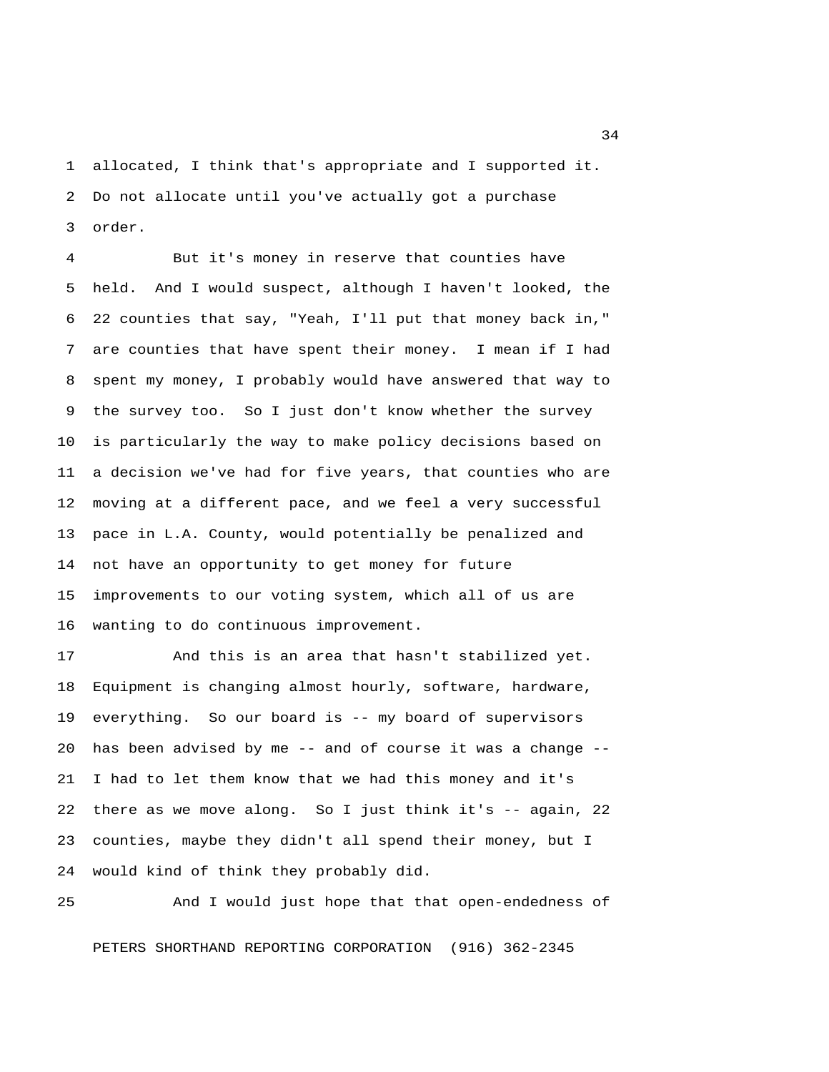allocated, I think that's appropriate and I supported it. Do not allocate until you've actually got a purchase order.

But it's money in reserve that counties have held. And I would suspect, although I haven't looked, the 22 counties that say, "Yeah, I'll put that money back in," are counties that have spent their money. I mean if I had spent my money, I probably would have answered that way to the survey too. So I just don't know whether the survey is particularly the way to make policy decisions based on a decision we've had for five years, that counties who are moving at a different pace, and we feel a very successful pace in L.A. County, would potentially be penalized and not have an opportunity to get money for future improvements to our voting system, which all of us are wanting to do continuous improvement.

And this is an area that hasn't stabilized yet. Equipment is changing almost hourly, software, hardware, everything. So our board is -- my board of supervisors has been advised by me -- and of course it was a change -- I had to let them know that we had this money and it's there as we move along. So I just think it's -- again, 22 counties, maybe they didn't all spend their money, but I would kind of think they probably did.

And I would just hope that that open-endedness of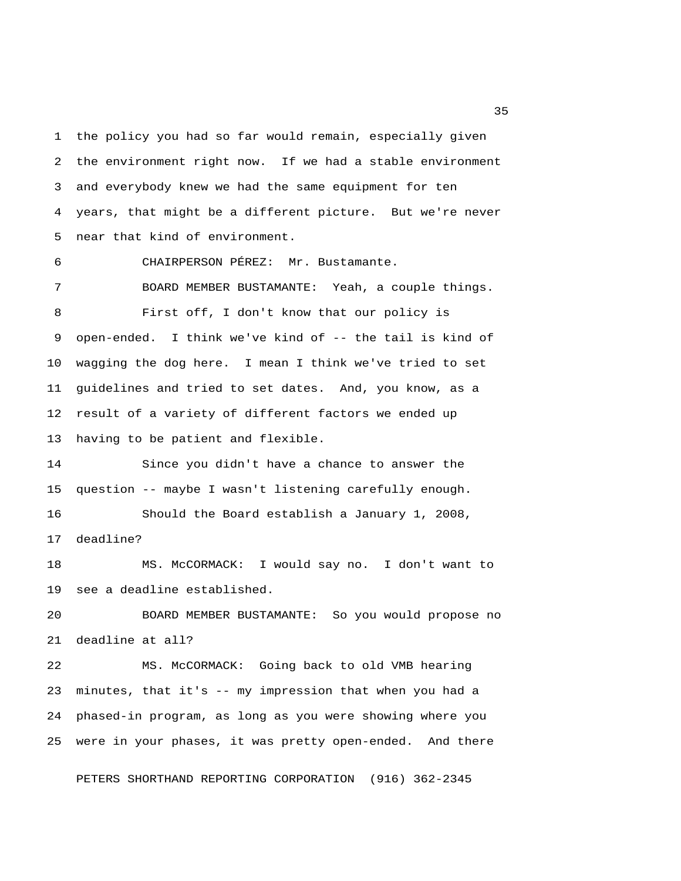the policy you had so far would remain, especially given the environment right now. If we had a stable environment and everybody knew we had the same equipment for ten years, that might be a different picture. But we're never near that kind of environment.

CHAIRPERSON PÉREZ: Mr. Bustamante.

BOARD MEMBER BUSTAMANTE: Yeah, a couple things.

First off, I don't know that our policy is open-ended. I think we've kind of -- the tail is kind of wagging the dog here. I mean I think we've tried to set guidelines and tried to set dates. And, you know, as a result of a variety of different factors we ended up having to be patient and flexible.

Since you didn't have a chance to answer the question -- maybe I wasn't listening carefully enough.

Should the Board establish a January 1, 2008, deadline?

MS. McCORMACK: I would say no. I don't want to see a deadline established.

BOARD MEMBER BUSTAMANTE: So you would propose no deadline at all?

MS. McCORMACK: Going back to old VMB hearing minutes, that it's -- my impression that when you had a phased-in program, as long as you were showing where you were in your phases, it was pretty open-ended. And there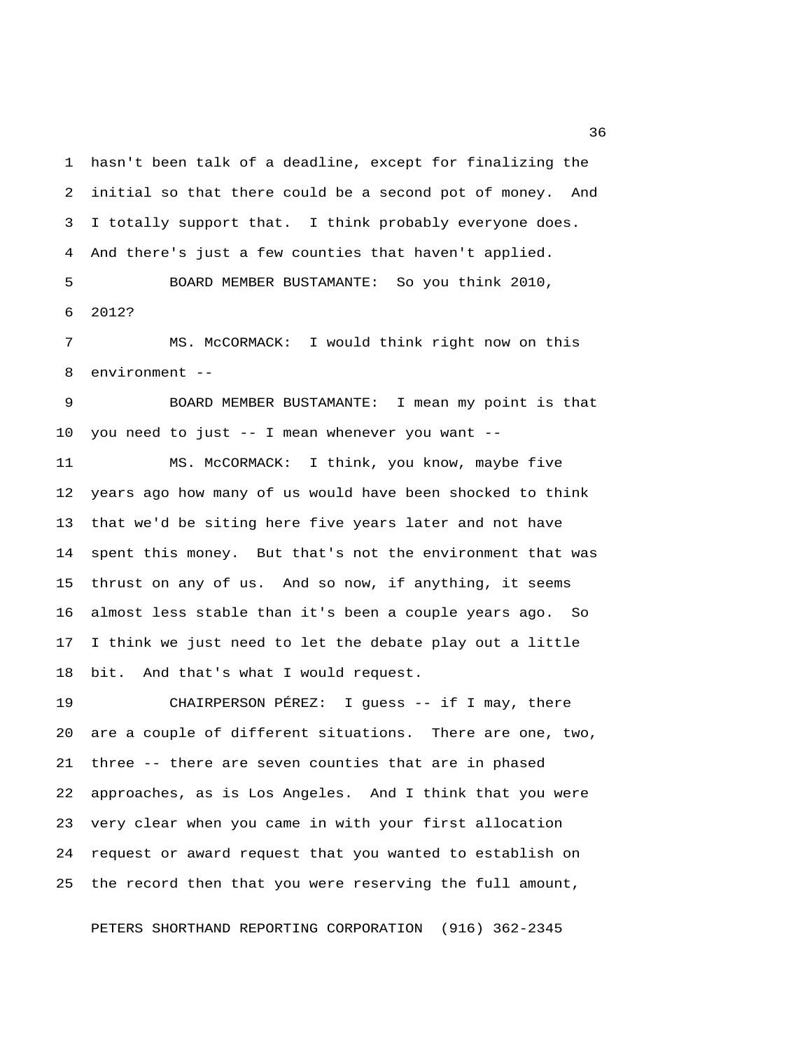hasn't been talk of a deadline, except for finalizing the initial so that there could be a second pot of money. And I totally support that. I think probably everyone does. And there's just a few counties that haven't applied.

BOARD MEMBER BUSTAMANTE: So you think 2010, 2012?

MS. McCORMACK: I would think right now on this environment --

BOARD MEMBER BUSTAMANTE: I mean my point is that you need to just -- I mean whenever you want --

MS. McCORMACK: I think, you know, maybe five years ago how many of us would have been shocked to think that we'd be siting here five years later and not have spent this money. But that's not the environment that was thrust on any of us. And so now, if anything, it seems almost less stable than it's been a couple years ago. So I think we just need to let the debate play out a little bit. And that's what I would request.

CHAIRPERSON PÉREZ: I guess -- if I may, there are a couple of different situations. There are one, two, three -- there are seven counties that are in phased approaches, as is Los Angeles. And I think that you were very clear when you came in with your first allocation request or award request that you wanted to establish on the record then that you were reserving the full amount,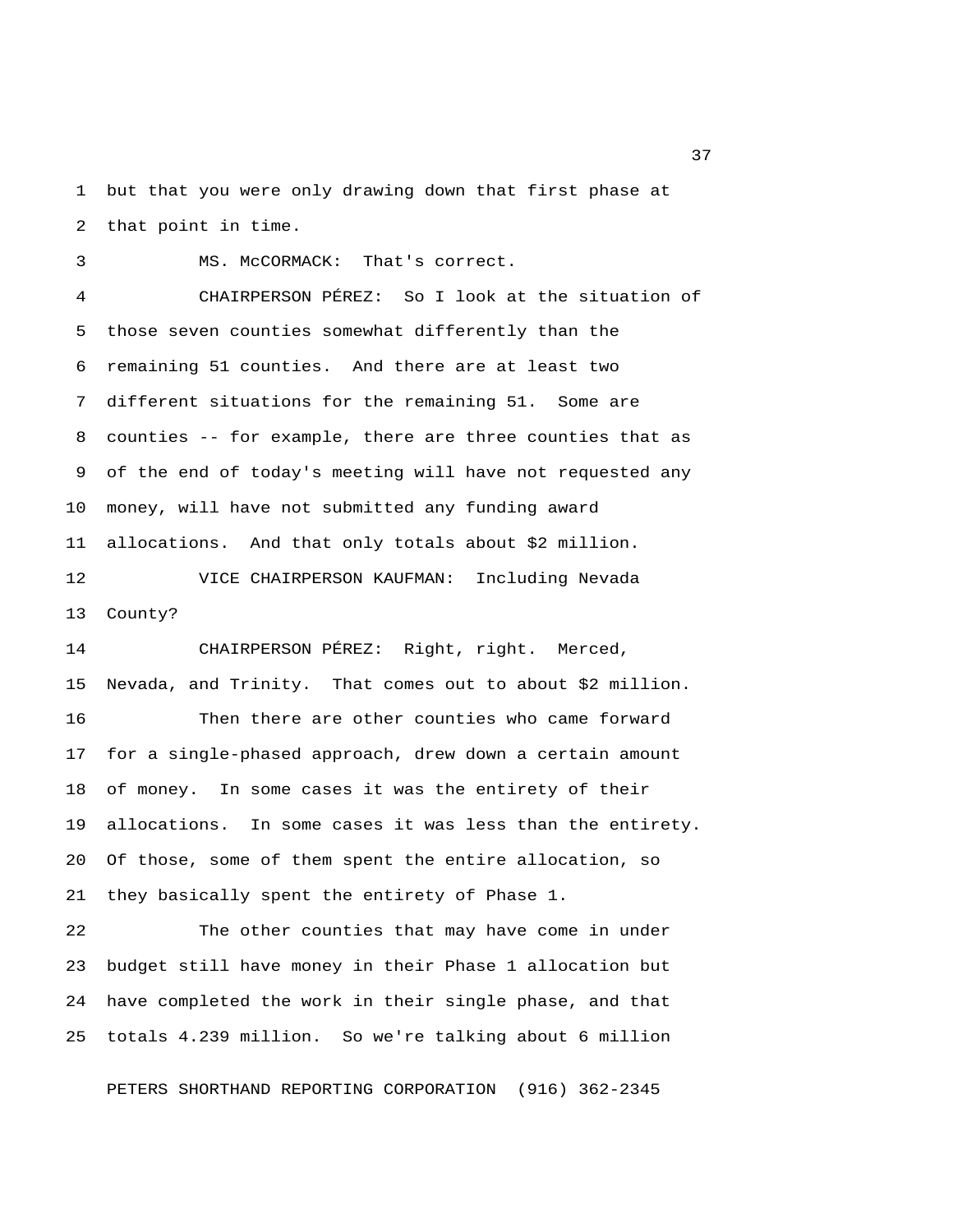but that you were only drawing down that first phase at that point in time.

MS. McCORMACK: That's correct.

CHAIRPERSON PÉREZ: So I look at the situation of those seven counties somewhat differently than the remaining 51 counties. And there are at least two different situations for the remaining 51. Some are counties -- for example, there are three counties that as of the end of today's meeting will have not requested any money, will have not submitted any funding award allocations. And that only totals about $2 million.

VICE CHAIRPERSON KAUFMAN: Including Nevada County?

CHAIRPERSON PÉREZ: Right, right. Merced, Nevada, and Trinity. That comes out to about $2 million.

Then there are other counties who came forward for a single-phased approach, drew down a certain amount of money. In some cases it was the entirety of their allocations. In some cases it was less than the entirety. Of those, some of them spent the entire allocation, so they basically spent the entirety of Phase 1.

The other counties that may have come in under budget still have money in their Phase 1 allocation but have completed the work in their single phase, and that totals 4.239 million. So we're talking about 6 million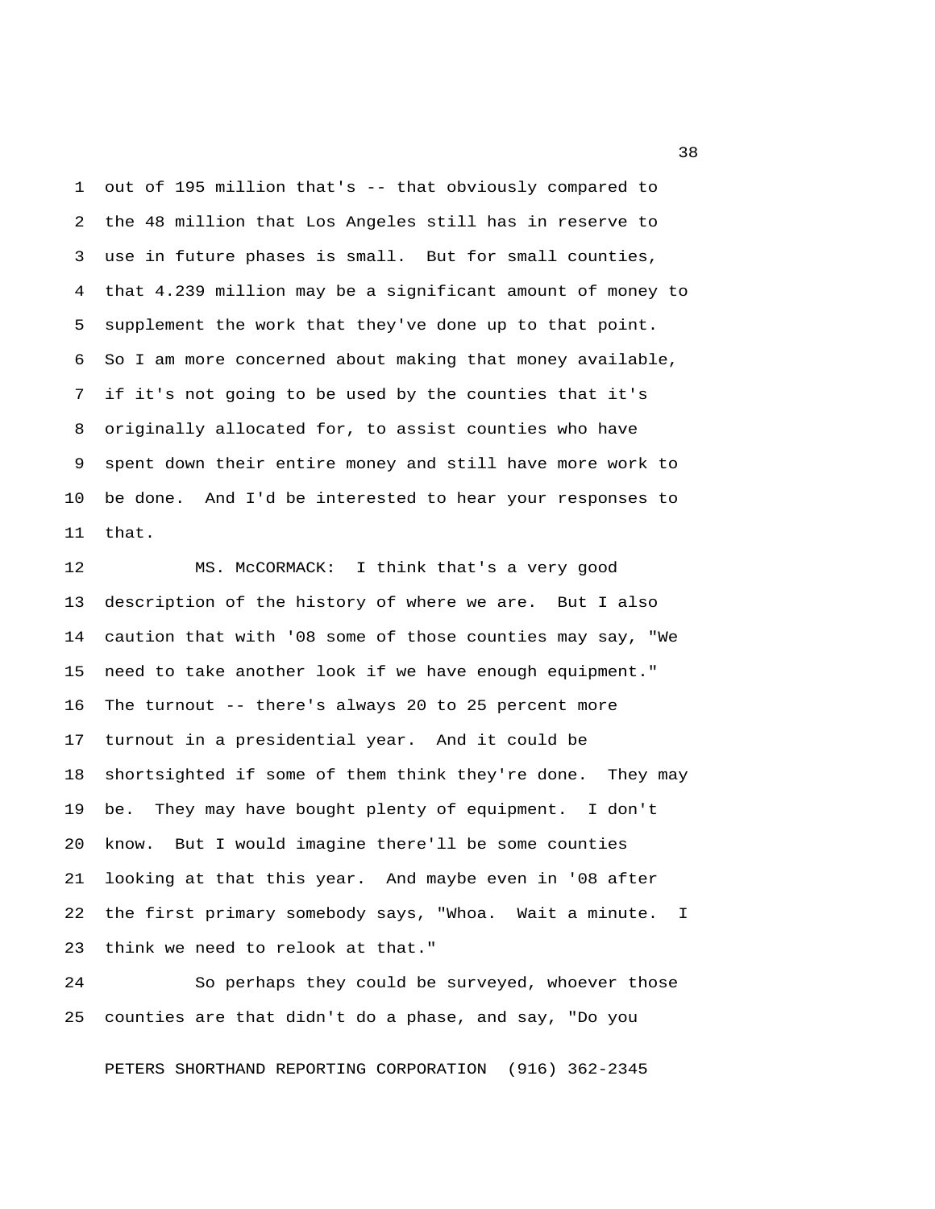out of 195 million that's -- that obviously compared to the 48 million that Los Angeles still has in reserve to use in future phases is small. But for small counties, that 4.239 million may be a significant amount of money to supplement the work that they've done up to that point. So I am more concerned about making that money available, if it's not going to be used by the counties that it's originally allocated for, to assist counties who have spent down their entire money and still have more work to be done. And I'd be interested to hear your responses to that.

MS. McCORMACK: I think that's a very good description of the history of where we are. But I also caution that with '08 some of those counties may say, "We need to take another look if we have enough equipment." The turnout -- there's always 20 to 25 percent more turnout in a presidential year. And it could be shortsighted if some of them think they're done. They may be. They may have bought plenty of equipment. I don't know. But I would imagine there'll be some counties looking at that this year. And maybe even in '08 after the first primary somebody says, "Whoa. Wait a minute. I think we need to relook at that."

So perhaps they could be surveyed, whoever those counties are that didn't do a phase, and say, "Do you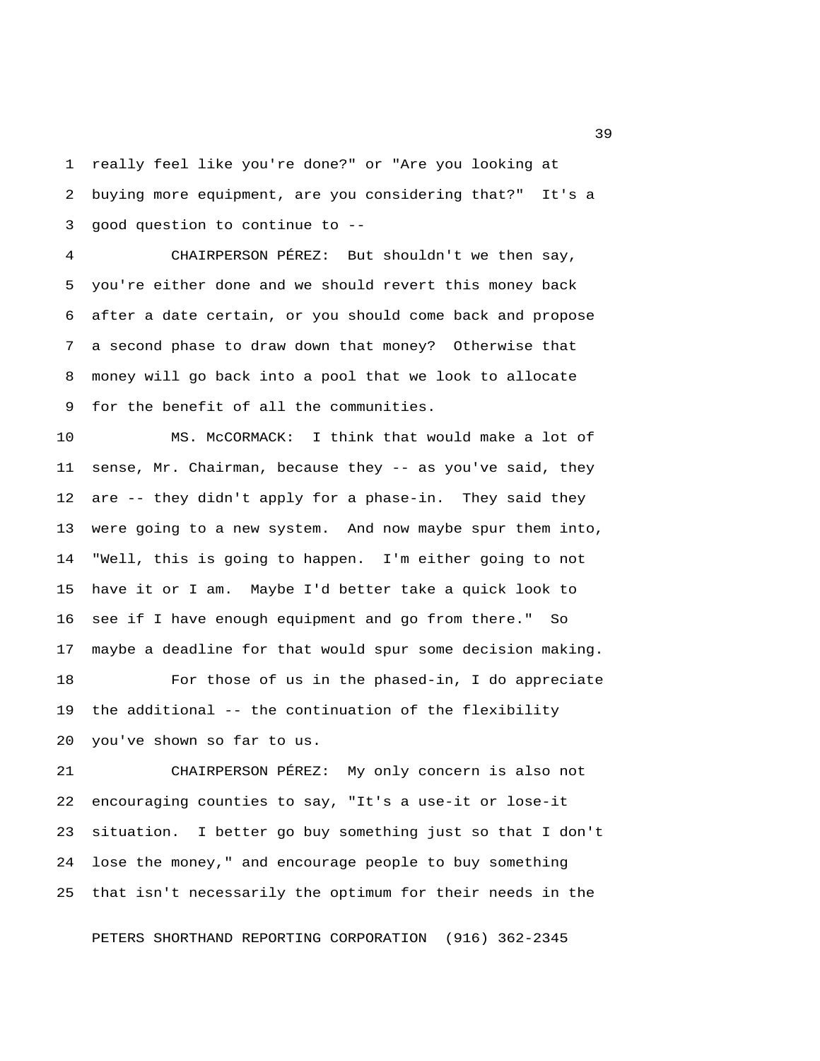really feel like you're done?" or "Are you looking at buying more equipment, are you considering that?" It's a good question to continue to --

CHAIRPERSON PÉREZ: But shouldn't we then say, you're either done and we should revert this money back after a date certain, or you should come back and propose a second phase to draw down that money? Otherwise that money will go back into a pool that we look to allocate for the benefit of all the communities.

MS. McCORMACK: I think that would make a lot of sense, Mr. Chairman, because they -- as you've said, they are -- they didn't apply for a phase-in. They said they were going to a new system. And now maybe spur them into, "Well, this is going to happen. I'm either going to not have it or I am. Maybe I'd better take a quick look to see if I have enough equipment and go from there." So maybe a deadline for that would spur some decision making.

For those of us in the phased-in, I do appreciate the additional -- the continuation of the flexibility you've shown so far to us.

CHAIRPERSON PÉREZ: My only concern is also not encouraging counties to say, "It's a use-it or lose-it situation. I better go buy something just so that I don't lose the money," and encourage people to buy something that isn't necessarily the optimum for their needs in the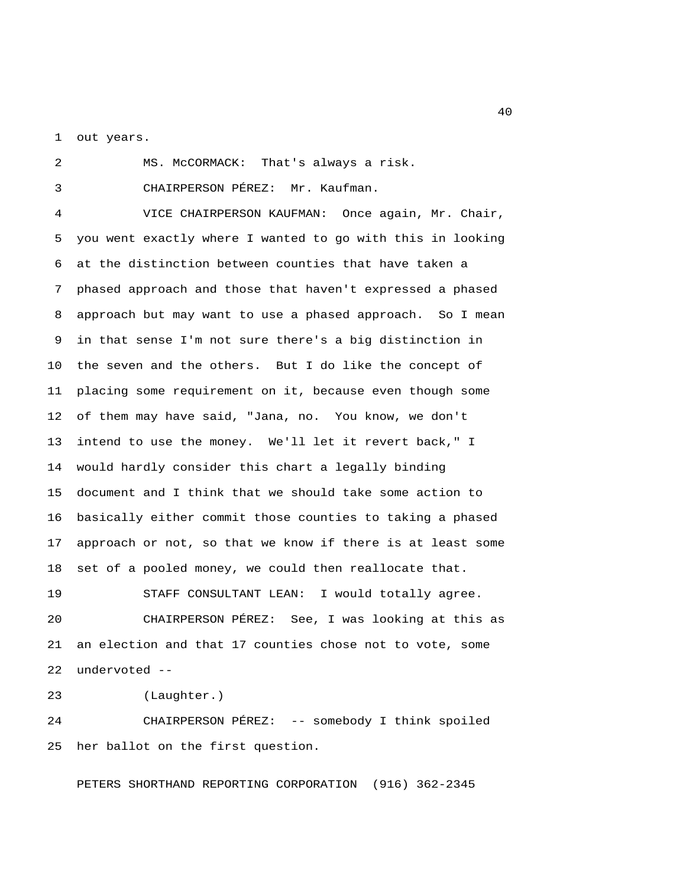out years.

MS. McCORMACK: That's always a risk.

CHAIRPERSON PÉREZ: Mr. Kaufman.

VICE CHAIRPERSON KAUFMAN: Once again, Mr. Chair, you went exactly where I wanted to go with this in looking at the distinction between counties that have taken a phased approach and those that haven't expressed a phased approach but may want to use a phased approach. So I mean in that sense I'm not sure there's a big distinction in the seven and the others. But I do like the concept of placing some requirement on it, because even though some of them may have said, "Jana, no. You know, we don't intend to use the money. We'll let it revert back," I would hardly consider this chart a legally binding document and I think that we should take some action to basically either commit those counties to taking a phased approach or not, so that we know if there is at least some set of a pooled money, we could then reallocate that.

STAFF CONSULTANT LEAN: I would totally agree.

CHAIRPERSON PÉREZ: See, I was looking at this as an election and that 17 counties chose not to vote, some undervoted --

(Laughter.)

CHAIRPERSON PÉREZ: -- somebody I think spoiled her ballot on the first question.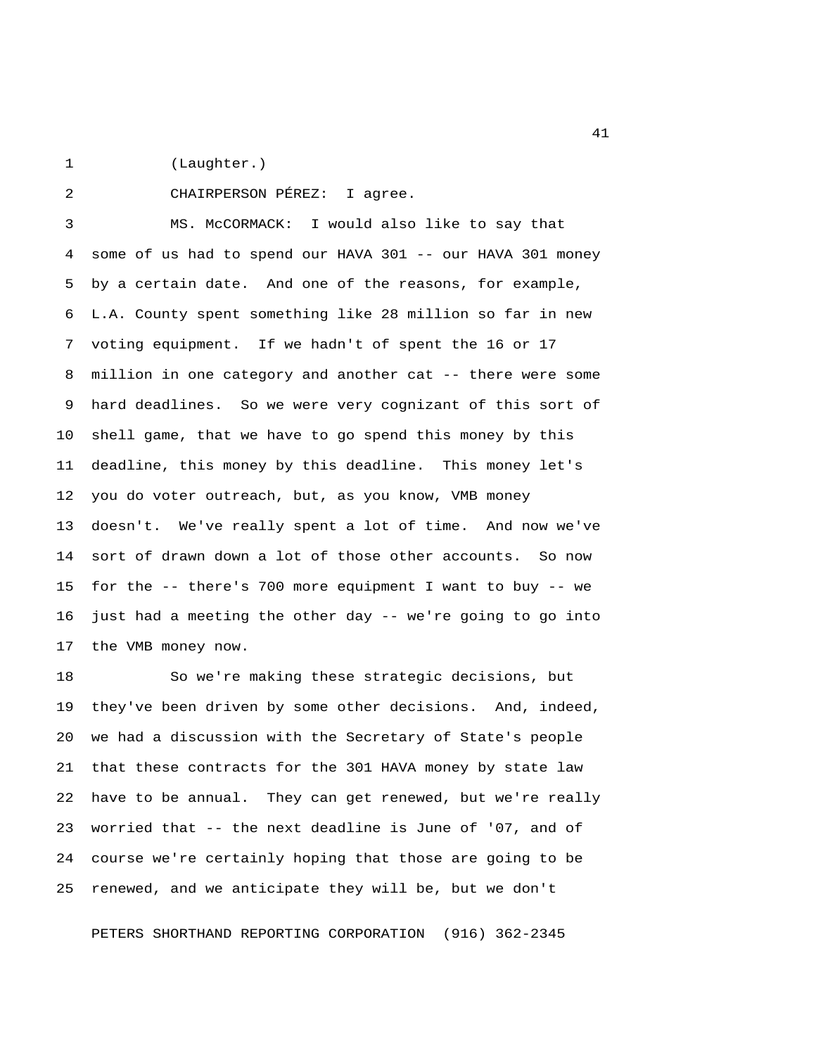(Laughter.)

CHAIRPERSON PÉREZ: I agree.

MS. McCORMACK: I would also like to say that some of us had to spend our HAVA 301 -- our HAVA 301 money by a certain date. And one of the reasons, for example, L.A. County spent something like 28 million so far in new voting equipment. If we hadn't of spent the 16 or 17 million in one category and another cat -- there were some hard deadlines. So we were very cognizant of this sort of shell game, that we have to go spend this money by this deadline, this money by this deadline. This money let's you do voter outreach, but, as you know, VMB money doesn't. We've really spent a lot of time. And now we've sort of drawn down a lot of those other accounts. So now for the -- there's 700 more equipment I want to buy -- we just had a meeting the other day -- we're going to go into the VMB money now.

So we're making these strategic decisions, but they've been driven by some other decisions. And, indeed, we had a discussion with the Secretary of State's people that these contracts for the 301 HAVA money by state law have to be annual. They can get renewed, but we're really worried that -- the next deadline is June of '07, and of course we're certainly hoping that those are going to be renewed, and we anticipate they will be, but we don't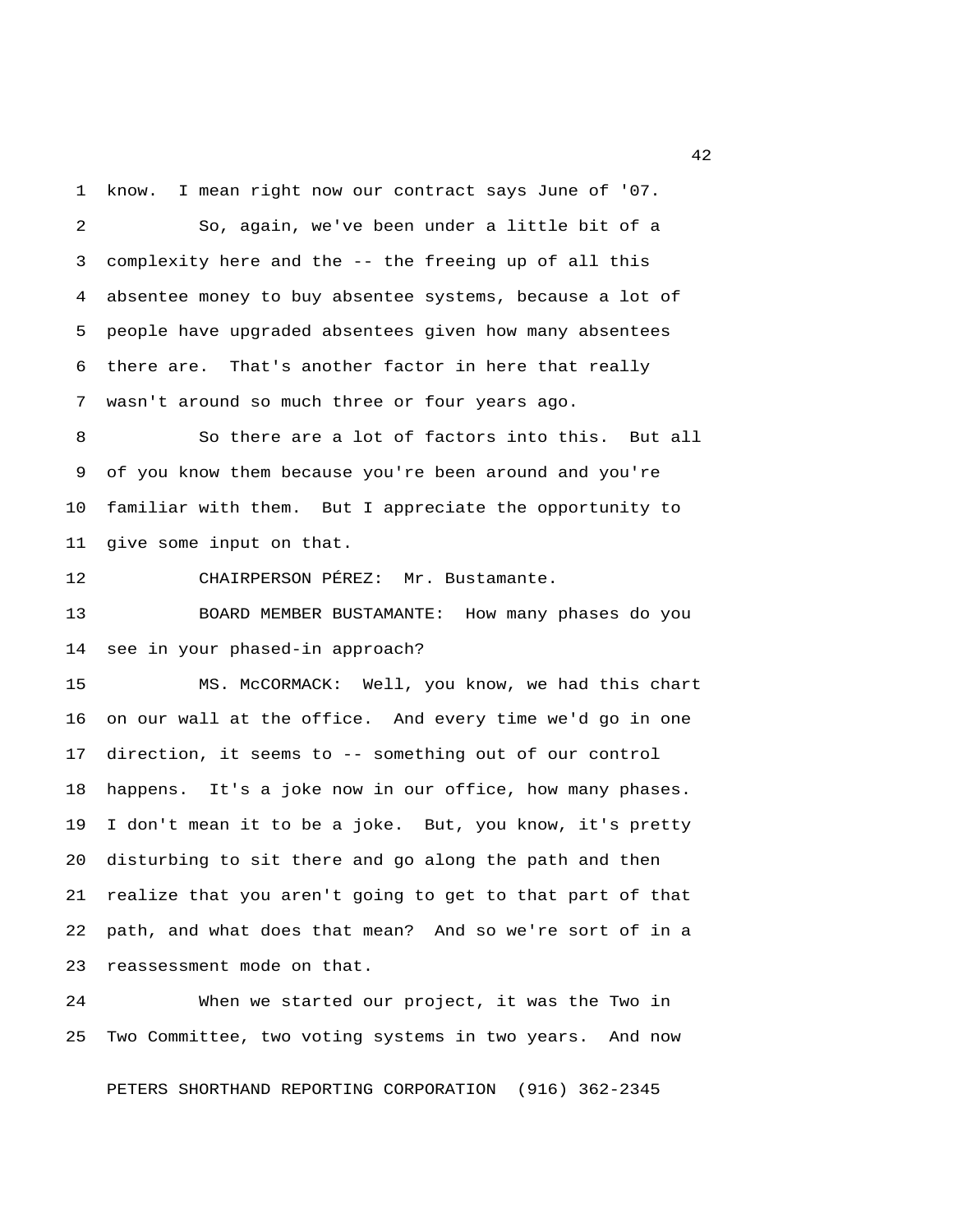know. I mean right now our contract says June of '07.

So, again, we've been under a little bit of a complexity here and the -- the freeing up of all this absentee money to buy absentee systems, because a lot of people have upgraded absentees given how many absentees there are. That's another factor in here that really wasn't around so much three or four years ago.

So there are a lot of factors into this. But all of you know them because you're been around and you're familiar with them. But I appreciate the opportunity to give some input on that.

CHAIRPERSON PÉREZ: Mr. Bustamante.

BOARD MEMBER BUSTAMANTE: How many phases do you see in your phased-in approach?

MS. McCORMACK: Well, you know, we had this chart on our wall at the office. And every time we'd go in one direction, it seems to -- something out of our control happens. It's a joke now in our office, how many phases. I don't mean it to be a joke. But, you know, it's pretty disturbing to sit there and go along the path and then realize that you aren't going to get to that part of that path, and what does that mean? And so we're sort of in a reassessment mode on that.

When we started our project, it was the Two in Two Committee, two voting systems in two years. And now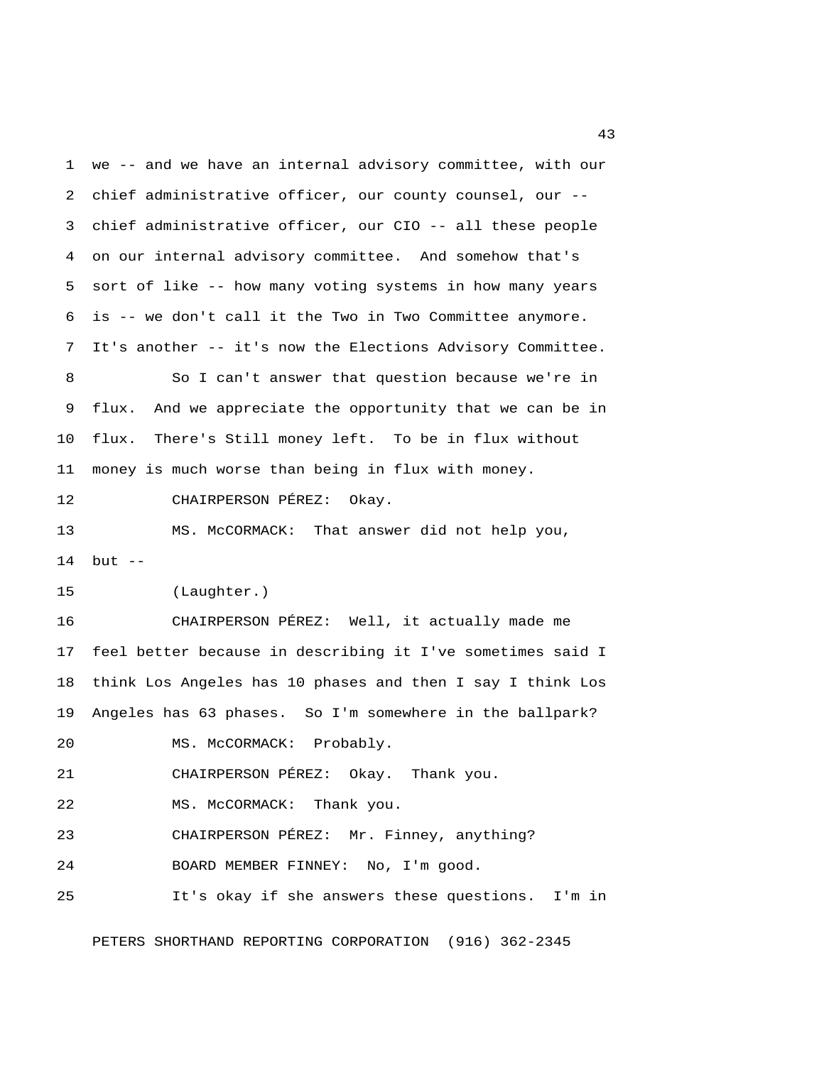we -- and we have an internal advisory committee, with our chief administrative officer, our county counsel, our -- chief administrative officer, our CIO -- all these people on our internal advisory committee. And somehow that's sort of like -- how many voting systems in how many years is -- we don't call it the Two in Two Committee anymore. It's another -- it's now the Elections Advisory Committee.

So I can't answer that question because we're in flux. And we appreciate the opportunity that we can be in flux. There's Still money left. To be in flux without money is much worse than being in flux with money.

CHAIRPERSON PÉREZ: Okay.

MS. McCORMACK: That answer did not help you, but --

(Laughter.)

CHAIRPERSON PÉREZ: Well, it actually made me feel better because in describing it I've sometimes said I think Los Angeles has 10 phases and then I say I think Los Angeles has 63 phases. So I'm somewhere in the ballpark?

MS. McCORMACK: Probably.

CHAIRPERSON PÉREZ: Okay. Thank you.

MS. McCORMACK: Thank you.

CHAIRPERSON PÉREZ: Mr. Finney, anything?

BOARD MEMBER FINNEY: No, I'm good.

It's okay if she answers these questions. I'm in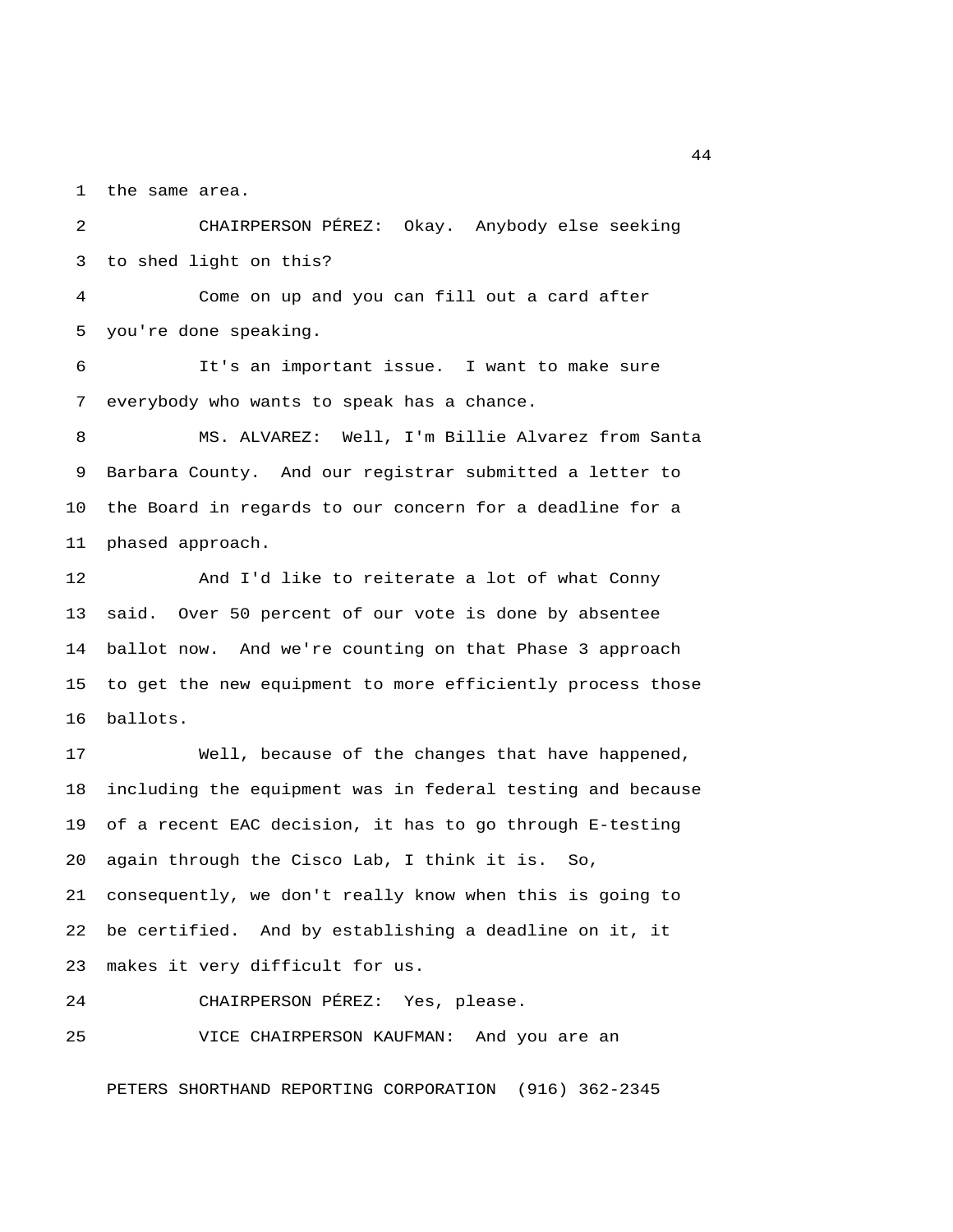the same area.

CHAIRPERSON PÉREZ: Okay. Anybody else seeking to shed light on this?

Come on up and you can fill out a card after you're done speaking.

It's an important issue. I want to make sure everybody who wants to speak has a chance.

MS. ALVAREZ: Well, I'm Billie Alvarez from Santa Barbara County. And our registrar submitted a letter to the Board in regards to our concern for a deadline for a phased approach.

And I'd like to reiterate a lot of what Conny said. Over 50 percent of our vote is done by absentee ballot now. And we're counting on that Phase 3 approach to get the new equipment to more efficiently process those ballots.

Well, because of the changes that have happened, including the equipment was in federal testing and because of a recent EAC decision, it has to go through E-testing again through the Cisco Lab, I think it is. So, consequently, we don't really know when this is going to be certified. And by establishing a deadline on it, it makes it very difficult for us.

CHAIRPERSON PÉREZ: Yes, please.

VICE CHAIRPERSON KAUFMAN: And you are an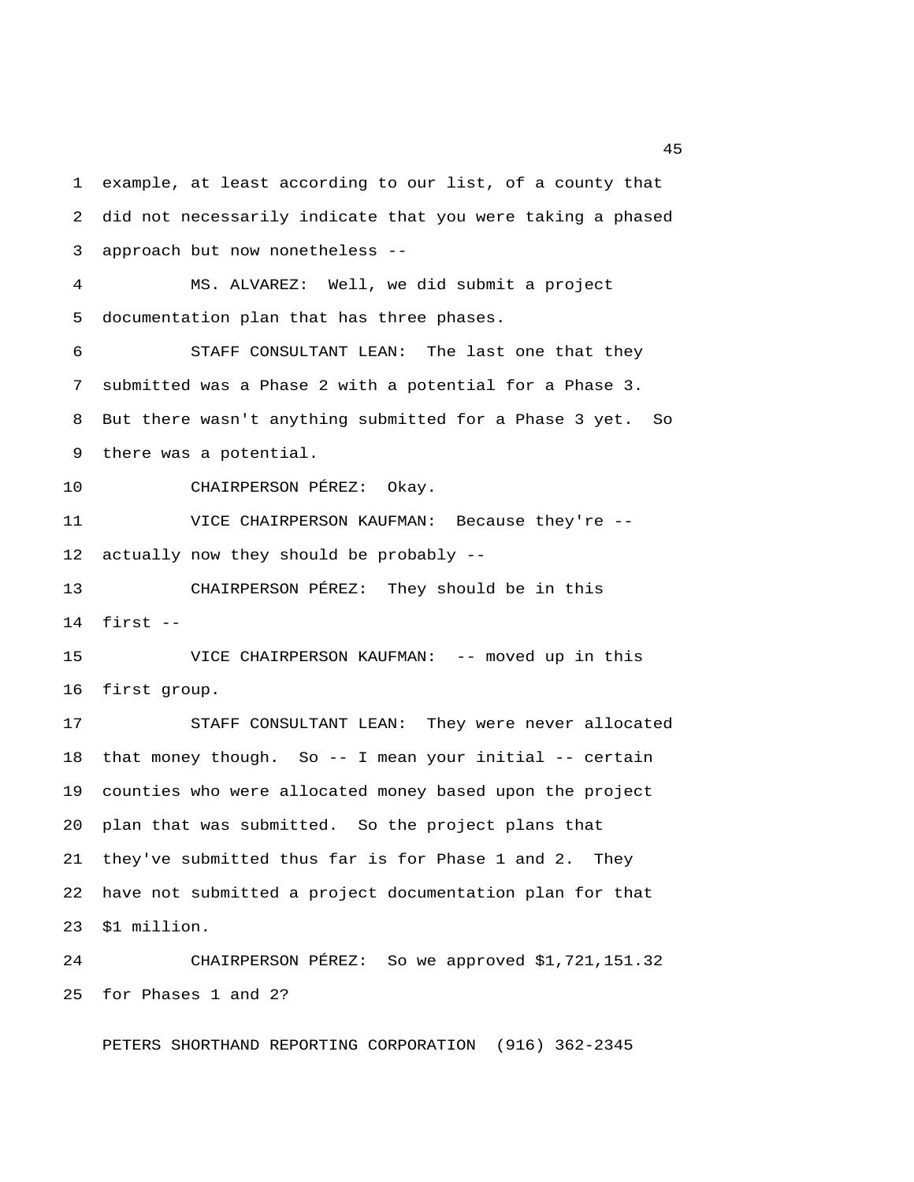example, at least according to our list, of a county that did not necessarily indicate that you were taking a phased approach but now nonetheless --

MS. ALVAREZ: Well, we did submit a project documentation plan that has three phases.

STAFF CONSULTANT LEAN: The last one that they submitted was a Phase 2 with a potential for a Phase 3. But there wasn't anything submitted for a Phase 3 yet. So there was a potential.

CHAIRPERSON PÉREZ: Okay.

VICE CHAIRPERSON KAUFMAN: Because they're -- actually now they should be probably --

CHAIRPERSON PÉREZ: They should be in this first --

VICE CHAIRPERSON KAUFMAN: -- moved up in this first group.

STAFF CONSULTANT LEAN: They were never allocated that money though. So -- I mean your initial -- certain counties who were allocated money based upon the project plan that was submitted. So the project plans that they've submitted thus far is for Phase 1 and 2. They have not submitted a project documentation plan for that $1 million.

CHAIRPERSON PÉREZ: So we approved $1,721,151.32 for Phases 1 and 2?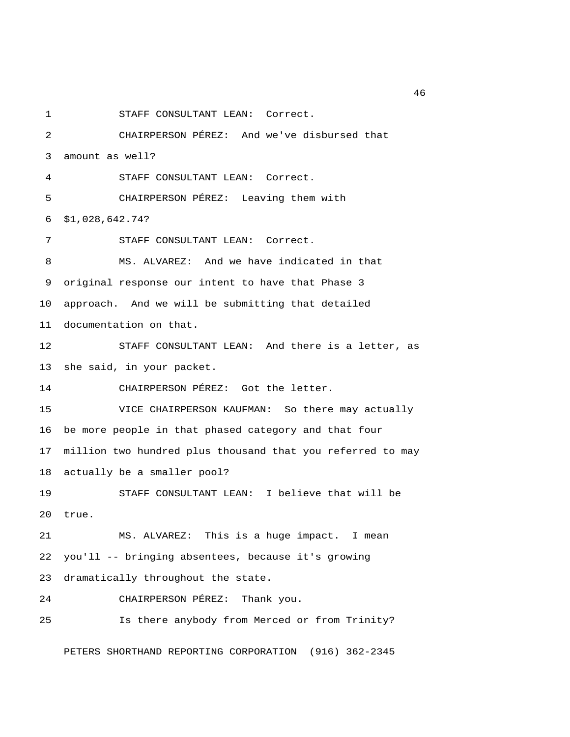STAFF CONSULTANT LEAN: Correct.

CHAIRPERSON PÉREZ: And we've disbursed that amount as well?

STAFF CONSULTANT LEAN: Correct.

CHAIRPERSON PÉREZ: Leaving them with $1,028,642.74?

STAFF CONSULTANT LEAN: Correct.

MS. ALVAREZ: And we have indicated in that original response our intent to have that Phase 3 approach. And we will be submitting that detailed documentation on that.

STAFF CONSULTANT LEAN: And there is a letter, as she said, in your packet.

CHAIRPERSON PÉREZ: Got the letter.

VICE CHAIRPERSON KAUFMAN: So there may actually be more people in that phased category and that four million two hundred plus thousand that you referred to may actually be a smaller pool?

STAFF CONSULTANT LEAN: I believe that will be true.

MS. ALVAREZ: This is a huge impact. I mean you'll -- bringing absentees, because it's growing dramatically throughout the state.

CHAIRPERSON PÉREZ: Thank you.

Is there anybody from Merced or from Trinity?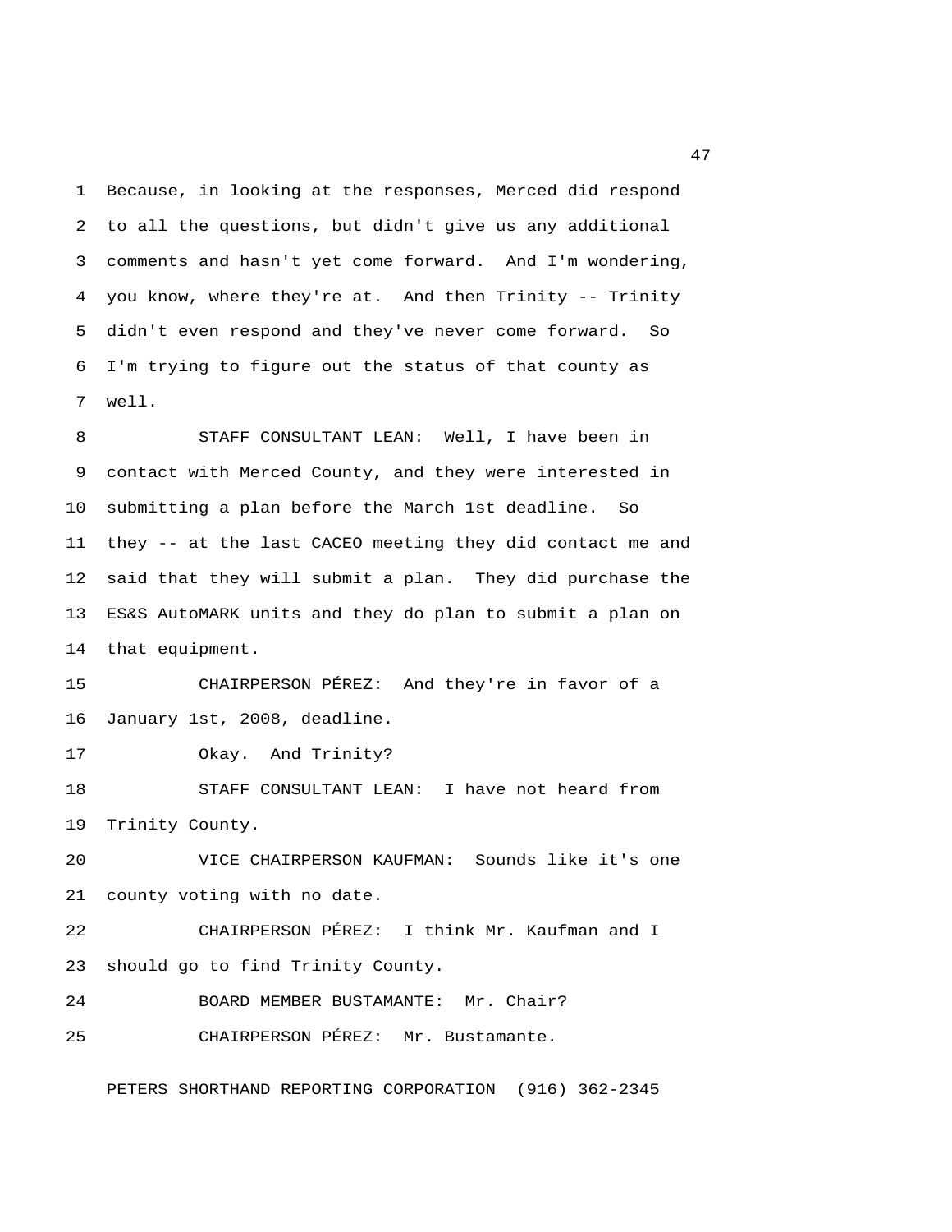Because, in looking at the responses, Merced did respond to all the questions, but didn't give us any additional comments and hasn't yet come forward. And I'm wondering, you know, where they're at. And then Trinity -- Trinity didn't even respond and they've never come forward. So I'm trying to figure out the status of that county as well.

STAFF CONSULTANT LEAN: Well, I have been in contact with Merced County, and they were interested in submitting a plan before the March 1st deadline. So they -- at the last CACEO meeting they did contact me and said that they will submit a plan. They did purchase the ES&S AutoMARK units and they do plan to submit a plan on that equipment.

CHAIRPERSON PÉREZ: And they're in favor of a January 1st, 2008, deadline.

Okay. And Trinity?

STAFF CONSULTANT LEAN: I have not heard from Trinity County.

VICE CHAIRPERSON KAUFMAN: Sounds like it's one county voting with no date.

CHAIRPERSON PÉREZ: I think Mr. Kaufman and I should go to find Trinity County.

BOARD MEMBER BUSTAMANTE: Mr. Chair?

CHAIRPERSON PÉREZ: Mr. Bustamante.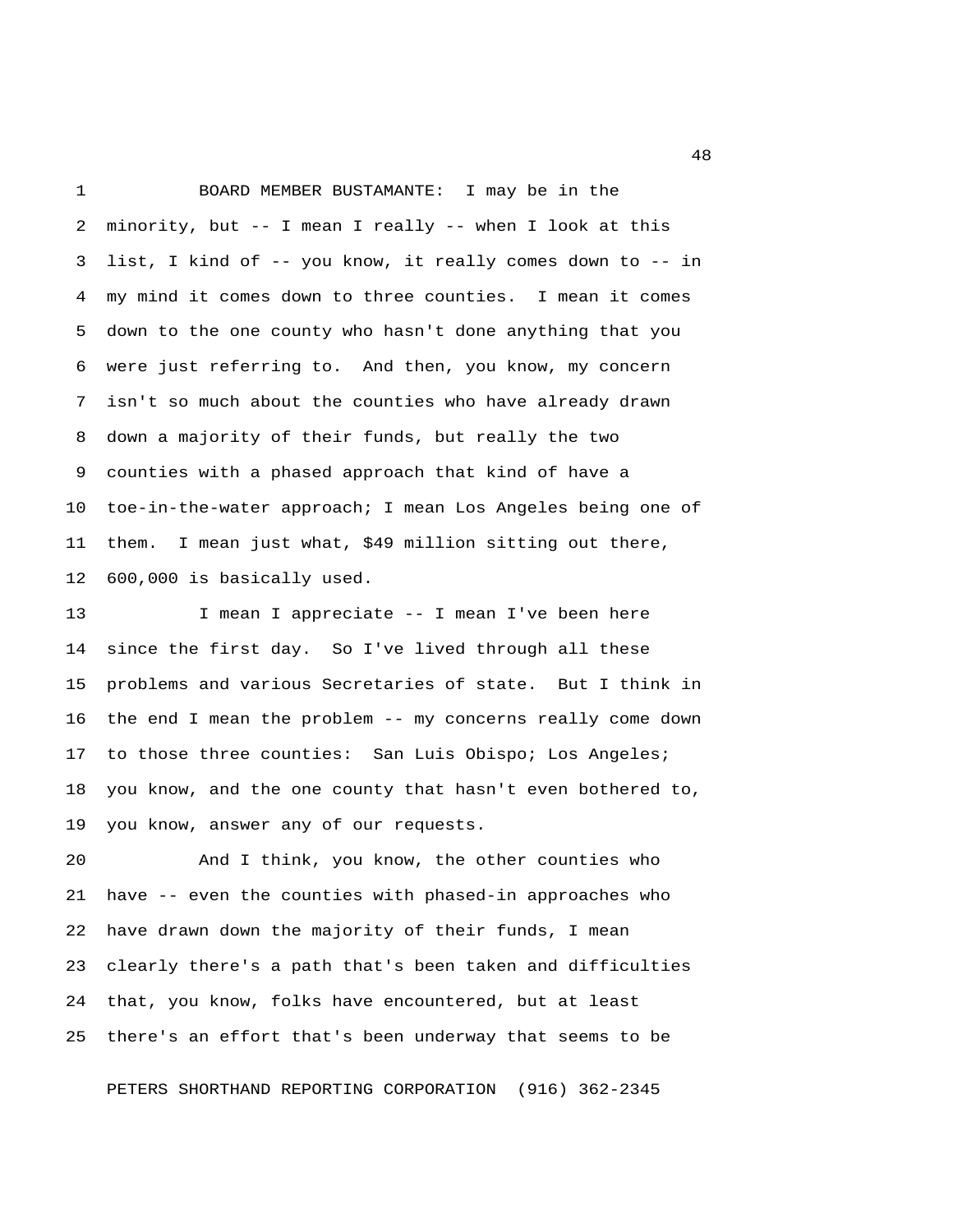BOARD MEMBER BUSTAMANTE: I may be in the minority, but -- I mean I really -- when I look at this list, I kind of -- you know, it really comes down to -- in my mind it comes down to three counties. I mean it comes down to the one county who hasn't done anything that you were just referring to. And then, you know, my concern isn't so much about the counties who have already drawn down a majority of their funds, but really the two counties with a phased approach that kind of have a toe-in-the-water approach; I mean Los Angeles being one of them. I mean just what, $49 million sitting out there, 600,000 is basically used.

I mean I appreciate -- I mean I've been here since the first day. So I've lived through all these problems and various Secretaries of state. But I think in the end I mean the problem -- my concerns really come down to those three counties: San Luis Obispo; Los Angeles; you know, and the one county that hasn't even bothered to, you know, answer any of our requests.

And I think, you know, the other counties who have -- even the counties with phased-in approaches who have drawn down the majority of their funds, I mean clearly there's a path that's been taken and difficulties that, you know, folks have encountered, but at least there's an effort that's been underway that seems to be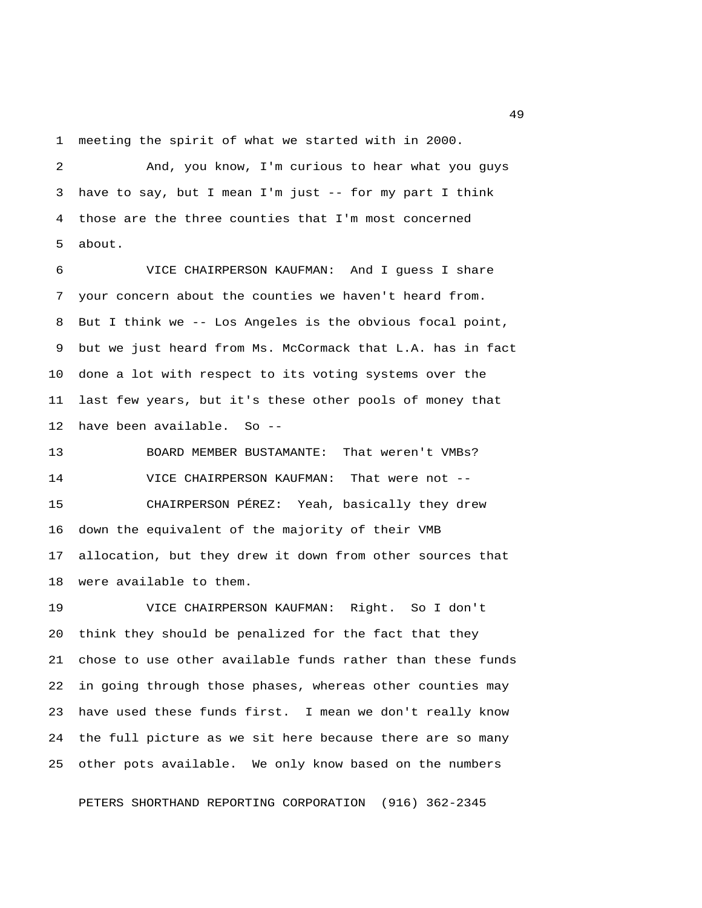meeting the spirit of what we started with in 2000.

And, you know, I'm curious to hear what you guys have to say, but I mean I'm just -- for my part I think those are the three counties that I'm most concerned about.

VICE CHAIRPERSON KAUFMAN: And I guess I share your concern about the counties we haven't heard from. But I think we -- Los Angeles is the obvious focal point, but we just heard from Ms. McCormack that L.A. has in fact done a lot with respect to its voting systems over the last few years, but it's these other pools of money that have been available. So --

BOARD MEMBER BUSTAMANTE: That weren't VMBs?

VICE CHAIRPERSON KAUFMAN: That were not --

CHAIRPERSON PÉREZ: Yeah, basically they drew down the equivalent of the majority of their VMB allocation, but they drew it down from other sources that were available to them.

VICE CHAIRPERSON KAUFMAN: Right. So I don't think they should be penalized for the fact that they chose to use other available funds rather than these funds in going through those phases, whereas other counties may have used these funds first. I mean we don't really know the full picture as we sit here because there are so many other pots available. We only know based on the numbers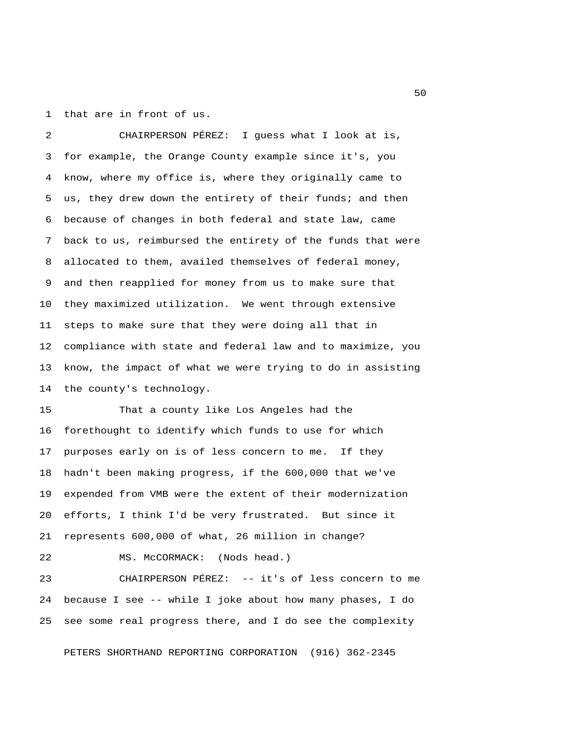that are in front of us.

CHAIRPERSON PÉREZ: I guess what I look at is, for example, the Orange County example since it's, you know, where my office is, where they originally came to us, they drew down the entirety of their funds; and then because of changes in both federal and state law, came back to us, reimbursed the entirety of the funds that were allocated to them, availed themselves of federal money, and then reapplied for money from us to make sure that they maximized utilization. We went through extensive steps to make sure that they were doing all that in compliance with state and federal law and to maximize, you know, the impact of what we were trying to do in assisting the county's technology.

That a county like Los Angeles had the forethought to identify which funds to use for which purposes early on is of less concern to me. If they hadn't been making progress, if the 600,000 that we've expended from VMB were the extent of their modernization efforts, I think I'd be very frustrated. But since it represents 600,000 of what, 26 million in change?

MS. McCORMACK: (Nods head.)

CHAIRPERSON PÉREZ: -- it's of less concern to me because I see -- while I joke about how many phases, I do see some real progress there, and I do see the complexity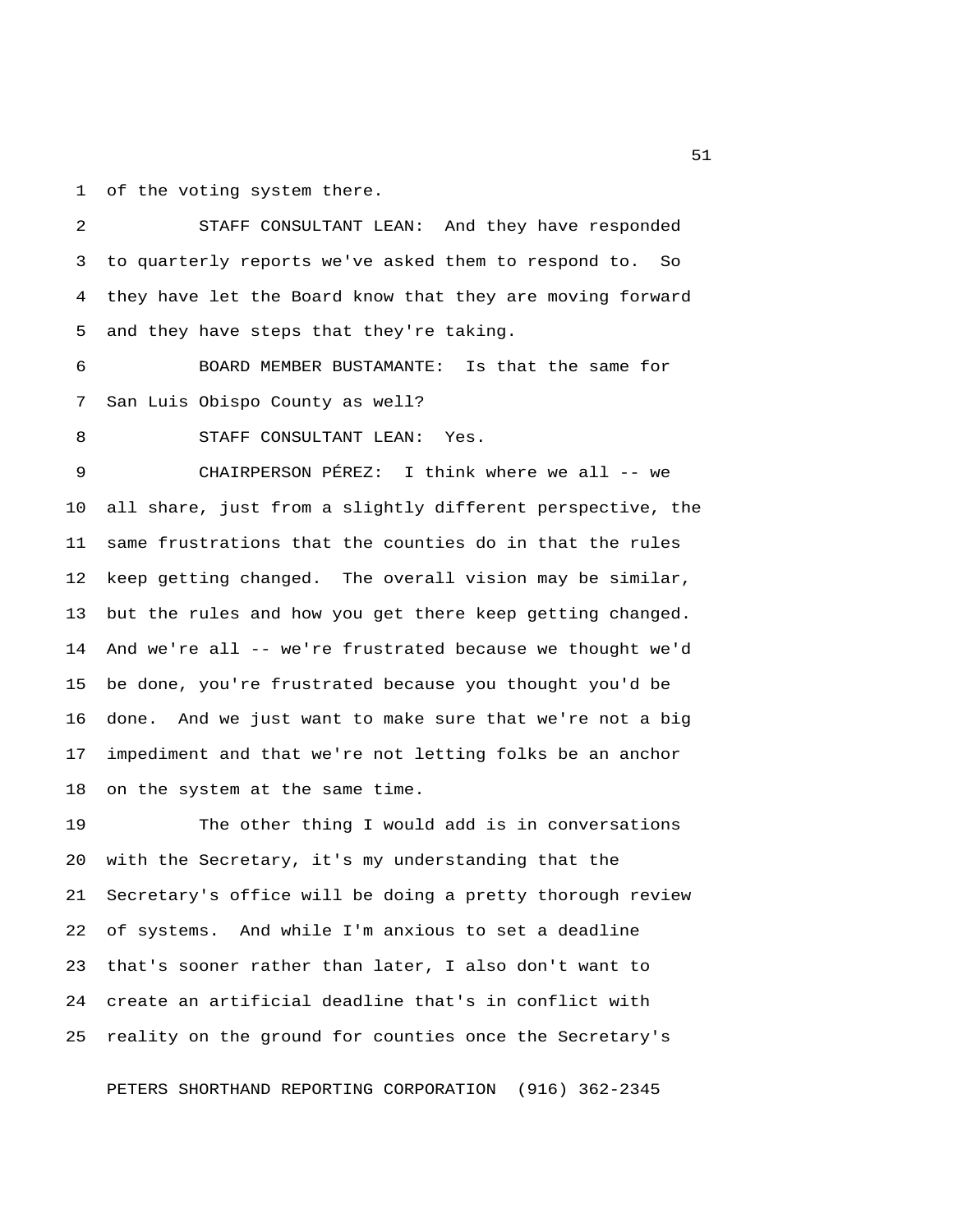of the voting system there.

STAFF CONSULTANT LEAN: And they have responded to quarterly reports we've asked them to respond to. So they have let the Board know that they are moving forward and they have steps that they're taking.

BOARD MEMBER BUSTAMANTE: Is that the same for San Luis Obispo County as well?

STAFF CONSULTANT LEAN: Yes.

CHAIRPERSON PÉREZ: I think where we all -- we all share, just from a slightly different perspective, the same frustrations that the counties do in that the rules keep getting changed. The overall vision may be similar, but the rules and how you get there keep getting changed. And we're all -- we're frustrated because we thought we'd be done, you're frustrated because you thought you'd be done. And we just want to make sure that we're not a big impediment and that we're not letting folks be an anchor on the system at the same time.

The other thing I would add is in conversations with the Secretary, it's my understanding that the Secretary's office will be doing a pretty thorough review of systems. And while I'm anxious to set a deadline that's sooner rather than later, I also don't want to create an artificial deadline that's in conflict with reality on the ground for counties once the Secretary's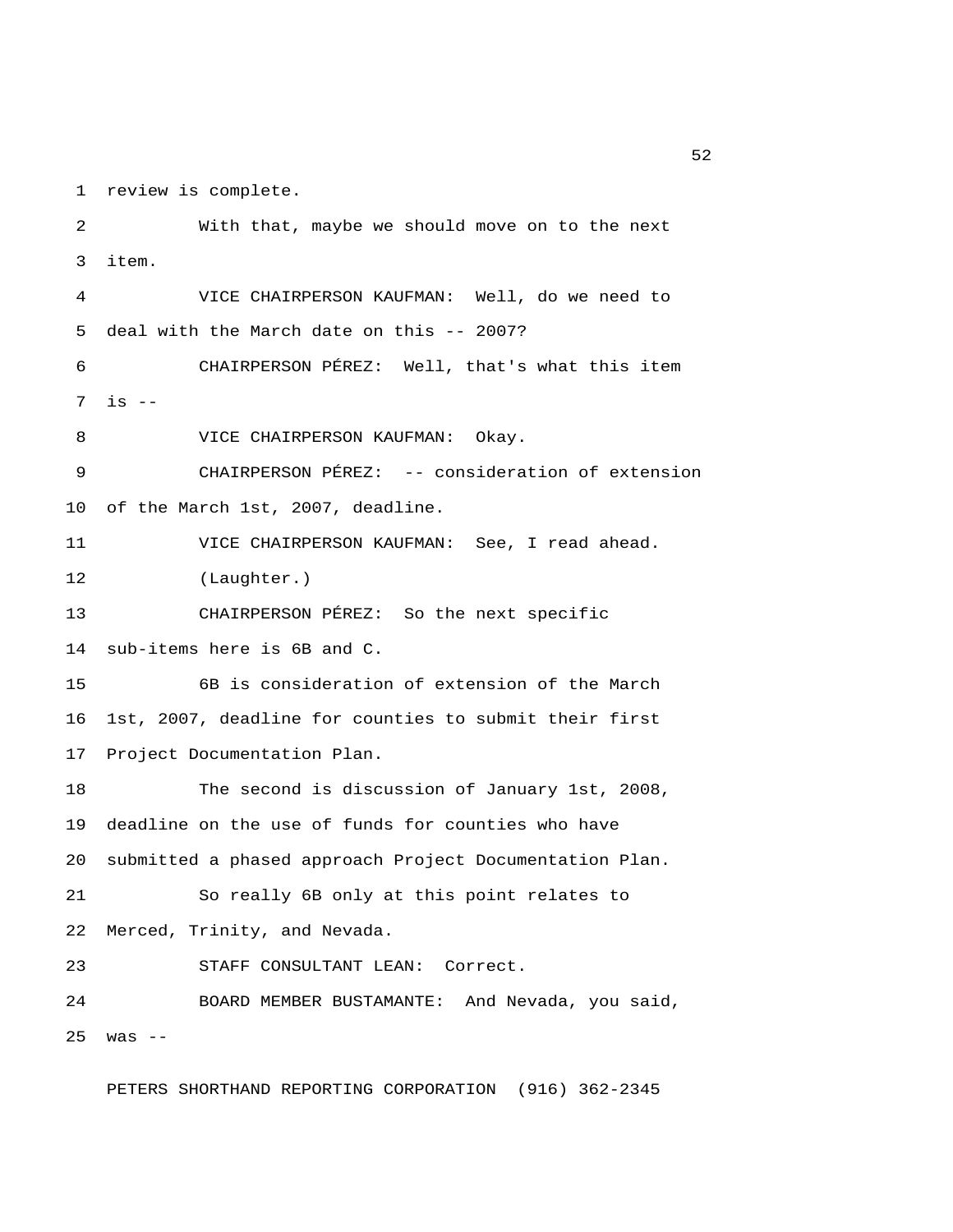review is complete.

With that, maybe we should move on to the next item.

VICE CHAIRPERSON KAUFMAN: Well, do we need to deal with the March date on this -- 2007?

CHAIRPERSON PÉREZ: Well, that's what this item is --

VICE CHAIRPERSON KAUFMAN: Okay.

CHAIRPERSON PÉREZ: -- consideration of extension of the March 1st, 2007, deadline.

VICE CHAIRPERSON KAUFMAN: See, I read ahead.

(Laughter.)

CHAIRPERSON PÉREZ: So the next specific sub-items here is 6B and C.

6B is consideration of extension of the March 1st, 2007, deadline for counties to submit their first Project Documentation Plan.

The second is discussion of January 1st, 2008, deadline on the use of funds for counties who have submitted a phased approach Project Documentation Plan.

So really 6B only at this point relates to Merced, Trinity, and Nevada.

STAFF CONSULTANT LEAN: Correct.

BOARD MEMBER BUSTAMANTE: And Nevada, you said, was --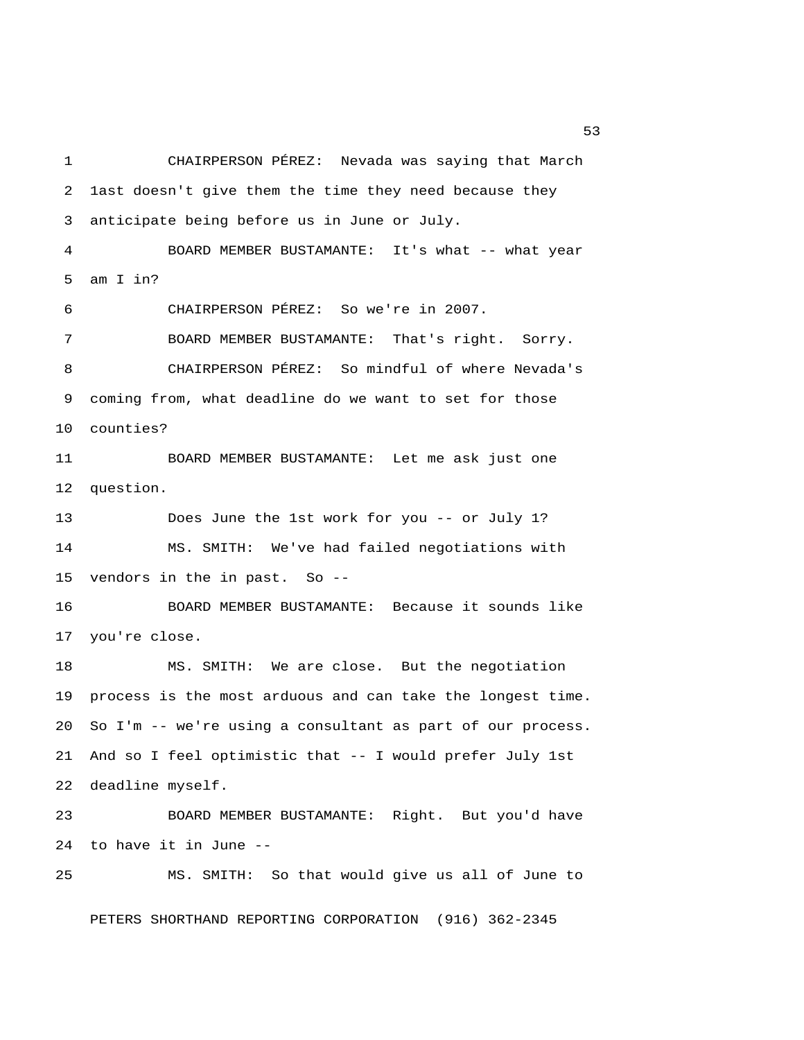CHAIRPERSON PÉREZ: Nevada was saying that March 1ast doesn't give them the time they need because they anticipate being before us in June or July.

BOARD MEMBER BUSTAMANTE: It's what -- what year am I in?

CHAIRPERSON PÉREZ: So we're in 2007.

BOARD MEMBER BUSTAMANTE: That's right. Sorry.

CHAIRPERSON PÉREZ: So mindful of where Nevada's coming from, what deadline do we want to set for those counties?

BOARD MEMBER BUSTAMANTE: Let me ask just one question.

Does June the 1st work for you -- or July 1?

MS. SMITH: We've had failed negotiations with vendors in the in past. So --

BOARD MEMBER BUSTAMANTE: Because it sounds like you're close.

MS. SMITH: We are close. But the negotiation process is the most arduous and can take the longest time. So I'm -- we're using a consultant as part of our process. And so I feel optimistic that -- I would prefer July 1st deadline myself.

BOARD MEMBER BUSTAMANTE: Right. But you'd have to have it in June --

MS. SMITH: So that would give us all of June to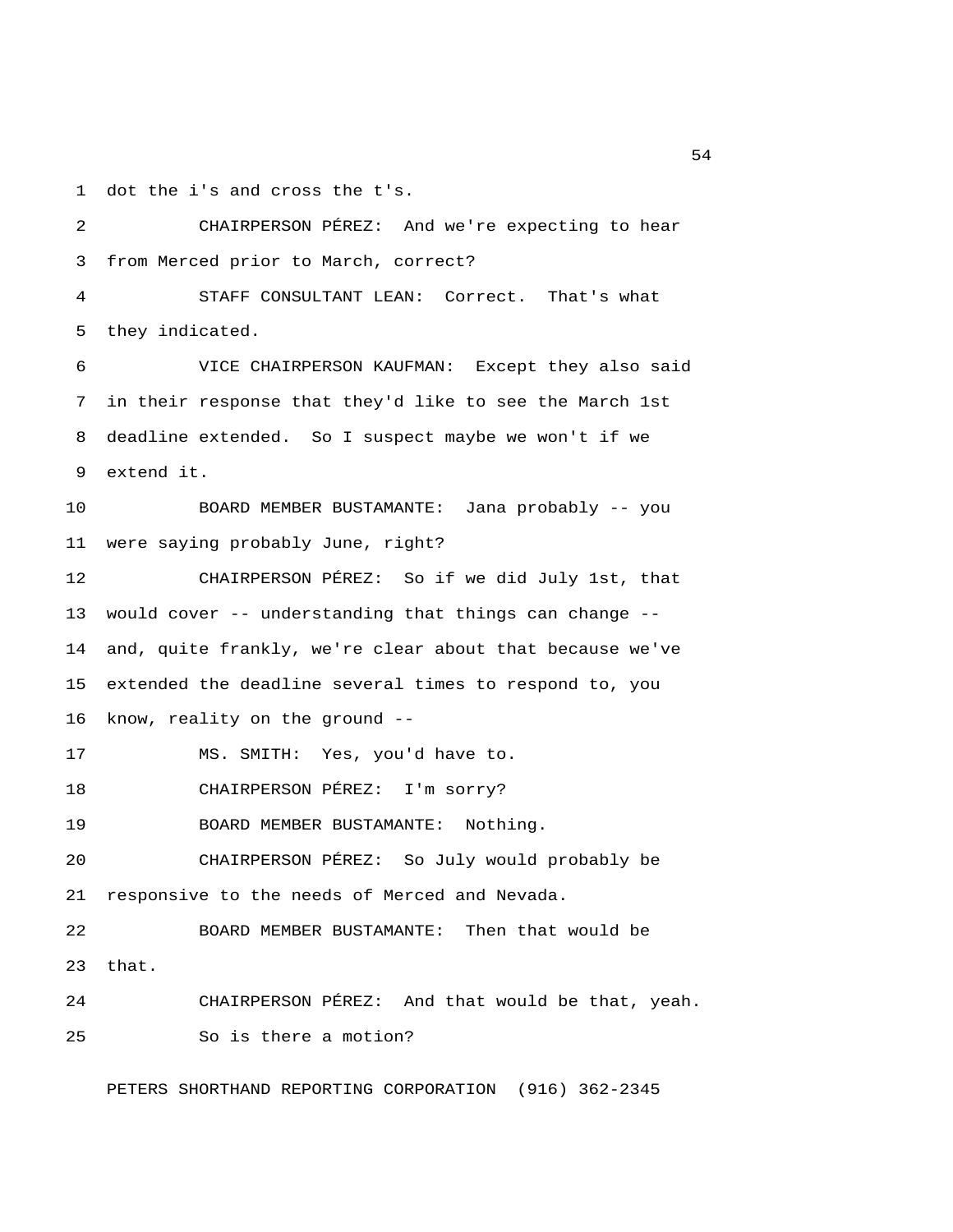dot the i's and cross the t's.

CHAIRPERSON PÉREZ: And we're expecting to hear from Merced prior to March, correct?

STAFF CONSULTANT LEAN: Correct. That's what they indicated.

VICE CHAIRPERSON KAUFMAN: Except they also said in their response that they'd like to see the March 1st deadline extended. So I suspect maybe we won't if we extend it.

BOARD MEMBER BUSTAMANTE: Jana probably -- you were saying probably June, right?

CHAIRPERSON PÉREZ: So if we did July 1st, that would cover -- understanding that things can change -- and, quite frankly, we're clear about that because we've extended the deadline several times to respond to, you know, reality on the ground --

MS. SMITH: Yes, you'd have to.

CHAIRPERSON PÉREZ: I'm sorry?

BOARD MEMBER BUSTAMANTE: Nothing.

CHAIRPERSON PÉREZ: So July would probably be responsive to the needs of Merced and Nevada.

BOARD MEMBER BUSTAMANTE: Then that would be that.

CHAIRPERSON PÉREZ: And that would be that, yeah. So is there a motion?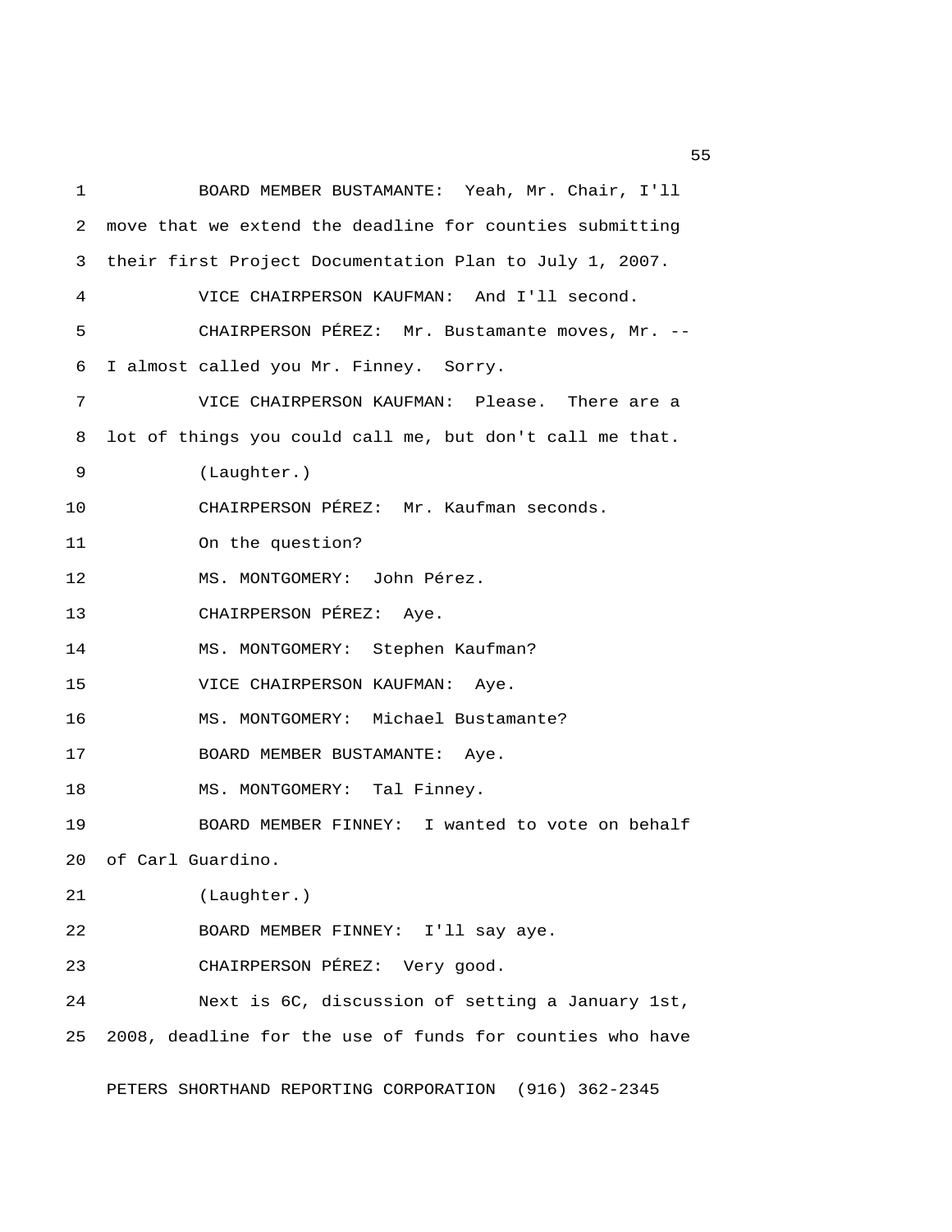BOARD MEMBER BUSTAMANTE: Yeah, Mr. Chair, I'll move that we extend the deadline for counties submitting their first Project Documentation Plan to July 1, 2007.

VICE CHAIRPERSON KAUFMAN: And I'll second.

CHAIRPERSON PÉREZ: Mr. Bustamante moves, Mr. -- I almost called you Mr. Finney. Sorry.

VICE CHAIRPERSON KAUFMAN: Please. There are a lot of things you could call me, but don't call me that.

(Laughter.)

CHAIRPERSON PÉREZ: Mr. Kaufman seconds.

On the question?

MS. MONTGOMERY: John Pérez.

CHAIRPERSON PÉREZ: Aye.

MS. MONTGOMERY: Stephen Kaufman?

VICE CHAIRPERSON KAUFMAN: Aye.

MS. MONTGOMERY: Michael Bustamante?

BOARD MEMBER BUSTAMANTE: Aye.

MS. MONTGOMERY: Tal Finney.

BOARD MEMBER FINNEY: I wanted to vote on behalf of Carl Guardino.

(Laughter.)

BOARD MEMBER FINNEY: I'll say aye.

CHAIRPERSON PÉREZ: Very good.

Next is 6C, discussion of setting a January 1st, 2008, deadline for the use of funds for counties who have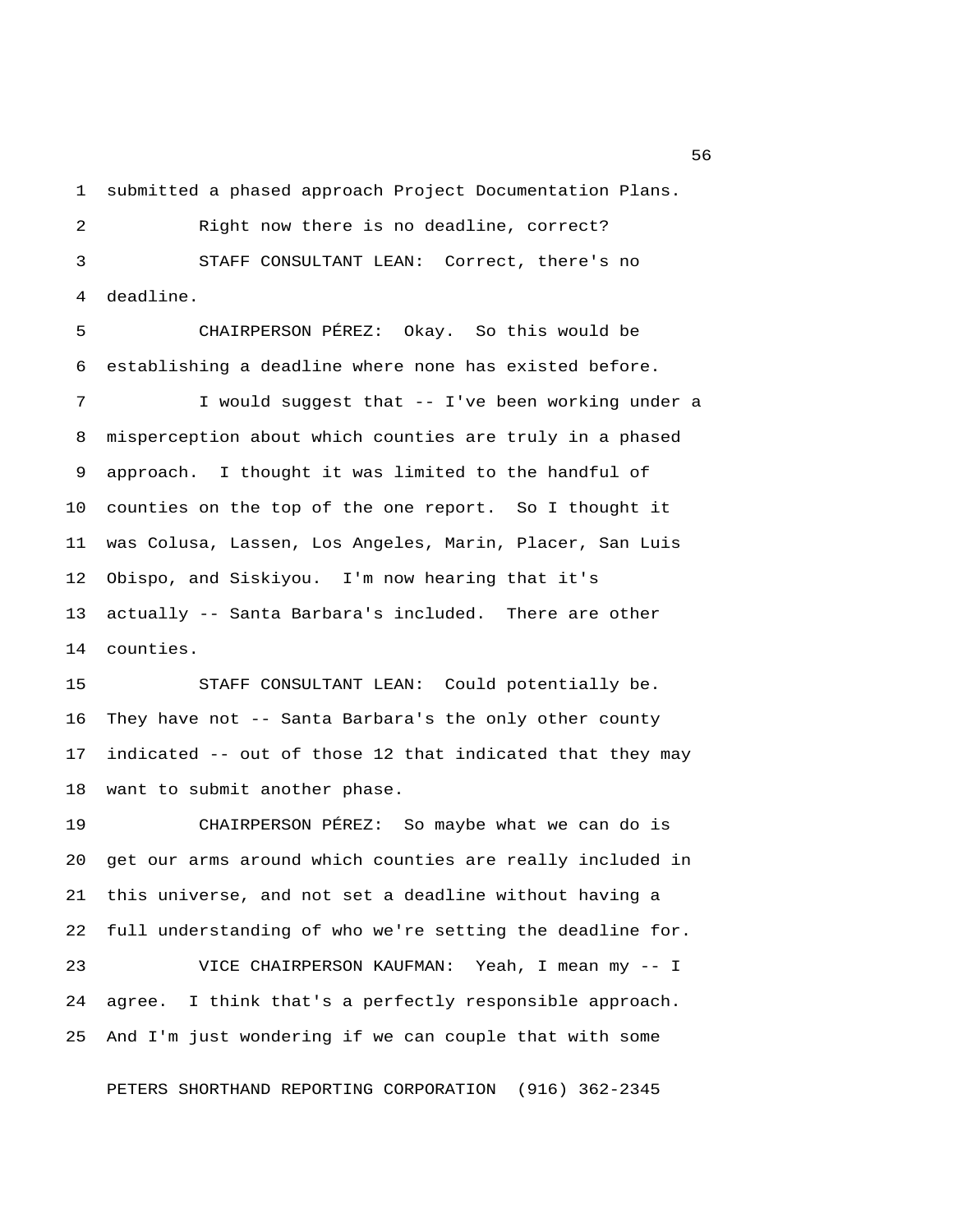submitted a phased approach Project Documentation Plans.

Right now there is no deadline, correct?

STAFF CONSULTANT LEAN: Correct, there's no deadline.

CHAIRPERSON PÉREZ: Okay. So this would be establishing a deadline where none has existed before.

I would suggest that -- I've been working under a misperception about which counties are truly in a phased approach. I thought it was limited to the handful of counties on the top of the one report. So I thought it was Colusa, Lassen, Los Angeles, Marin, Placer, San Luis Obispo, and Siskiyou. I'm now hearing that it's actually -- Santa Barbara's included. There are other counties.

STAFF CONSULTANT LEAN: Could potentially be. They have not -- Santa Barbara's the only other county indicated -- out of those 12 that indicated that they may want to submit another phase.

CHAIRPERSON PÉREZ: So maybe what we can do is get our arms around which counties are really included in this universe, and not set a deadline without having a full understanding of who we're setting the deadline for.

VICE CHAIRPERSON KAUFMAN: Yeah, I mean my -- I agree. I think that's a perfectly responsible approach. And I'm just wondering if we can couple that with some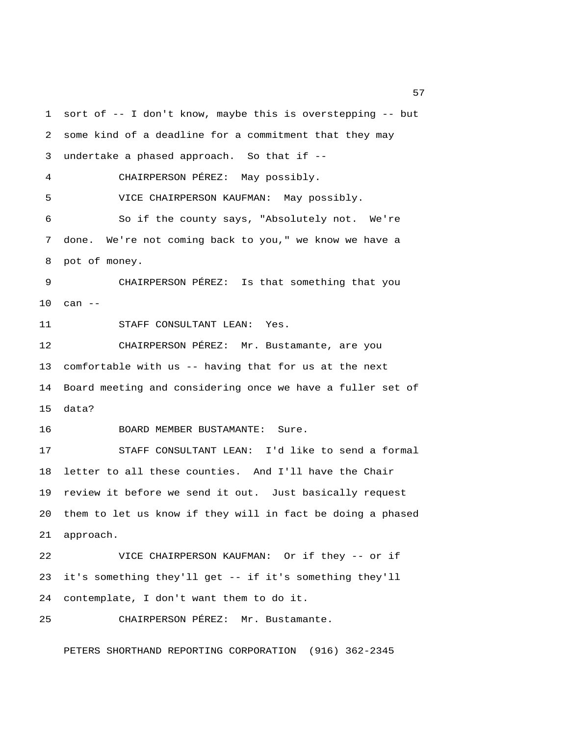sort of -- I don't know, maybe this is overstepping -- but some kind of a deadline for a commitment that they may undertake a phased approach. So that if --

CHAIRPERSON PÉREZ: May possibly.

VICE CHAIRPERSON KAUFMAN: May possibly.

So if the county says, "Absolutely not. We're done. We're not coming back to you," we know we have a pot of money.

CHAIRPERSON PÉREZ: Is that something that you can --

STAFF CONSULTANT LEAN: Yes.

CHAIRPERSON PÉREZ: Mr. Bustamante, are you comfortable with us -- having that for us at the next Board meeting and considering once we have a fuller set of data?

BOARD MEMBER BUSTAMANTE: Sure.

STAFF CONSULTANT LEAN: I'd like to send a formal letter to all these counties. And I'll have the Chair review it before we send it out. Just basically request them to let us know if they will in fact be doing a phased approach.

VICE CHAIRPERSON KAUFMAN: Or if they -- or if it's something they'll get -- if it's something they'll contemplate, I don't want them to do it.

CHAIRPERSON PÉREZ: Mr. Bustamante.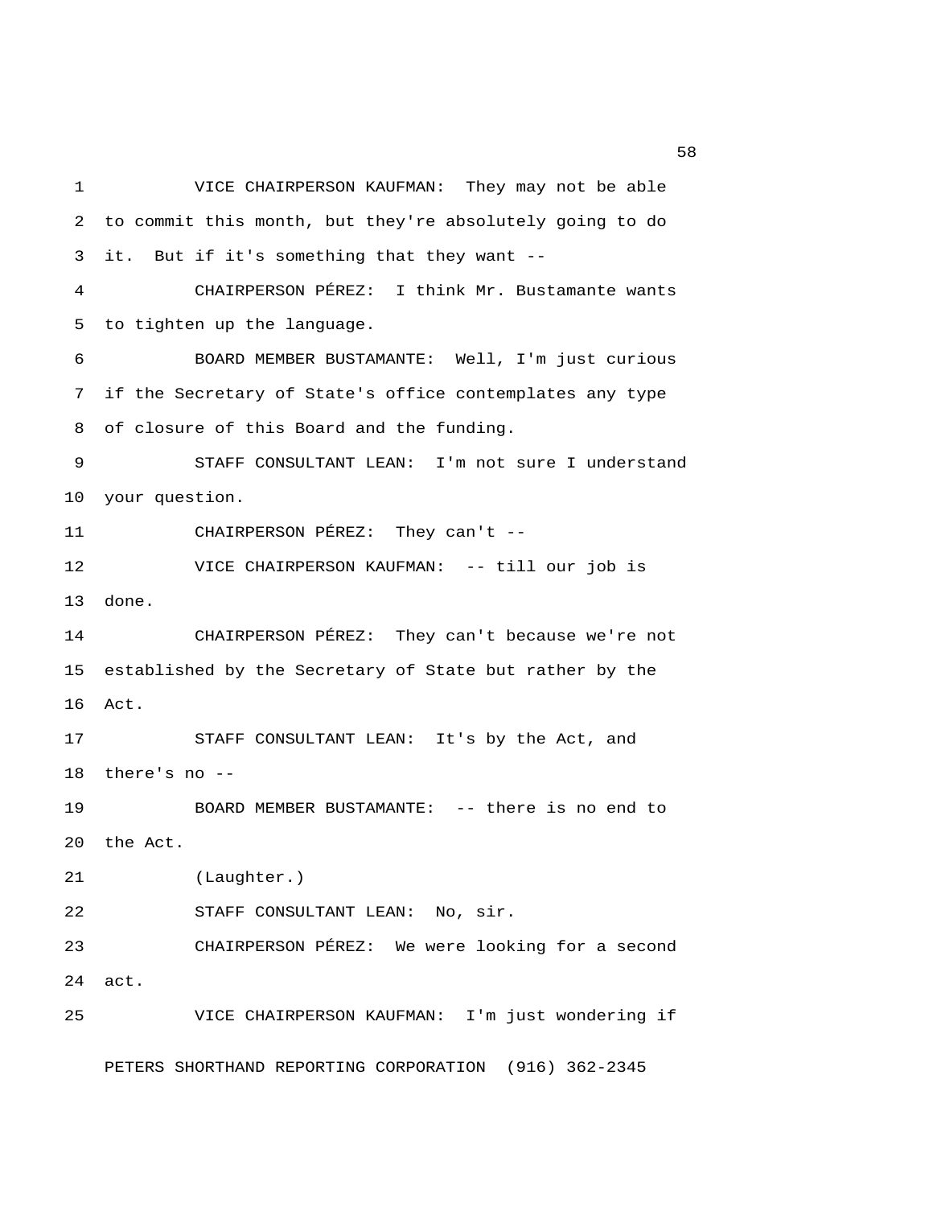VICE CHAIRPERSON KAUFMAN: They may not be able to commit this month, but they're absolutely going to do it. But if it's something that they want --

CHAIRPERSON PÉREZ: I think Mr. Bustamante wants to tighten up the language.

BOARD MEMBER BUSTAMANTE: Well, I'm just curious if the Secretary of State's office contemplates any type of closure of this Board and the funding.

STAFF CONSULTANT LEAN: I'm not sure I understand your question.

CHAIRPERSON PÉREZ: They can't --

VICE CHAIRPERSON KAUFMAN: -- till our job is done.

CHAIRPERSON PÉREZ: They can't because we're not established by the Secretary of State but rather by the Act.

STAFF CONSULTANT LEAN: It's by the Act, and there's no --

BOARD MEMBER BUSTAMANTE: -- there is no end to the Act.

(Laughter.)

STAFF CONSULTANT LEAN: No, sir.

CHAIRPERSON PÉREZ: We were looking for a second act.

VICE CHAIRPERSON KAUFMAN: I'm just wondering if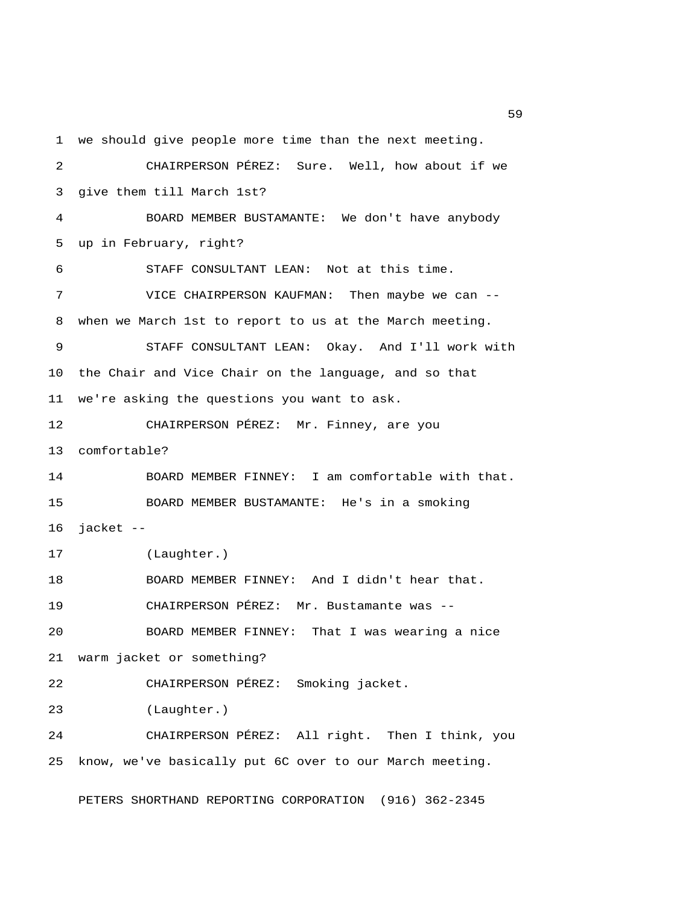we should give people more time than the next meeting.

CHAIRPERSON PÉREZ: Sure. Well, how about if we give them till March 1st?

BOARD MEMBER BUSTAMANTE: We don't have anybody up in February, right?

STAFF CONSULTANT LEAN: Not at this time.

VICE CHAIRPERSON KAUFMAN: Then maybe we can -- when we March 1st to report to us at the March meeting.

STAFF CONSULTANT LEAN: Okay. And I'll work with the Chair and Vice Chair on the language, and so that we're asking the questions you want to ask.

CHAIRPERSON PÉREZ: Mr. Finney, are you comfortable?

BOARD MEMBER FINNEY: I am comfortable with that.

BOARD MEMBER BUSTAMANTE: He's in a smoking jacket --

(Laughter.)

BOARD MEMBER FINNEY: And I didn't hear that.

CHAIRPERSON PÉREZ: Mr. Bustamante was --

BOARD MEMBER FINNEY: That I was wearing a nice warm jacket or something?

CHAIRPERSON PÉREZ: Smoking jacket.

(Laughter.)

CHAIRPERSON PÉREZ: All right. Then I think, you know, we've basically put 6C over to our March meeting.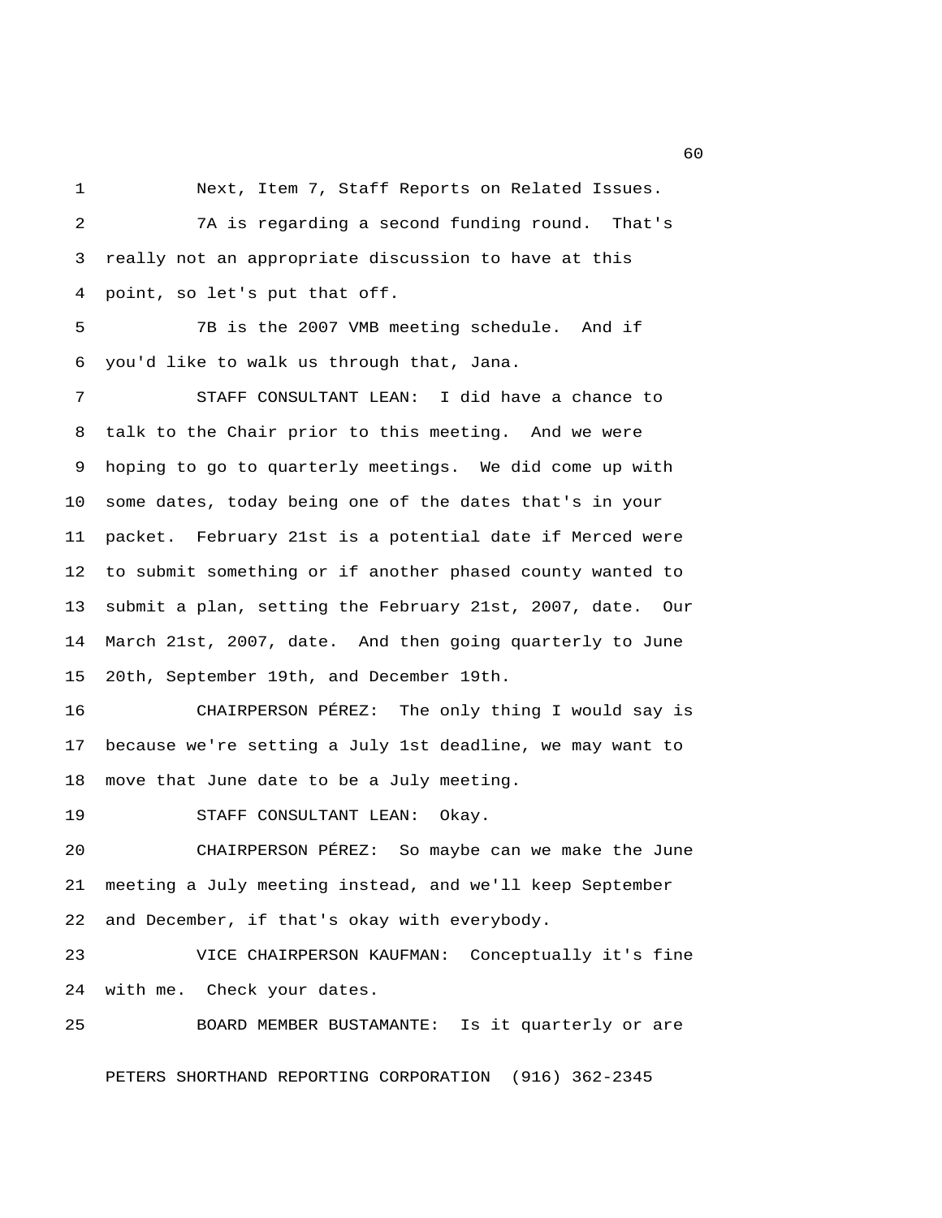Next, Item 7, Staff Reports on Related Issues.

7A is regarding a second funding round. That's really not an appropriate discussion to have at this point, so let's put that off.

7B is the 2007 VMB meeting schedule. And if you'd like to walk us through that, Jana.

STAFF CONSULTANT LEAN: I did have a chance to talk to the Chair prior to this meeting. And we were hoping to go to quarterly meetings. We did come up with some dates, today being one of the dates that's in your packet. February 21st is a potential date if Merced were to submit something or if another phased county wanted to submit a plan, setting the February 21st, 2007, date. Our March 21st, 2007, date. And then going quarterly to June 20th, September 19th, and December 19th.

CHAIRPERSON PÉREZ: The only thing I would say is because we're setting a July 1st deadline, we may want to move that June date to be a July meeting.

STAFF CONSULTANT LEAN: Okay.

CHAIRPERSON PÉREZ: So maybe can we make the June meeting a July meeting instead, and we'll keep September and December, if that's okay with everybody.

VICE CHAIRPERSON KAUFMAN: Conceptually it's fine with me. Check your dates.

BOARD MEMBER BUSTAMANTE: Is it quarterly or are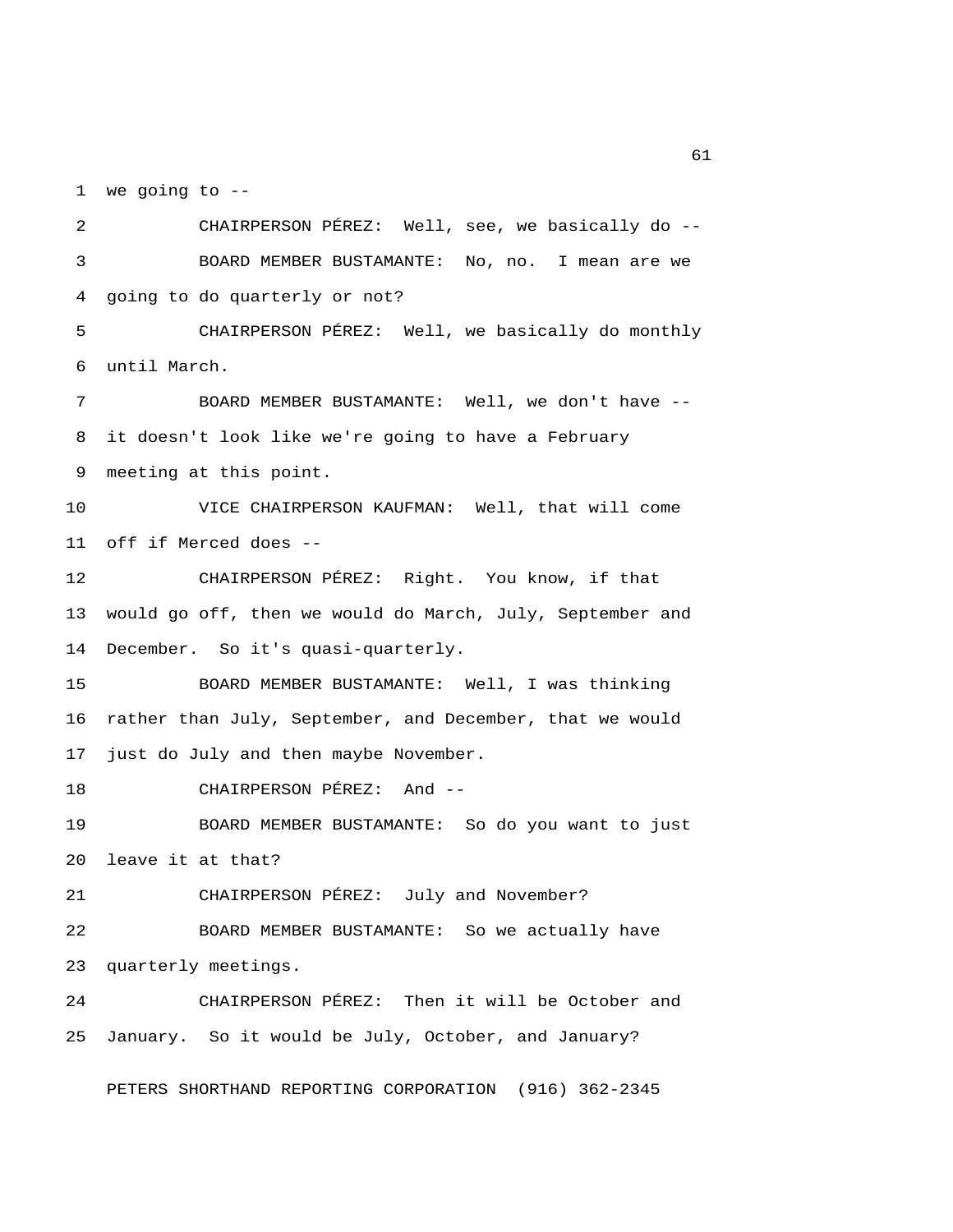we going to --

CHAIRPERSON PÉREZ: Well, see, we basically do --

BOARD MEMBER BUSTAMANTE: No, no. I mean are we going to do quarterly or not?

CHAIRPERSON PÉREZ: Well, we basically do monthly until March.

BOARD MEMBER BUSTAMANTE: Well, we don't have -- it doesn't look like we're going to have a February meeting at this point.

VICE CHAIRPERSON KAUFMAN: Well, that will come off if Merced does --

CHAIRPERSON PÉREZ: Right. You know, if that would go off, then we would do March, July, September and December. So it's quasi-quarterly.

BOARD MEMBER BUSTAMANTE: Well, I was thinking rather than July, September, and December, that we would just do July and then maybe November.

CHAIRPERSON PÉREZ: And --

BOARD MEMBER BUSTAMANTE: So do you want to just leave it at that?

CHAIRPERSON PÉREZ: July and November?

BOARD MEMBER BUSTAMANTE: So we actually have quarterly meetings.

CHAIRPERSON PÉREZ: Then it will be October and January. So it would be July, October, and January?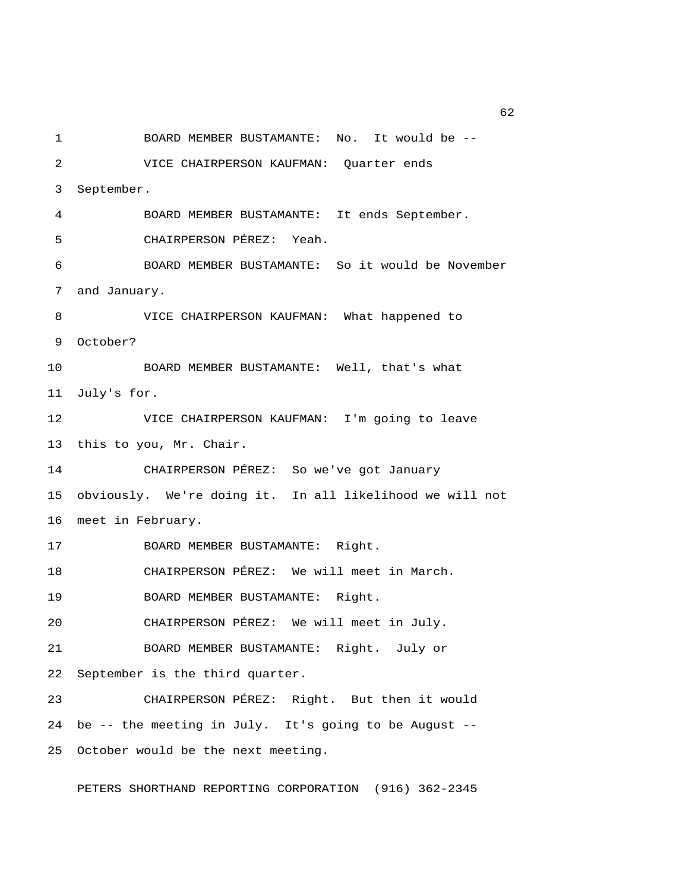BOARD MEMBER BUSTAMANTE: No. It would be --

VICE CHAIRPERSON KAUFMAN: Quarter ends September.

BOARD MEMBER BUSTAMANTE: It ends September.

CHAIRPERSON PÉREZ: Yeah.

BOARD MEMBER BUSTAMANTE: So it would be November and January.

VICE CHAIRPERSON KAUFMAN: What happened to October?

BOARD MEMBER BUSTAMANTE: Well, that's what July's for.

VICE CHAIRPERSON KAUFMAN: I'm going to leave this to you, Mr. Chair.

CHAIRPERSON PÉREZ: So we've got January obviously. We're doing it. In all likelihood we will not meet in February.

BOARD MEMBER BUSTAMANTE: Right.

CHAIRPERSON PÉREZ: We will meet in March.

BOARD MEMBER BUSTAMANTE: Right.

CHAIRPERSON PÉREZ: We will meet in July.

BOARD MEMBER BUSTAMANTE: Right. July or September is the third quarter.

CHAIRPERSON PÉREZ: Right. But then it would be -- the meeting in July. It's going to be August -- October would be the next meeting.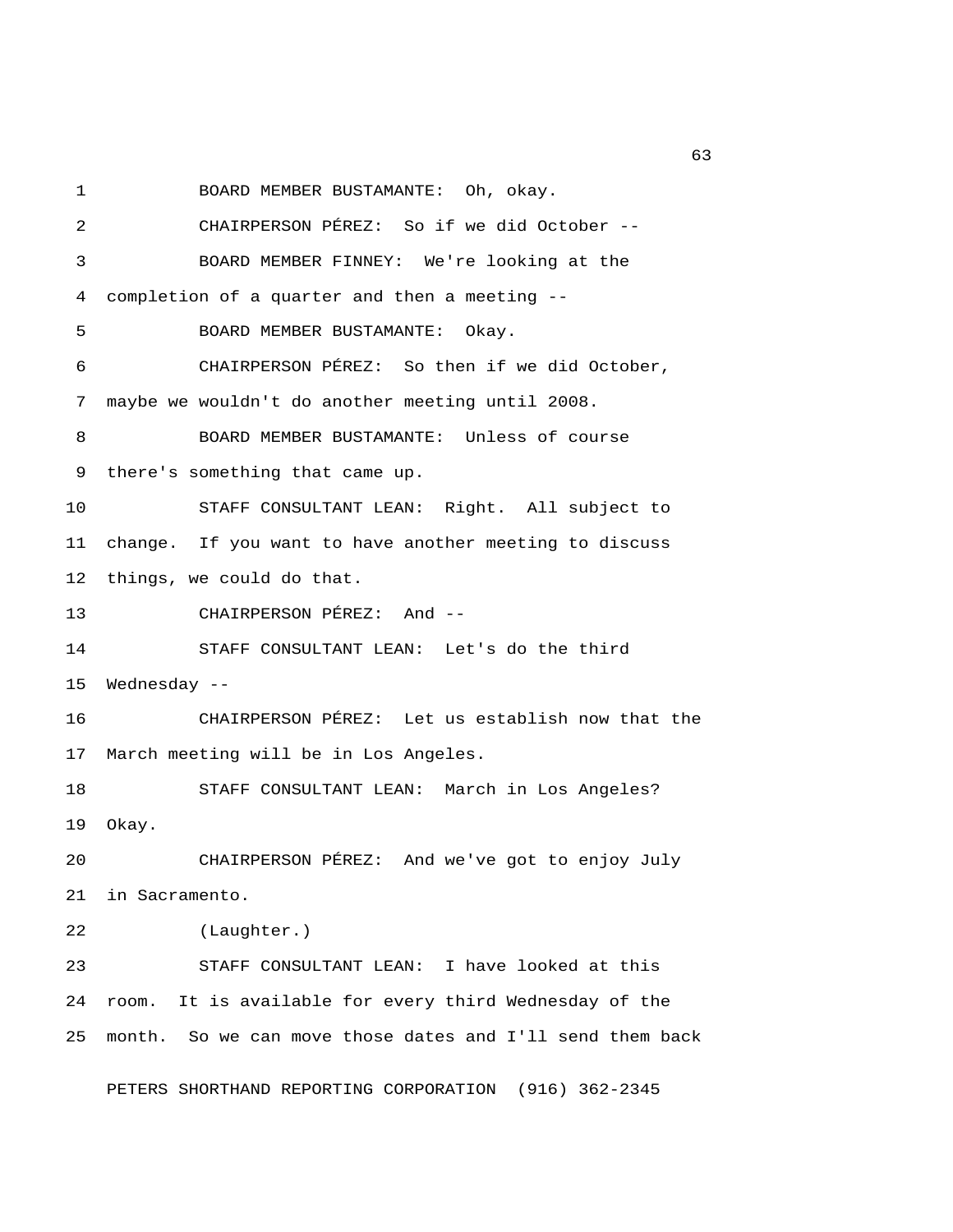BOARD MEMBER BUSTAMANTE: Oh, okay.

CHAIRPERSON PÉREZ: So if we did October --

BOARD MEMBER FINNEY: We're looking at the completion of a quarter and then a meeting --

BOARD MEMBER BUSTAMANTE: Okay.

CHAIRPERSON PÉREZ: So then if we did October, maybe we wouldn't do another meeting until 2008.

BOARD MEMBER BUSTAMANTE: Unless of course there's something that came up.

STAFF CONSULTANT LEAN: Right. All subject to change. If you want to have another meeting to discuss things, we could do that.

CHAIRPERSON PÉREZ: And --

STAFF CONSULTANT LEAN: Let's do the third Wednesday --

CHAIRPERSON PÉREZ: Let us establish now that the March meeting will be in Los Angeles.

STAFF CONSULTANT LEAN: March in Los Angeles? Okay.

CHAIRPERSON PÉREZ: And we've got to enjoy July in Sacramento.

(Laughter.)

STAFF CONSULTANT LEAN: I have looked at this room. It is available for every third Wednesday of the month. So we can move those dates and I'll send them back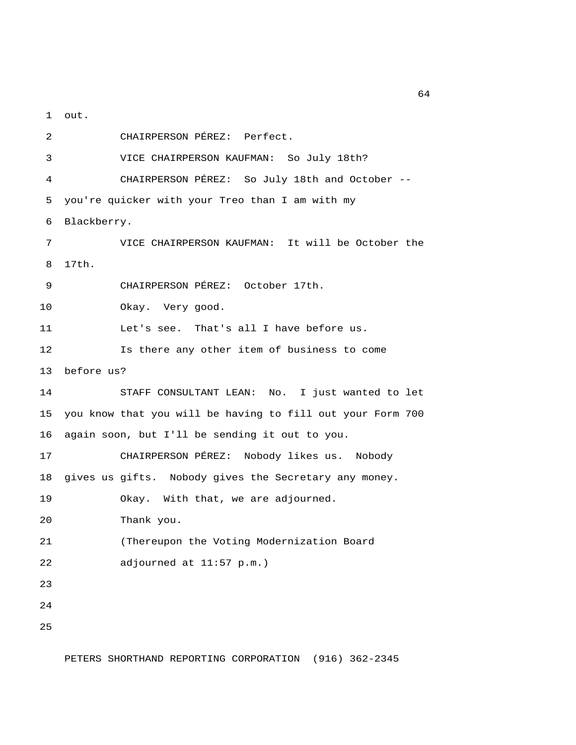out.

CHAIRPERSON PÉREZ: Perfect.

VICE CHAIRPERSON KAUFMAN: So July 18th?

CHAIRPERSON PÉREZ: So July 18th and October -- you're quicker with your Treo than I am with my Blackberry.

VICE CHAIRPERSON KAUFMAN: It will be October the 17th.

CHAIRPERSON PÉREZ: October 17th.

Okay. Very good.

Let's see. That's all I have before us.

Is there any other item of business to come before us?

STAFF CONSULTANT LEAN: No. I just wanted to let you know that you will be having to fill out your Form 700 again soon, but I'll be sending it out to you.

CHAIRPERSON PÉREZ: Nobody likes us. Nobody gives us gifts. Nobody gives the Secretary any money.

Okay. With that, we are adjourned.

Thank you.

(Thereupon the Voting Modernization Board adjourned at 11:57 p.m.)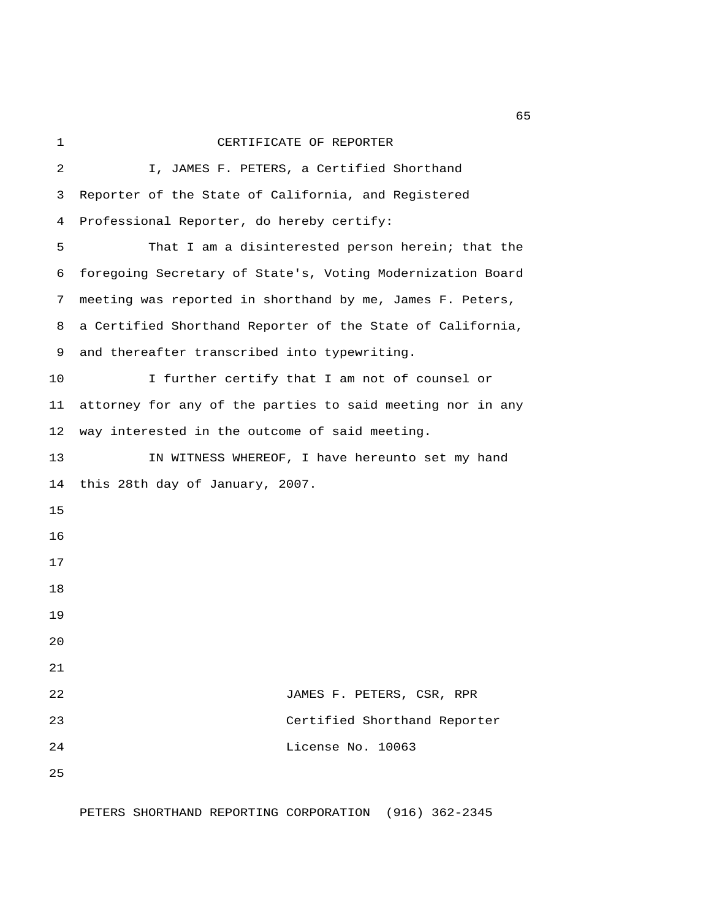# CERTIFICATE OF REPORTER

I, JAMES F. PETERS, a Certified Shorthand Reporter of the State of California, and Registered Professional Reporter, do hereby certify:

That I am a disinterested person herein; that the foregoing Secretary of State's, Voting Modernization Board meeting was reported in shorthand by me, James F. Peters, a Certified Shorthand Reporter of the State of California, and thereafter transcribed into typewriting.

I further certify that I am not of counsel or attorney for any of the parties to said meeting nor in any way interested in the outcome of said meeting.

IN WITNESS WHEREOF, I have hereunto set my hand this 28th day of January, 2007.

JAMES F. PETERS, CSR, RPR
Certified Shorthand Reporter
License No. 10063